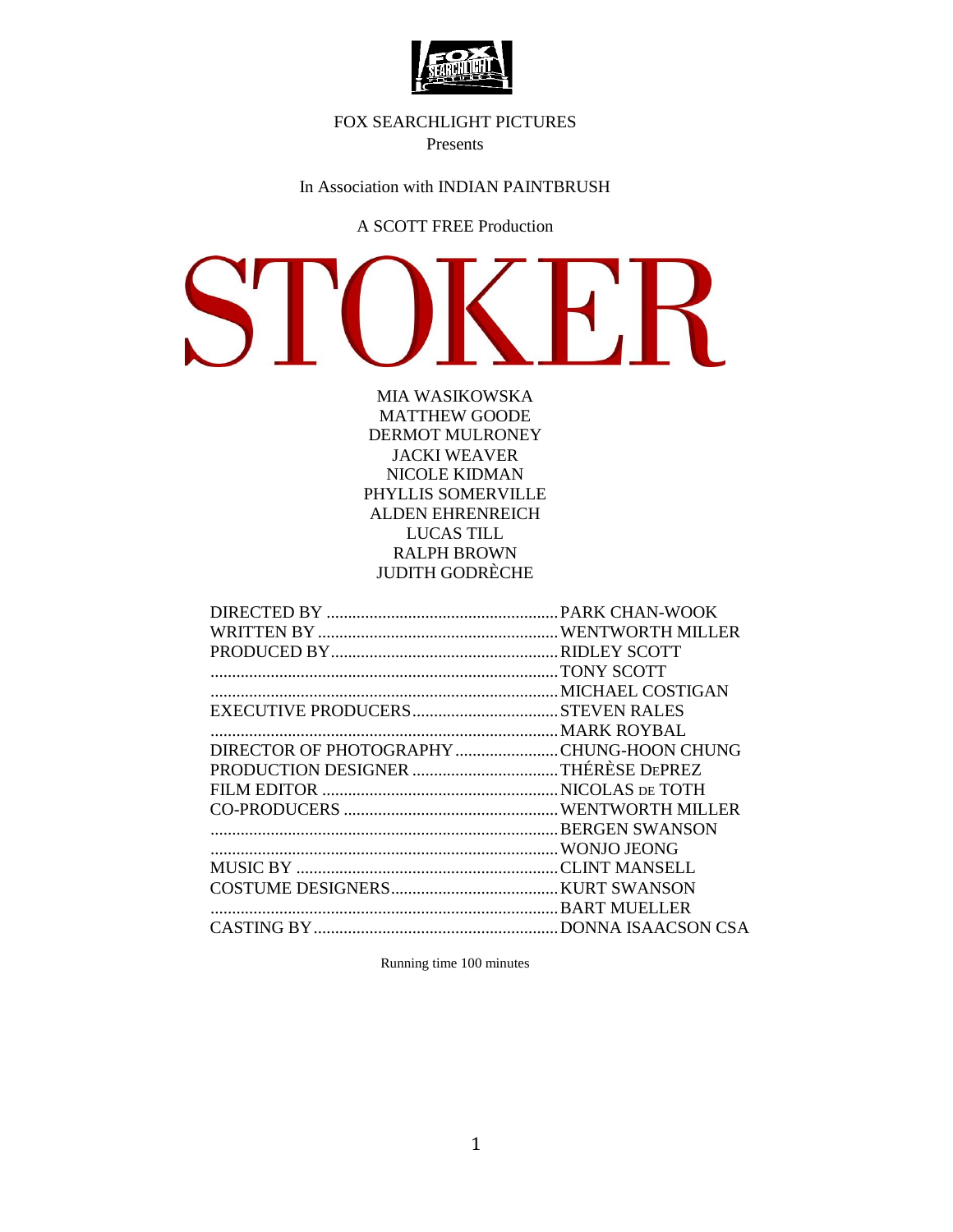FOX SEARCHLIGHT PICTURES
Presents

In Association with INDIAN PAINTBRUSH

A SCOTT FREE Production

# STOKER

MIA WASIKOWSKA
MATTHEW GOODE
DERMOT MULRONEY
JACKI WEAVER
NICOLE KIDMAN
PHYLLIS SOMERVILLE
ALDEN EHRENREICH
LUCAS TILL
RALPH BROWN
JUDITH GODRÈCHE

| | |
|---|---|
| DIRECTED BY | PARK CHAN-WOOK |
| WRITTEN BY | WENTWORTH MILLER |
| PRODUCED BY | RIDLEY SCOTT |
| | TONY SCOTT |
| | MICHAEL COSTIGAN |
| EXECUTIVE PRODUCERS | STEVEN RALES |
| | MARK ROYBAL |
| DIRECTOR OF PHOTOGRAPHY | CHUNG-HOON CHUNG |
| PRODUCTION DESIGNER | THÉRÈSE DePREZ |
| FILM EDITOR | NICOLAS de TOTH |
| CO-PRODUCERS | WENTWORTH MILLER |
| | BERGEN SWANSON |
| | WONJO JEONG |
| MUSIC BY | CLINT MANSELL |
| COSTUME DESIGNERS | KURT SWANSON |
| | BART MUELLER |
| CASTING BY | DONNA ISAACSON CSA |

Running time 100 minutes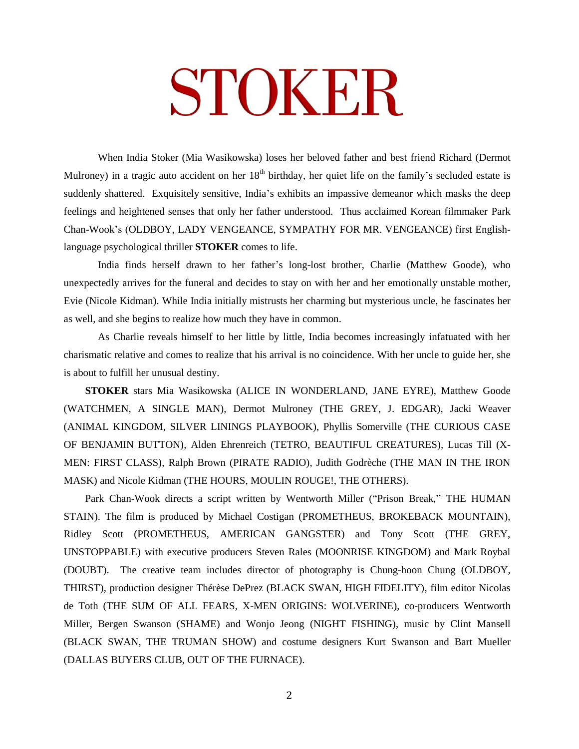# STOKER

When India Stoker (Mia Wasikowska) loses her beloved father and best friend Richard (Dermot Mulroney) in a tragic auto accident on her 18$^{th}$ birthday, her quiet life on the family's secluded estate is suddenly shattered. Exquisitely sensitive, India's exhibits an impassive demeanor which masks the deep feelings and heightened senses that only her father understood. Thus acclaimed Korean filmmaker Park Chan-Wook's (OLDBOY, LADY VENGEANCE, SYMPATHY FOR MR. VENGEANCE) first English-language psychological thriller **STOKER** comes to life.

India finds herself drawn to her father's long-lost brother, Charlie (Matthew Goode), who unexpectedly arrives for the funeral and decides to stay on with her and her emotionally unstable mother, Evie (Nicole Kidman). While India initially mistrusts her charming but mysterious uncle, he fascinates her as well, and she begins to realize how much they have in common.

As Charlie reveals himself to her little by little, India becomes increasingly infatuated with her charismatic relative and comes to realize that his arrival is no coincidence. With her uncle to guide her, she is about to fulfill her unusual destiny.

**STOKER** stars Mia Wasikowska (ALICE IN WONDERLAND, JANE EYRE), Matthew Goode (WATCHMEN, A SINGLE MAN), Dermot Mulroney (THE GREY, J. EDGAR), Jacki Weaver (ANIMAL KINGDOM, SILVER LININGS PLAYBOOK), Phyllis Somerville (THE CURIOUS CASE OF BENJAMIN BUTTON), Alden Ehrenreich (TETRO, BEAUTIFUL CREATURES), Lucas Till (X-MEN: FIRST CLASS), Ralph Brown (PIRATE RADIO), Judith Godrèche (THE MAN IN THE IRON MASK) and Nicole Kidman (THE HOURS, MOULIN ROUGE!, THE OTHERS).

Park Chan-Wook directs a script written by Wentworth Miller ("Prison Break," THE HUMAN STAIN). The film is produced by Michael Costigan (PROMETHEUS, BROKEBACK MOUNTAIN), Ridley Scott (PROMETHEUS, AMERICAN GANGSTER) and Tony Scott (THE GREY, UNSTOPPABLE) with executive producers Steven Rales (MOONRISE KINGDOM) and Mark Roybal (DOUBT). The creative team includes director of photography is Chung-hoon Chung (OLDBOY, THIRST), production designer Thérèse DePrez (BLACK SWAN, HIGH FIDELITY), film editor Nicolas de Toth (THE SUM OF ALL FEARS, X-MEN ORIGINS: WOLVERINE), co-producers Wentworth Miller, Bergen Swanson (SHAME) and Wonjo Jeong (NIGHT FISHING), music by Clint Mansell (BLACK SWAN, THE TRUMAN SHOW) and costume designers Kurt Swanson and Bart Mueller (DALLAS BUYERS CLUB, OUT OF THE FURNACE).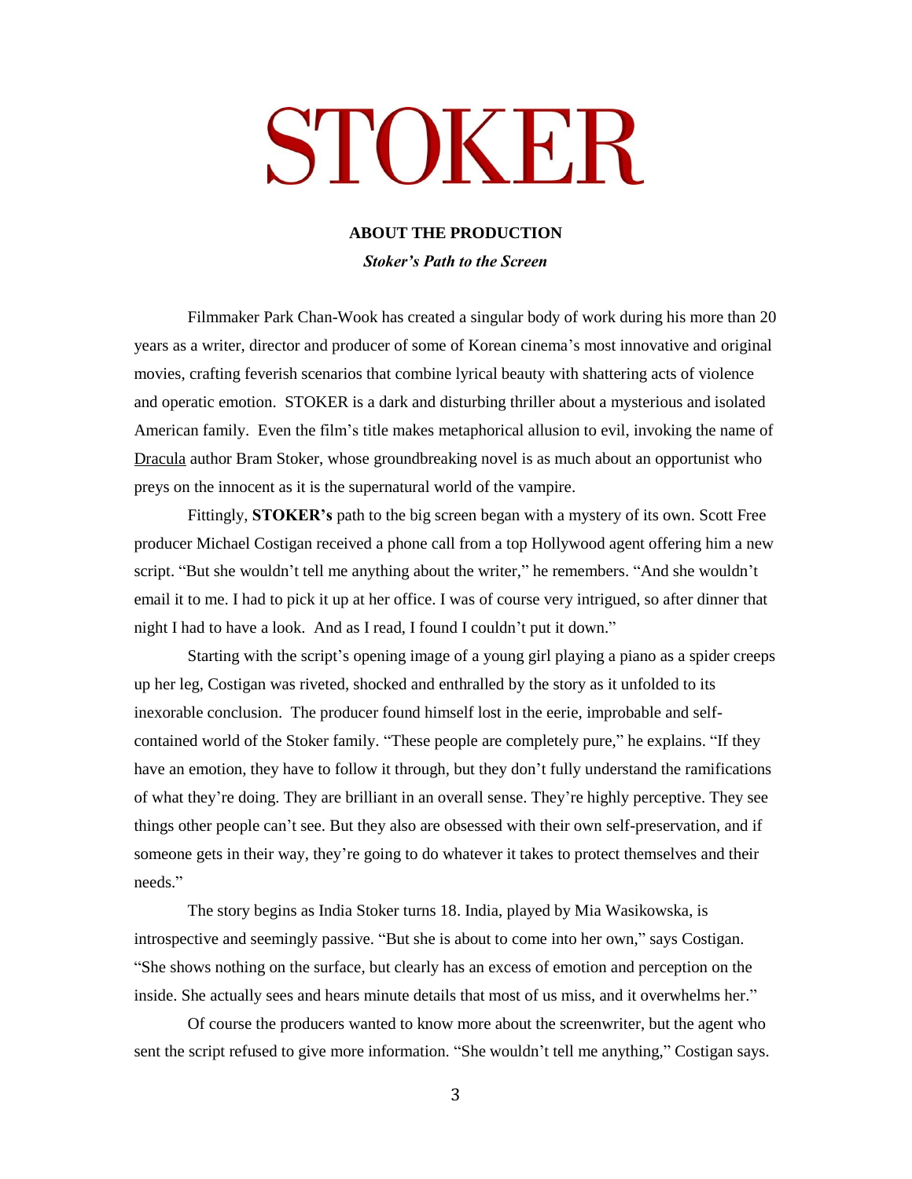# STOKER

**ABOUT THE PRODUCTION**

***Stoker's Path to the Screen***

Filmmaker Park Chan-Wook has created a singular body of work during his more than 20 years as a writer, director and producer of some of Korean cinema's most innovative and original movies, crafting feverish scenarios that combine lyrical beauty with shattering acts of violence and operatic emotion. STOKER is a dark and disturbing thriller about a mysterious and isolated American family. Even the film's title makes metaphorical allusion to evil, invoking the name of Dracula author Bram Stoker, whose groundbreaking novel is as much about an opportunist who preys on the innocent as it is the supernatural world of the vampire.

Fittingly, **STOKER's** path to the big screen began with a mystery of its own. Scott Free producer Michael Costigan received a phone call from a top Hollywood agent offering him a new script. "But she wouldn't tell me anything about the writer," he remembers. "And she wouldn't email it to me. I had to pick it up at her office. I was of course very intrigued, so after dinner that night I had to have a look. And as I read, I found I couldn't put it down."

Starting with the script's opening image of a young girl playing a piano as a spider creeps up her leg, Costigan was riveted, shocked and enthralled by the story as it unfolded to its inexorable conclusion. The producer found himself lost in the eerie, improbable and self-contained world of the Stoker family. "These people are completely pure," he explains. "If they have an emotion, they have to follow it through, but they don't fully understand the ramifications of what they're doing. They are brilliant in an overall sense. They're highly perceptive. They see things other people can't see. But they also are obsessed with their own self-preservation, and if someone gets in their way, they're going to do whatever it takes to protect themselves and their needs."

The story begins as India Stoker turns 18. India, played by Mia Wasikowska, is introspective and seemingly passive. "But she is about to come into her own," says Costigan. "She shows nothing on the surface, but clearly has an excess of emotion and perception on the inside. She actually sees and hears minute details that most of us miss, and it overwhelms her."

Of course the producers wanted to know more about the screenwriter, but the agent who sent the script refused to give more information. "She wouldn't tell me anything," Costigan says.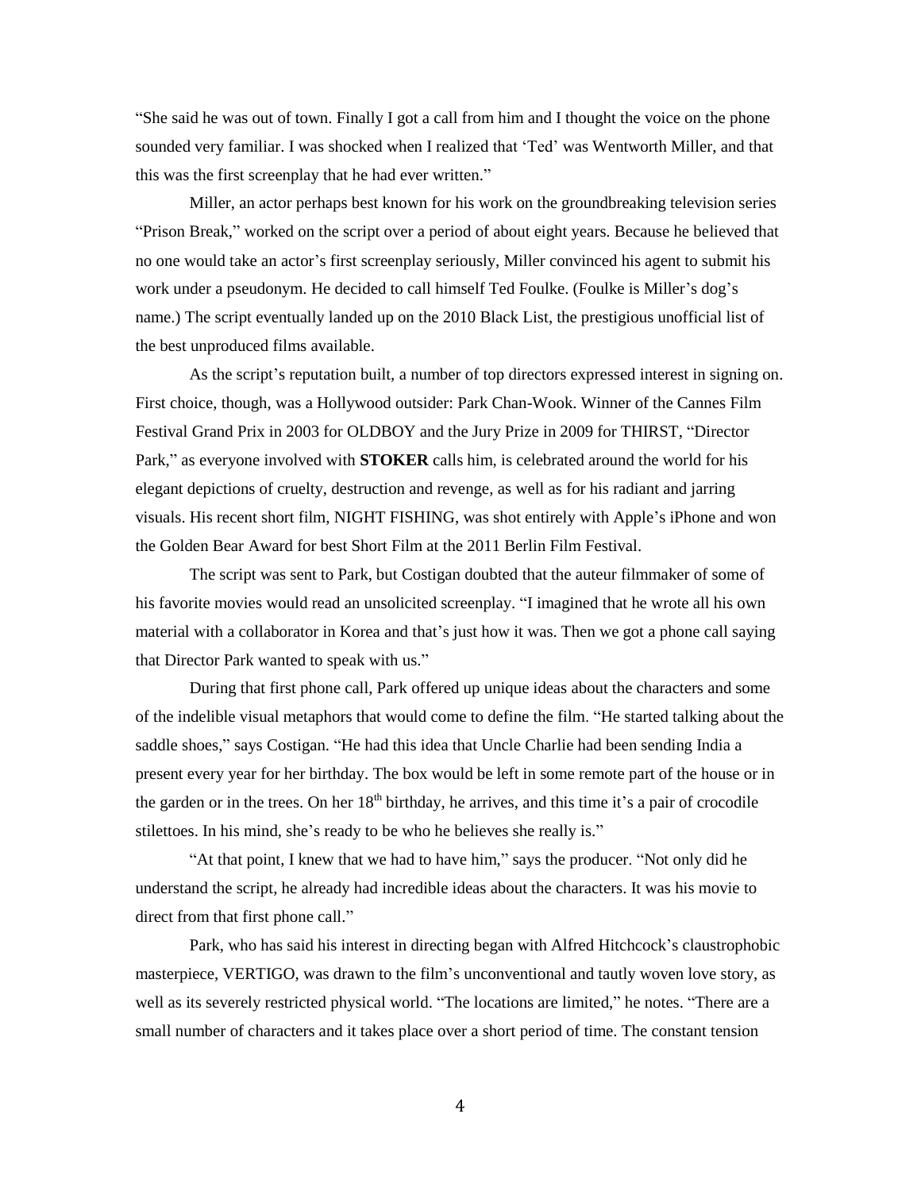"She said he was out of town. Finally I got a call from him and I thought the voice on the phone sounded very familiar. I was shocked when I realized that 'Ted' was Wentworth Miller, and that this was the first screenplay that he had ever written."

Miller, an actor perhaps best known for his work on the groundbreaking television series "Prison Break," worked on the script over a period of about eight years. Because he believed that no one would take an actor's first screenplay seriously, Miller convinced his agent to submit his work under a pseudonym. He decided to call himself Ted Foulke. (Foulke is Miller's dog's name.) The script eventually landed up on the 2010 Black List, the prestigious unofficial list of the best unproduced films available.

As the script's reputation built, a number of top directors expressed interest in signing on. First choice, though, was a Hollywood outsider: Park Chan-Wook. Winner of the Cannes Film Festival Grand Prix in 2003 for OLDBOY and the Jury Prize in 2009 for THIRST, "Director Park," as everyone involved with **STOKER** calls him, is celebrated around the world for his elegant depictions of cruelty, destruction and revenge, as well as for his radiant and jarring visuals. His recent short film, NIGHT FISHING, was shot entirely with Apple's iPhone and won the Golden Bear Award for best Short Film at the 2011 Berlin Film Festival.

The script was sent to Park, but Costigan doubted that the auteur filmmaker of some of his favorite movies would read an unsolicited screenplay. "I imagined that he wrote all his own material with a collaborator in Korea and that's just how it was. Then we got a phone call saying that Director Park wanted to speak with us."

During that first phone call, Park offered up unique ideas about the characters and some of the indelible visual metaphors that would come to define the film. "He started talking about the saddle shoes," says Costigan. "He had this idea that Uncle Charlie had been sending India a present every year for her birthday. The box would be left in some remote part of the house or in the garden or in the trees. On her 18th birthday, he arrives, and this time it's a pair of crocodile stilettoes. In his mind, she's ready to be who he believes she really is."

"At that point, I knew that we had to have him," says the producer. "Not only did he understand the script, he already had incredible ideas about the characters. It was his movie to direct from that first phone call."

Park, who has said his interest in directing began with Alfred Hitchcock's claustrophobic masterpiece, VERTIGO, was drawn to the film's unconventional and tautly woven love story, as well as its severely restricted physical world. "The locations are limited," he notes. "There are a small number of characters and it takes place over a short period of time. The constant tension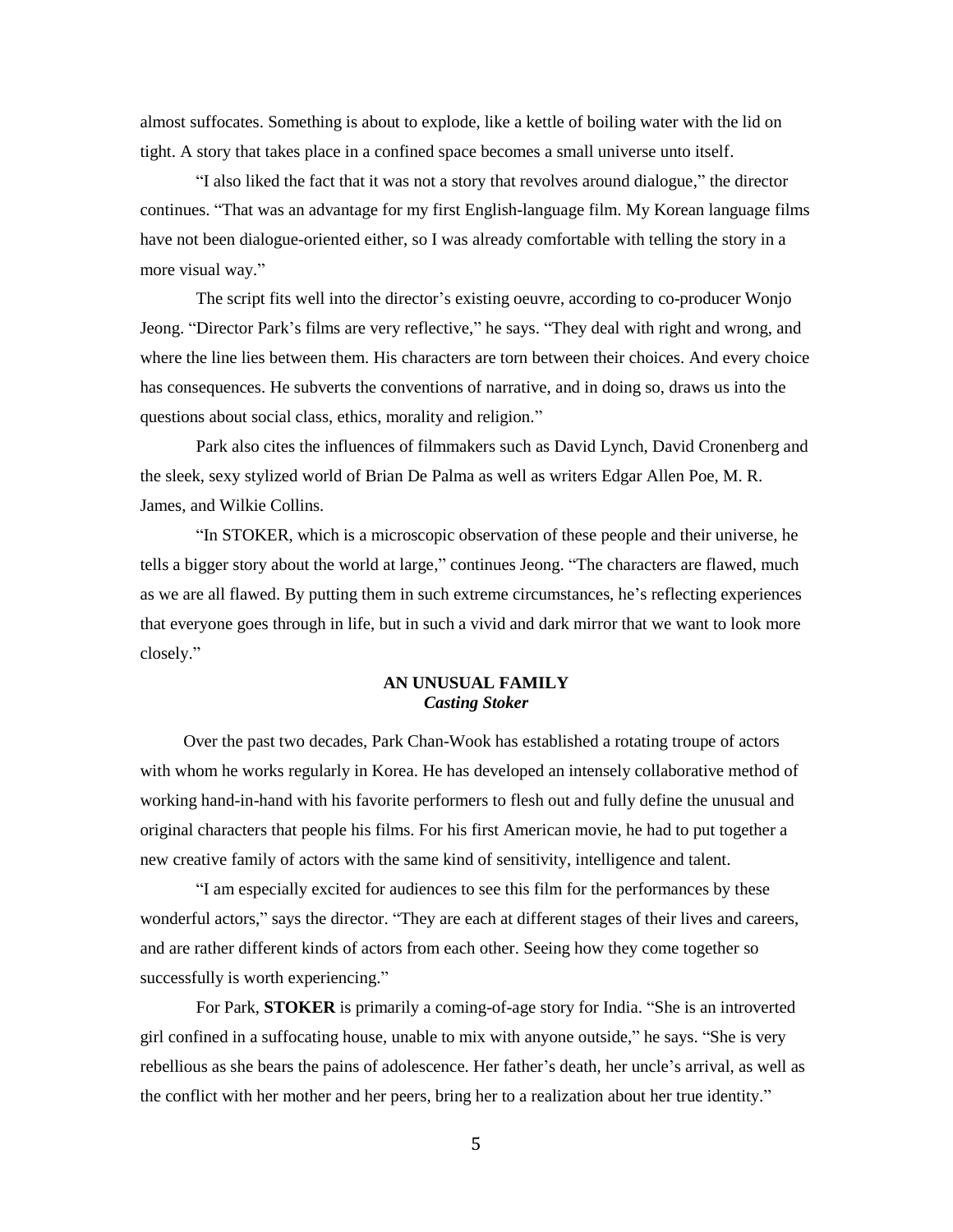almost suffocates. Something is about to explode, like a kettle of boiling water with the lid on tight. A story that takes place in a confined space becomes a small universe unto itself.

"I also liked the fact that it was not a story that revolves around dialogue," the director continues. "That was an advantage for my first English-language film. My Korean language films have not been dialogue-oriented either, so I was already comfortable with telling the story in a more visual way."

The script fits well into the director's existing oeuvre, according to co-producer Wonjo Jeong. "Director Park's films are very reflective," he says. "They deal with right and wrong, and where the line lies between them. His characters are torn between their choices. And every choice has consequences. He subverts the conventions of narrative, and in doing so, draws us into the questions about social class, ethics, morality and religion."

Park also cites the influences of filmmakers such as David Lynch, David Cronenberg and the sleek, sexy stylized world of Brian De Palma as well as writers Edgar Allen Poe, M. R. James, and Wilkie Collins.

"In STOKER, which is a microscopic observation of these people and their universe, he tells a bigger story about the world at large," continues Jeong. "The characters are flawed, much as we are all flawed. By putting them in such extreme circumstances, he's reflecting experiences that everyone goes through in life, but in such a vivid and dark mirror that we want to look more closely."

## AN UNUSUAL FAMILY
### *Casting Stoker*

Over the past two decades, Park Chan-Wook has established a rotating troupe of actors with whom he works regularly in Korea. He has developed an intensely collaborative method of working hand-in-hand with his favorite performers to flesh out and fully define the unusual and original characters that people his films. For his first American movie, he had to put together a new creative family of actors with the same kind of sensitivity, intelligence and talent.

"I am especially excited for audiences to see this film for the performances by these wonderful actors," says the director. "They are each at different stages of their lives and careers, and are rather different kinds of actors from each other. Seeing how they come together so successfully is worth experiencing."

For Park, **STOKER** is primarily a coming-of-age story for India. "She is an introverted girl confined in a suffocating house, unable to mix with anyone outside," he says. "She is very rebellious as she bears the pains of adolescence. Her father's death, her uncle's arrival, as well as the conflict with her mother and her peers, bring her to a realization about her true identity."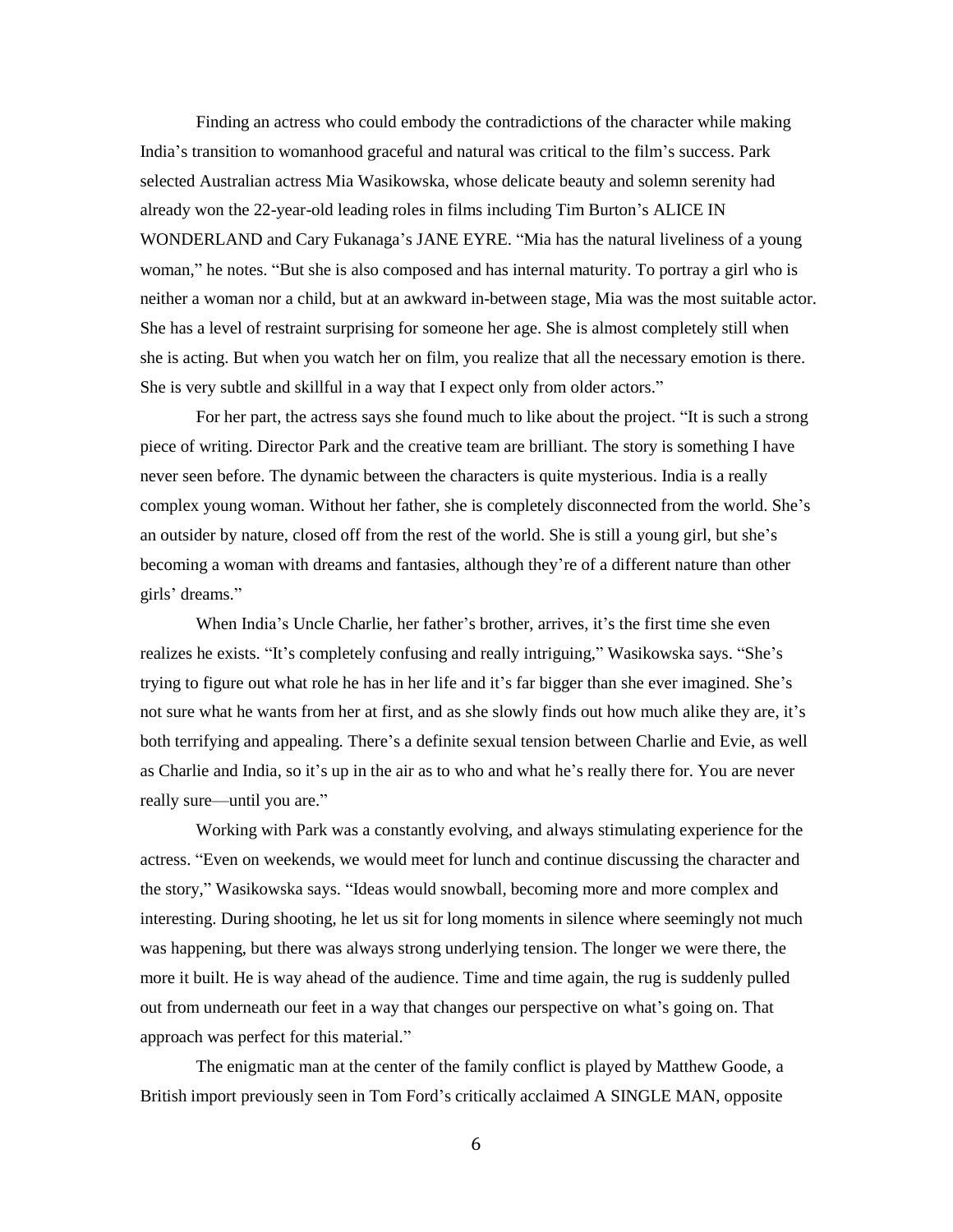Finding an actress who could embody the contradictions of the character while making India's transition to womanhood graceful and natural was critical to the film's success. Park selected Australian actress Mia Wasikowska, whose delicate beauty and solemn serenity had already won the 22-year-old leading roles in films including Tim Burton's ALICE IN WONDERLAND and Cary Fukanaga's JANE EYRE. "Mia has the natural liveliness of a young woman," he notes. "But she is also composed and has internal maturity. To portray a girl who is neither a woman nor a child, but at an awkward in-between stage, Mia was the most suitable actor. She has a level of restraint surprising for someone her age. She is almost completely still when she is acting. But when you watch her on film, you realize that all the necessary emotion is there. She is very subtle and skillful in a way that I expect only from older actors."

For her part, the actress says she found much to like about the project. "It is such a strong piece of writing. Director Park and the creative team are brilliant. The story is something I have never seen before. The dynamic between the characters is quite mysterious. India is a really complex young woman. Without her father, she is completely disconnected from the world. She's an outsider by nature, closed off from the rest of the world. She is still a young girl, but she's becoming a woman with dreams and fantasies, although they're of a different nature than other girls' dreams."

When India's Uncle Charlie, her father's brother, arrives, it's the first time she even realizes he exists. "It's completely confusing and really intriguing," Wasikowska says. "She's trying to figure out what role he has in her life and it's far bigger than she ever imagined. She's not sure what he wants from her at first, and as she slowly finds out how much alike they are, it's both terrifying and appealing. There's a definite sexual tension between Charlie and Evie, as well as Charlie and India, so it's up in the air as to who and what he's really there for. You are never really sure—until you are."

Working with Park was a constantly evolving, and always stimulating experience for the actress. "Even on weekends, we would meet for lunch and continue discussing the character and the story," Wasikowska says. "Ideas would snowball, becoming more and more complex and interesting. During shooting, he let us sit for long moments in silence where seemingly not much was happening, but there was always strong underlying tension. The longer we were there, the more it built. He is way ahead of the audience. Time and time again, the rug is suddenly pulled out from underneath our feet in a way that changes our perspective on what's going on. That approach was perfect for this material."

The enigmatic man at the center of the family conflict is played by Matthew Goode, a British import previously seen in Tom Ford's critically acclaimed A SINGLE MAN, opposite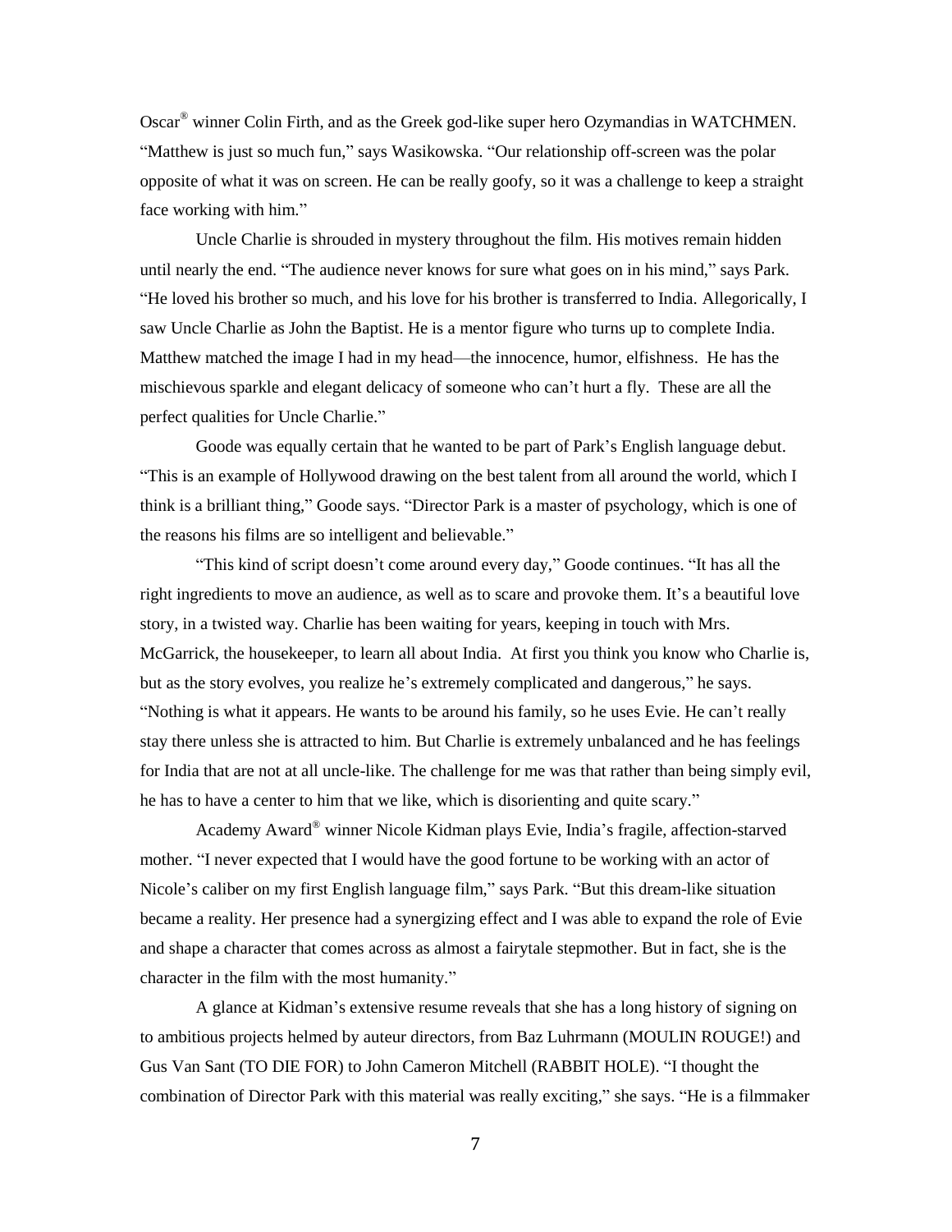Oscar® winner Colin Firth, and as the Greek god-like super hero Ozymandias in WATCHMEN. "Matthew is just so much fun," says Wasikowska. "Our relationship off-screen was the polar opposite of what it was on screen. He can be really goofy, so it was a challenge to keep a straight face working with him."

Uncle Charlie is shrouded in mystery throughout the film. His motives remain hidden until nearly the end. "The audience never knows for sure what goes on in his mind," says Park. "He loved his brother so much, and his love for his brother is transferred to India. Allegorically, I saw Uncle Charlie as John the Baptist. He is a mentor figure who turns up to complete India. Matthew matched the image I had in my head—the innocence, humor, elfishness. He has the mischievous sparkle and elegant delicacy of someone who can't hurt a fly. These are all the perfect qualities for Uncle Charlie."

Goode was equally certain that he wanted to be part of Park's English language debut. "This is an example of Hollywood drawing on the best talent from all around the world, which I think is a brilliant thing," Goode says. "Director Park is a master of psychology, which is one of the reasons his films are so intelligent and believable."

"This kind of script doesn't come around every day," Goode continues. "It has all the right ingredients to move an audience, as well as to scare and provoke them. It's a beautiful love story, in a twisted way. Charlie has been waiting for years, keeping in touch with Mrs. McGarrick, the housekeeper, to learn all about India. At first you think you know who Charlie is, but as the story evolves, you realize he's extremely complicated and dangerous," he says. "Nothing is what it appears. He wants to be around his family, so he uses Evie. He can't really stay there unless she is attracted to him. But Charlie is extremely unbalanced and he has feelings for India that are not at all uncle-like. The challenge for me was that rather than being simply evil, he has to have a center to him that we like, which is disorienting and quite scary."

Academy Award® winner Nicole Kidman plays Evie, India's fragile, affection-starved mother. "I never expected that I would have the good fortune to be working with an actor of Nicole's caliber on my first English language film," says Park. "But this dream-like situation became a reality. Her presence had a synergizing effect and I was able to expand the role of Evie and shape a character that comes across as almost a fairytale stepmother. But in fact, she is the character in the film with the most humanity."

A glance at Kidman's extensive resume reveals that she has a long history of signing on to ambitious projects helmed by auteur directors, from Baz Luhrmann (MOULIN ROUGE!) and Gus Van Sant (TO DIE FOR) to John Cameron Mitchell (RABBIT HOLE). "I thought the combination of Director Park with this material was really exciting," she says. "He is a filmmaker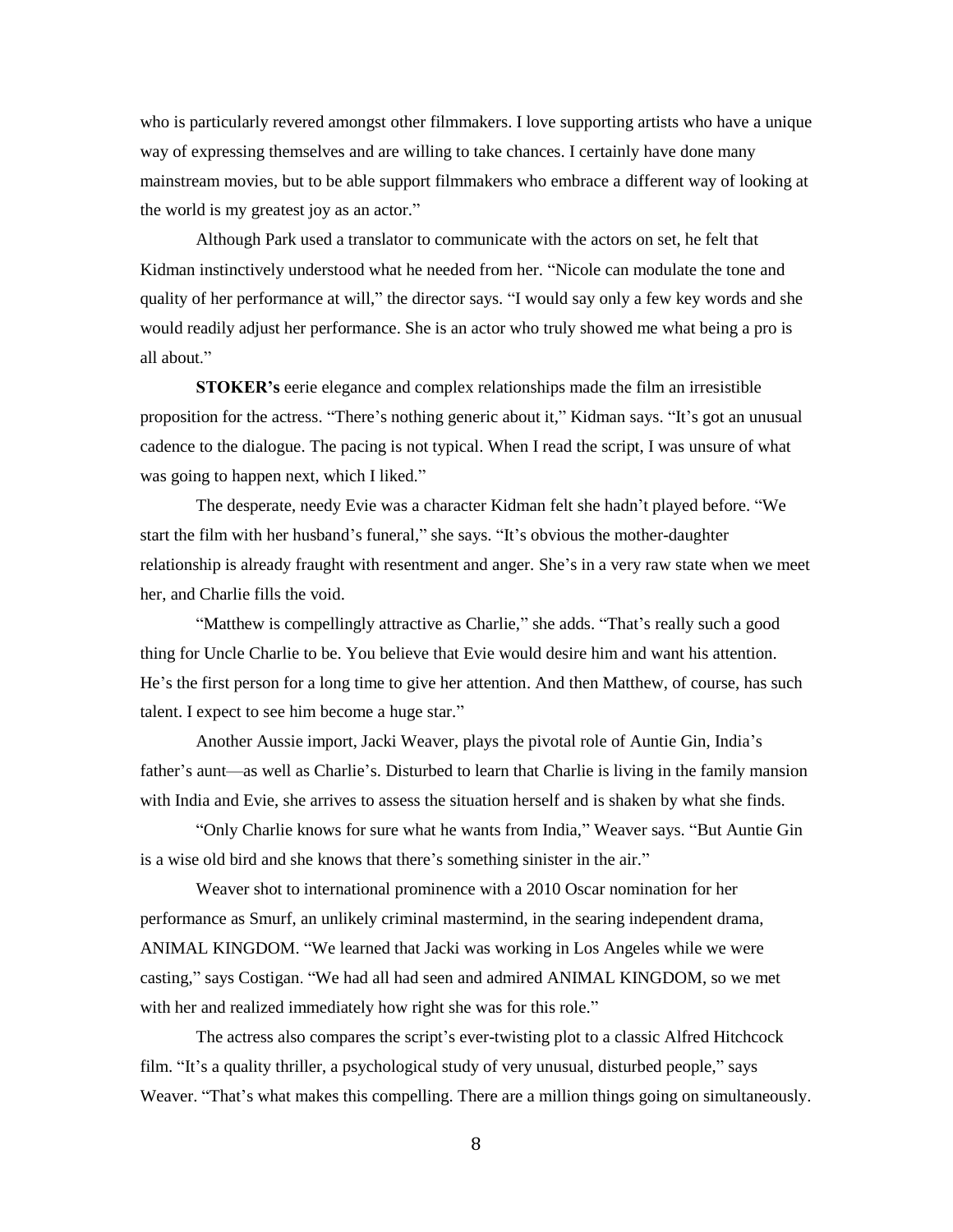who is particularly revered amongst other filmmakers. I love supporting artists who have a unique way of expressing themselves and are willing to take chances. I certainly have done many mainstream movies, but to be able support filmmakers who embrace a different way of looking at the world is my greatest joy as an actor."

Although Park used a translator to communicate with the actors on set, he felt that Kidman instinctively understood what he needed from her. "Nicole can modulate the tone and quality of her performance at will," the director says. "I would say only a few key words and she would readily adjust her performance. She is an actor who truly showed me what being a pro is all about."

**STOKER's** eerie elegance and complex relationships made the film an irresistible proposition for the actress. "There's nothing generic about it," Kidman says. "It's got an unusual cadence to the dialogue. The pacing is not typical. When I read the script, I was unsure of what was going to happen next, which I liked."

The desperate, needy Evie was a character Kidman felt she hadn't played before. "We start the film with her husband's funeral," she says. "It's obvious the mother-daughter relationship is already fraught with resentment and anger. She's in a very raw state when we meet her, and Charlie fills the void.

"Matthew is compellingly attractive as Charlie," she adds. "That's really such a good thing for Uncle Charlie to be. You believe that Evie would desire him and want his attention. He's the first person for a long time to give her attention. And then Matthew, of course, has such talent. I expect to see him become a huge star."

Another Aussie import, Jacki Weaver, plays the pivotal role of Auntie Gin, India's father's aunt—as well as Charlie's. Disturbed to learn that Charlie is living in the family mansion with India and Evie, she arrives to assess the situation herself and is shaken by what she finds.

"Only Charlie knows for sure what he wants from India," Weaver says. "But Auntie Gin is a wise old bird and she knows that there's something sinister in the air."

Weaver shot to international prominence with a 2010 Oscar nomination for her performance as Smurf, an unlikely criminal mastermind, in the searing independent drama, ANIMAL KINGDOM. "We learned that Jacki was working in Los Angeles while we were casting," says Costigan. "We had all had seen and admired ANIMAL KINGDOM, so we met with her and realized immediately how right she was for this role."

The actress also compares the script's ever-twisting plot to a classic Alfred Hitchcock film. "It's a quality thriller, a psychological study of very unusual, disturbed people," says Weaver. "That's what makes this compelling. There are a million things going on simultaneously.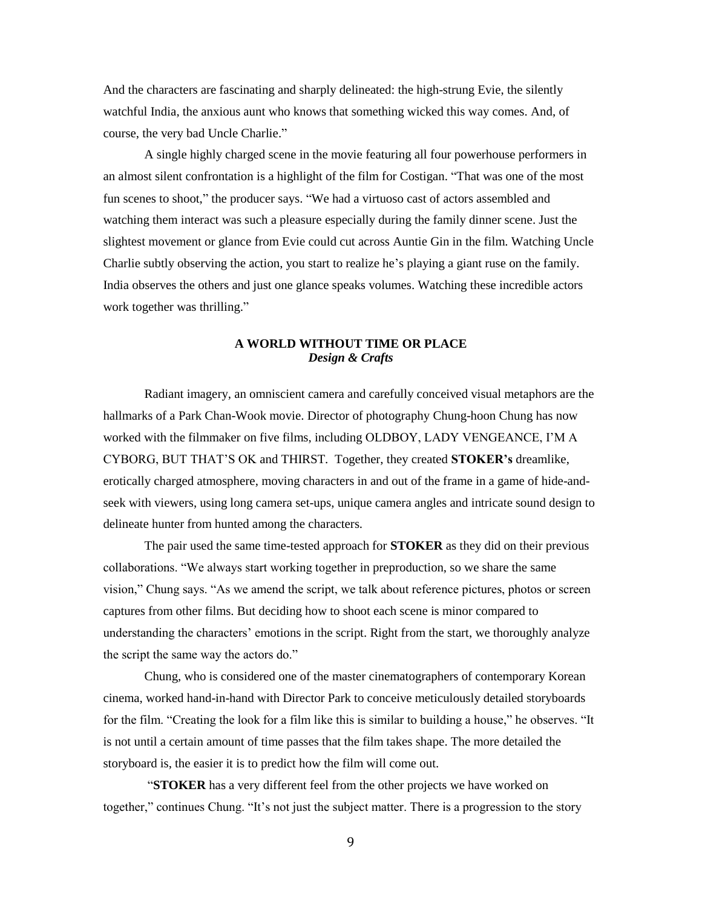And the characters are fascinating and sharply delineated: the high-strung Evie, the silently watchful India, the anxious aunt who knows that something wicked this way comes. And, of course, the very bad Uncle Charlie."

A single highly charged scene in the movie featuring all four powerhouse performers in an almost silent confrontation is a highlight of the film for Costigan. "That was one of the most fun scenes to shoot," the producer says. "We had a virtuoso cast of actors assembled and watching them interact was such a pleasure especially during the family dinner scene. Just the slightest movement or glance from Evie could cut across Auntie Gin in the film. Watching Uncle Charlie subtly observing the action, you start to realize he's playing a giant ruse on the family. India observes the others and just one glance speaks volumes. Watching these incredible actors work together was thrilling."

## A WORLD WITHOUT TIME OR PLACE
### *Design & Crafts*

Radiant imagery, an omniscient camera and carefully conceived visual metaphors are the hallmarks of a Park Chan-Wook movie. Director of photography Chung-hoon Chung has now worked with the filmmaker on five films, including OLDBOY, LADY VENGEANCE, I'M A CYBORG, BUT THAT'S OK and THIRST. Together, they created **STOKER's** dreamlike, erotically charged atmosphere, moving characters in and out of the frame in a game of hide-and-seek with viewers, using long camera set-ups, unique camera angles and intricate sound design to delineate hunter from hunted among the characters.

The pair used the same time-tested approach for **STOKER** as they did on their previous collaborations. "We always start working together in preproduction, so we share the same vision," Chung says. "As we amend the script, we talk about reference pictures, photos or screen captures from other films. But deciding how to shoot each scene is minor compared to understanding the characters' emotions in the script. Right from the start, we thoroughly analyze the script the same way the actors do."

Chung, who is considered one of the master cinematographers of contemporary Korean cinema, worked hand-in-hand with Director Park to conceive meticulously detailed storyboards for the film. "Creating the look for a film like this is similar to building a house," he observes. "It is not until a certain amount of time passes that the film takes shape. The more detailed the storyboard is, the easier it is to predict how the film will come out.

"**STOKER** has a very different feel from the other projects we have worked on together," continues Chung. "It's not just the subject matter. There is a progression to the story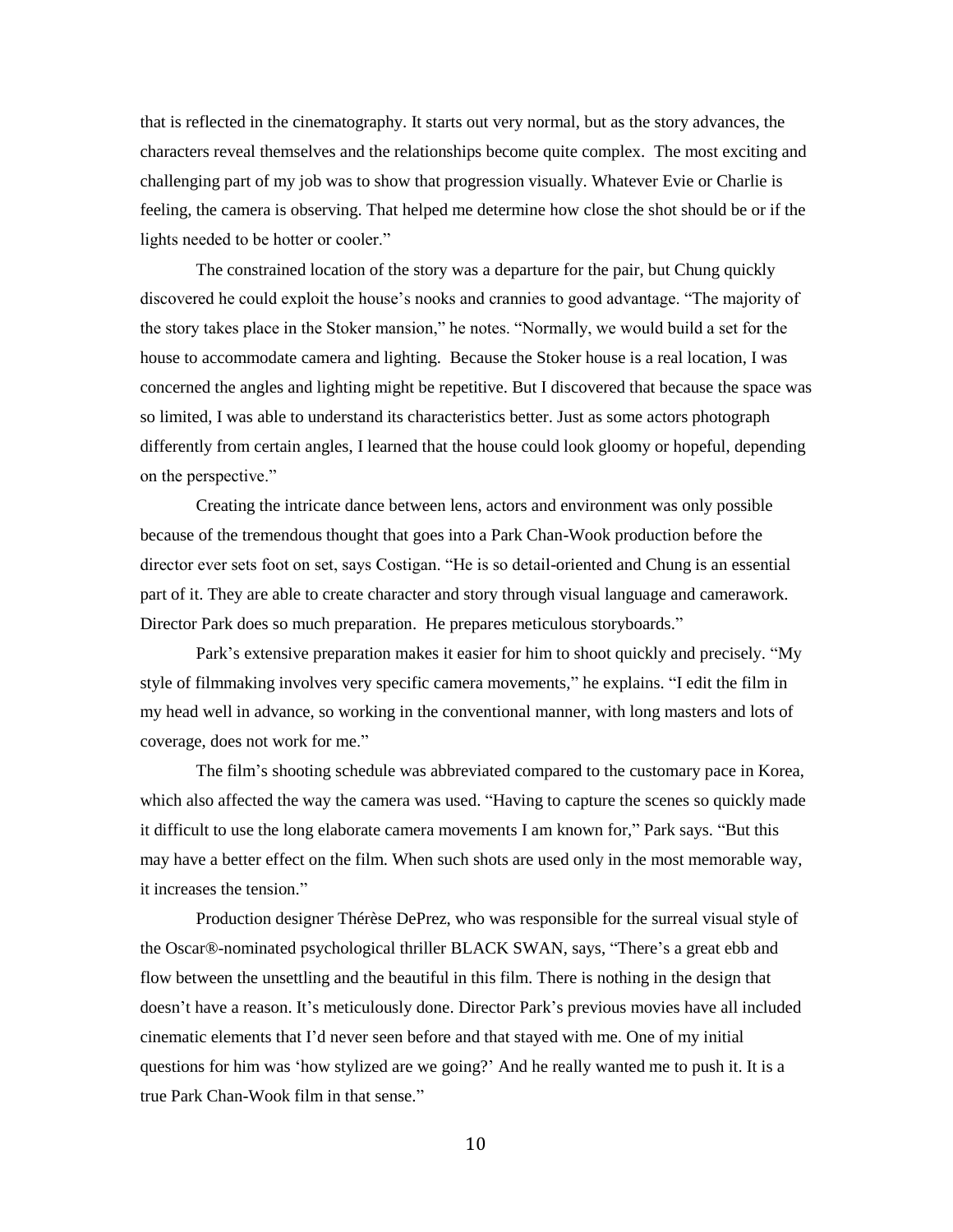that is reflected in the cinematography. It starts out very normal, but as the story advances, the characters reveal themselves and the relationships become quite complex. The most exciting and challenging part of my job was to show that progression visually. Whatever Evie or Charlie is feeling, the camera is observing. That helped me determine how close the shot should be or if the lights needed to be hotter or cooler."

The constrained location of the story was a departure for the pair, but Chung quickly discovered he could exploit the house's nooks and crannies to good advantage. "The majority of the story takes place in the Stoker mansion," he notes. "Normally, we would build a set for the house to accommodate camera and lighting. Because the Stoker house is a real location, I was concerned the angles and lighting might be repetitive. But I discovered that because the space was so limited, I was able to understand its characteristics better. Just as some actors photograph differently from certain angles, I learned that the house could look gloomy or hopeful, depending on the perspective."

Creating the intricate dance between lens, actors and environment was only possible because of the tremendous thought that goes into a Park Chan-Wook production before the director ever sets foot on set, says Costigan. "He is so detail-oriented and Chung is an essential part of it. They are able to create character and story through visual language and camerawork. Director Park does so much preparation. He prepares meticulous storyboards."

Park's extensive preparation makes it easier for him to shoot quickly and precisely. "My style of filmmaking involves very specific camera movements," he explains. "I edit the film in my head well in advance, so working in the conventional manner, with long masters and lots of coverage, does not work for me."

The film's shooting schedule was abbreviated compared to the customary pace in Korea, which also affected the way the camera was used. "Having to capture the scenes so quickly made it difficult to use the long elaborate camera movements I am known for," Park says. "But this may have a better effect on the film. When such shots are used only in the most memorable way, it increases the tension."

Production designer Thérèse DePrez, who was responsible for the surreal visual style of the Oscar®-nominated psychological thriller BLACK SWAN, says, "There's a great ebb and flow between the unsettling and the beautiful in this film. There is nothing in the design that doesn't have a reason. It's meticulously done. Director Park's previous movies have all included cinematic elements that I'd never seen before and that stayed with me. One of my initial questions for him was 'how stylized are we going?' And he really wanted me to push it. It is a true Park Chan-Wook film in that sense."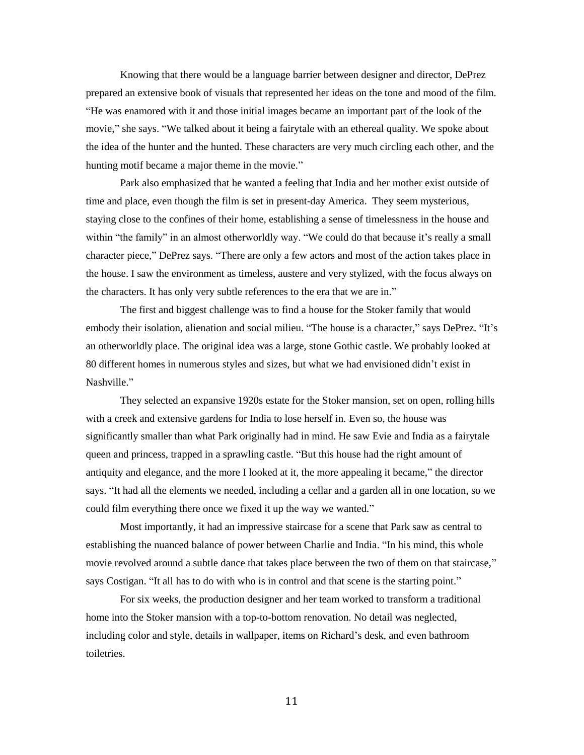Knowing that there would be a language barrier between designer and director, DePrez prepared an extensive book of visuals that represented her ideas on the tone and mood of the film. "He was enamored with it and those initial images became an important part of the look of the movie," she says. "We talked about it being a fairytale with an ethereal quality. We spoke about the idea of the hunter and the hunted. These characters are very much circling each other, and the hunting motif became a major theme in the movie."

Park also emphasized that he wanted a feeling that India and her mother exist outside of time and place, even though the film is set in present-day America. They seem mysterious, staying close to the confines of their home, establishing a sense of timelessness in the house and within "the family" in an almost otherworldly way. "We could do that because it's really a small character piece," DePrez says. "There are only a few actors and most of the action takes place in the house. I saw the environment as timeless, austere and very stylized, with the focus always on the characters. It has only very subtle references to the era that we are in."

The first and biggest challenge was to find a house for the Stoker family that would embody their isolation, alienation and social milieu. "The house is a character," says DePrez. "It's an otherworldly place. The original idea was a large, stone Gothic castle. We probably looked at 80 different homes in numerous styles and sizes, but what we had envisioned didn't exist in Nashville."

They selected an expansive 1920s estate for the Stoker mansion, set on open, rolling hills with a creek and extensive gardens for India to lose herself in. Even so, the house was significantly smaller than what Park originally had in mind. He saw Evie and India as a fairytale queen and princess, trapped in a sprawling castle. "But this house had the right amount of antiquity and elegance, and the more I looked at it, the more appealing it became," the director says. "It had all the elements we needed, including a cellar and a garden all in one location, so we could film everything there once we fixed it up the way we wanted."

Most importantly, it had an impressive staircase for a scene that Park saw as central to establishing the nuanced balance of power between Charlie and India. "In his mind, this whole movie revolved around a subtle dance that takes place between the two of them on that staircase," says Costigan. "It all has to do with who is in control and that scene is the starting point."

For six weeks, the production designer and her team worked to transform a traditional home into the Stoker mansion with a top-to-bottom renovation. No detail was neglected, including color and style, details in wallpaper, items on Richard's desk, and even bathroom toiletries.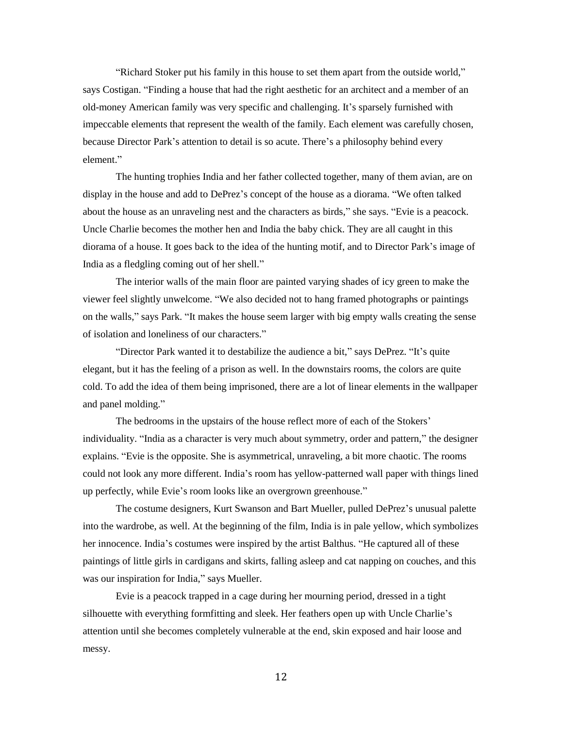"Richard Stoker put his family in this house to set them apart from the outside world," says Costigan. "Finding a house that had the right aesthetic for an architect and a member of an old-money American family was very specific and challenging. It's sparsely furnished with impeccable elements that represent the wealth of the family. Each element was carefully chosen, because Director Park's attention to detail is so acute. There's a philosophy behind every element."

The hunting trophies India and her father collected together, many of them avian, are on display in the house and add to DePrez's concept of the house as a diorama. "We often talked about the house as an unraveling nest and the characters as birds," she says. "Evie is a peacock. Uncle Charlie becomes the mother hen and India the baby chick. They are all caught in this diorama of a house. It goes back to the idea of the hunting motif, and to Director Park's image of India as a fledgling coming out of her shell."

The interior walls of the main floor are painted varying shades of icy green to make the viewer feel slightly unwelcome. "We also decided not to hang framed photographs or paintings on the walls," says Park. "It makes the house seem larger with big empty walls creating the sense of isolation and loneliness of our characters."

"Director Park wanted it to destabilize the audience a bit," says DePrez. "It's quite elegant, but it has the feeling of a prison as well. In the downstairs rooms, the colors are quite cold. To add the idea of them being imprisoned, there are a lot of linear elements in the wallpaper and panel molding."

The bedrooms in the upstairs of the house reflect more of each of the Stokers' individuality. "India as a character is very much about symmetry, order and pattern," the designer explains. "Evie is the opposite. She is asymmetrical, unraveling, a bit more chaotic. The rooms could not look any more different. India's room has yellow-patterned wall paper with things lined up perfectly, while Evie's room looks like an overgrown greenhouse."

The costume designers, Kurt Swanson and Bart Mueller, pulled DePrez's unusual palette into the wardrobe, as well. At the beginning of the film, India is in pale yellow, which symbolizes her innocence. India's costumes were inspired by the artist Balthus. "He captured all of these paintings of little girls in cardigans and skirts, falling asleep and cat napping on couches, and this was our inspiration for India," says Mueller.

Evie is a peacock trapped in a cage during her mourning period, dressed in a tight silhouette with everything formfitting and sleek. Her feathers open up with Uncle Charlie's attention until she becomes completely vulnerable at the end, skin exposed and hair loose and messy.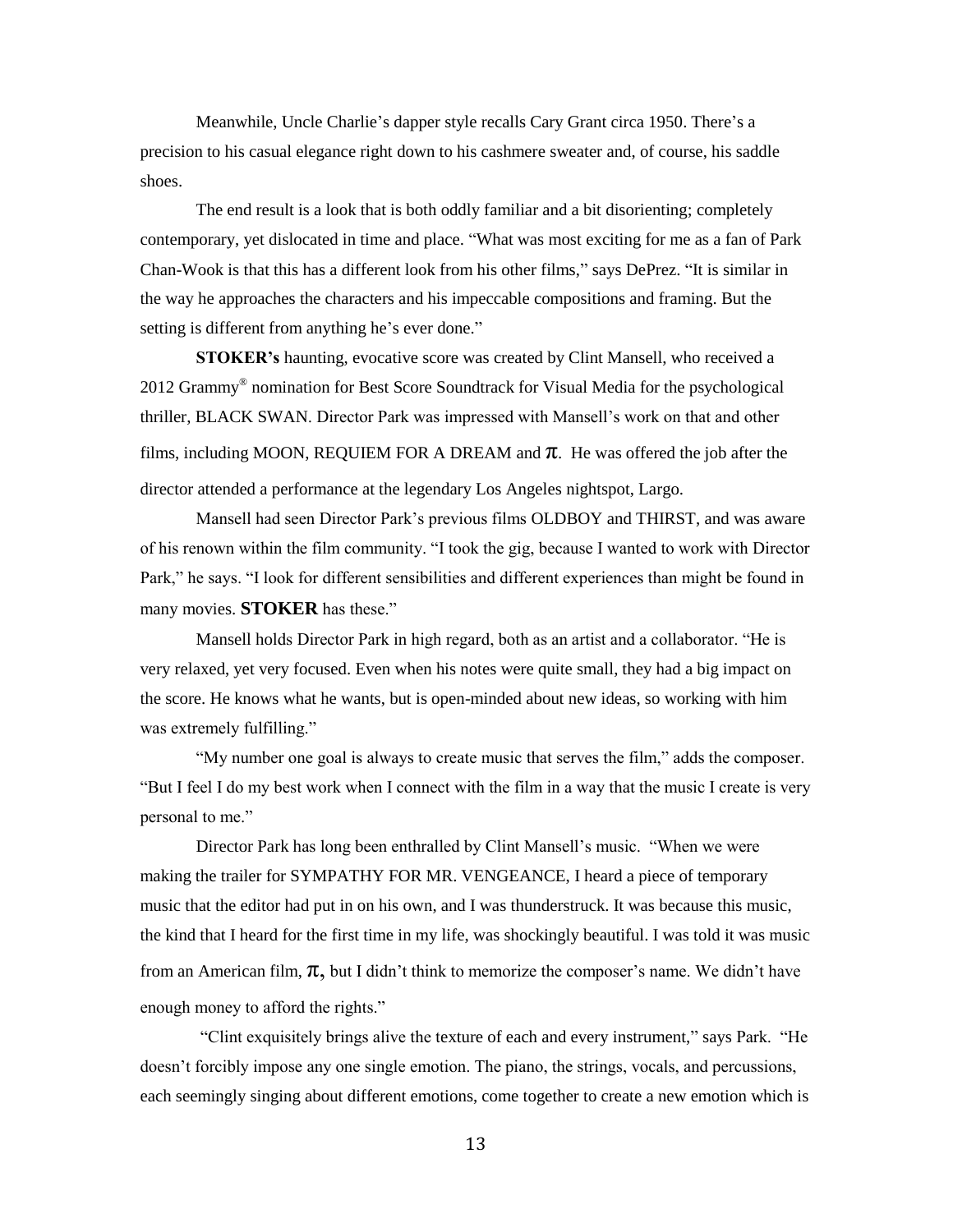Meanwhile, Uncle Charlie's dapper style recalls Cary Grant circa 1950. There's a precision to his casual elegance right down to his cashmere sweater and, of course, his saddle shoes.

The end result is a look that is both oddly familiar and a bit disorienting; completely contemporary, yet dislocated in time and place. "What was most exciting for me as a fan of Park Chan-Wook is that this has a different look from his other films," says DePrez. "It is similar in the way he approaches the characters and his impeccable compositions and framing. But the setting is different from anything he's ever done."

**STOKER's** haunting, evocative score was created by Clint Mansell, who received a 2012 Grammy® nomination for Best Score Soundtrack for Visual Media for the psychological thriller, BLACK SWAN. Director Park was impressed with Mansell's work on that and other films, including MOON, REQUIEM FOR A DREAM and π. He was offered the job after the director attended a performance at the legendary Los Angeles nightspot, Largo.

Mansell had seen Director Park's previous films OLDBOY and THIRST, and was aware of his renown within the film community. "I took the gig, because I wanted to work with Director Park," he says. "I look for different sensibilities and different experiences than might be found in many movies. **STOKER** has these."

Mansell holds Director Park in high regard, both as an artist and a collaborator. "He is very relaxed, yet very focused. Even when his notes were quite small, they had a big impact on the score. He knows what he wants, but is open-minded about new ideas, so working with him was extremely fulfilling."

"My number one goal is always to create music that serves the film," adds the composer. "But I feel I do my best work when I connect with the film in a way that the music I create is very personal to me."

Director Park has long been enthralled by Clint Mansell's music. "When we were making the trailer for SYMPATHY FOR MR. VENGEANCE, I heard a piece of temporary music that the editor had put in on his own, and I was thunderstruck. It was because this music, the kind that I heard for the first time in my life, was shockingly beautiful. I was told it was music from an American film, π, but I didn't think to memorize the composer's name. We didn't have enough money to afford the rights."

"Clint exquisitely brings alive the texture of each and every instrument," says Park. "He doesn't forcibly impose any one single emotion. The piano, the strings, vocals, and percussions, each seemingly singing about different emotions, come together to create a new emotion which is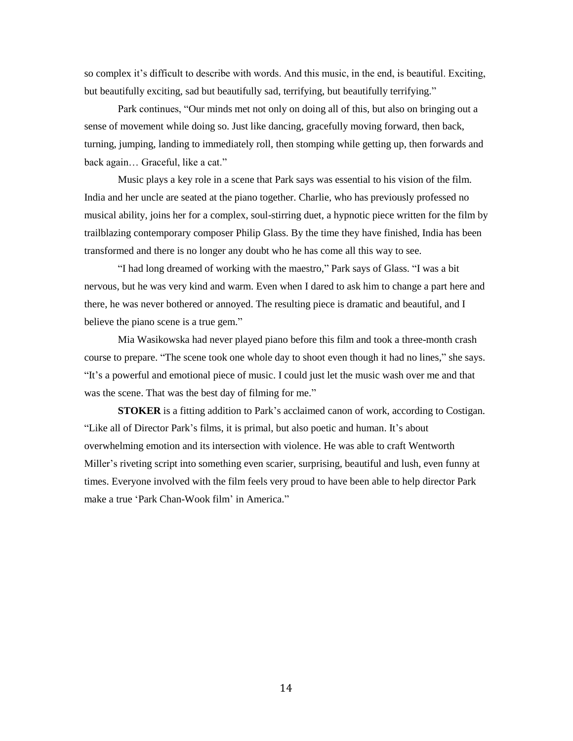so complex it's difficult to describe with words. And this music, in the end, is beautiful. Exciting, but beautifully exciting, sad but beautifully sad, terrifying, but beautifully terrifying."

Park continues, "Our minds met not only on doing all of this, but also on bringing out a sense of movement while doing so. Just like dancing, gracefully moving forward, then back, turning, jumping, landing to immediately roll, then stomping while getting up, then forwards and back again… Graceful, like a cat."

Music plays a key role in a scene that Park says was essential to his vision of the film. India and her uncle are seated at the piano together. Charlie, who has previously professed no musical ability, joins her for a complex, soul-stirring duet, a hypnotic piece written for the film by trailblazing contemporary composer Philip Glass. By the time they have finished, India has been transformed and there is no longer any doubt who he has come all this way to see.

"I had long dreamed of working with the maestro," Park says of Glass. "I was a bit nervous, but he was very kind and warm. Even when I dared to ask him to change a part here and there, he was never bothered or annoyed. The resulting piece is dramatic and beautiful, and I believe the piano scene is a true gem."

Mia Wasikowska had never played piano before this film and took a three-month crash course to prepare. "The scene took one whole day to shoot even though it had no lines," she says. "It's a powerful and emotional piece of music. I could just let the music wash over me and that was the scene. That was the best day of filming for me."

**STOKER** is a fitting addition to Park's acclaimed canon of work, according to Costigan. "Like all of Director Park's films, it is primal, but also poetic and human. It's about overwhelming emotion and its intersection with violence. He was able to craft Wentworth Miller's riveting script into something even scarier, surprising, beautiful and lush, even funny at times. Everyone involved with the film feels very proud to have been able to help director Park make a true 'Park Chan-Wook film' in America."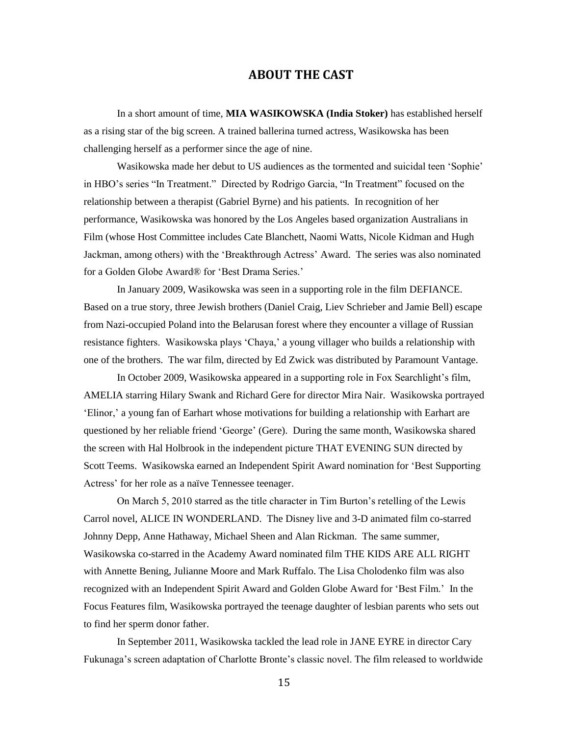## ABOUT THE CAST

In a short amount of time, **MIA WASIKOWSKA (India Stoker)** has established herself as a rising star of the big screen. A trained ballerina turned actress, Wasikowska has been challenging herself as a performer since the age of nine.

Wasikowska made her debut to US audiences as the tormented and suicidal teen 'Sophie' in HBO's series "In Treatment." Directed by Rodrigo Garcia, "In Treatment" focused on the relationship between a therapist (Gabriel Byrne) and his patients. In recognition of her performance, Wasikowska was honored by the Los Angeles based organization Australians in Film (whose Host Committee includes Cate Blanchett, Naomi Watts, Nicole Kidman and Hugh Jackman, among others) with the 'Breakthrough Actress' Award. The series was also nominated for a Golden Globe Award® for 'Best Drama Series.'

In January 2009, Wasikowska was seen in a supporting role in the film DEFIANCE. Based on a true story, three Jewish brothers (Daniel Craig, Liev Schrieber and Jamie Bell) escape from Nazi-occupied Poland into the Belarusan forest where they encounter a village of Russian resistance fighters. Wasikowska plays 'Chaya,' a young villager who builds a relationship with one of the brothers. The war film, directed by Ed Zwick was distributed by Paramount Vantage.

In October 2009, Wasikowska appeared in a supporting role in Fox Searchlight's film, AMELIA starring Hilary Swank and Richard Gere for director Mira Nair. Wasikowska portrayed 'Elinor,' a young fan of Earhart whose motivations for building a relationship with Earhart are questioned by her reliable friend 'George' (Gere). During the same month, Wasikowska shared the screen with Hal Holbrook in the independent picture THAT EVENING SUN directed by Scott Teems. Wasikowska earned an Independent Spirit Award nomination for 'Best Supporting Actress' for her role as a naïve Tennessee teenager.

On March 5, 2010 starred as the title character in Tim Burton's retelling of the Lewis Carrol novel, ALICE IN WONDERLAND. The Disney live and 3-D animated film co-starred Johnny Depp, Anne Hathaway, Michael Sheen and Alan Rickman. The same summer, Wasikowska co-starred in the Academy Award nominated film THE KIDS ARE ALL RIGHT with Annette Bening, Julianne Moore and Mark Ruffalo. The Lisa Cholodenko film was also recognized with an Independent Spirit Award and Golden Globe Award for 'Best Film.' In the Focus Features film, Wasikowska portrayed the teenage daughter of lesbian parents who sets out to find her sperm donor father.

In September 2011, Wasikowska tackled the lead role in JANE EYRE in director Cary Fukunaga's screen adaptation of Charlotte Bronte's classic novel. The film released to worldwide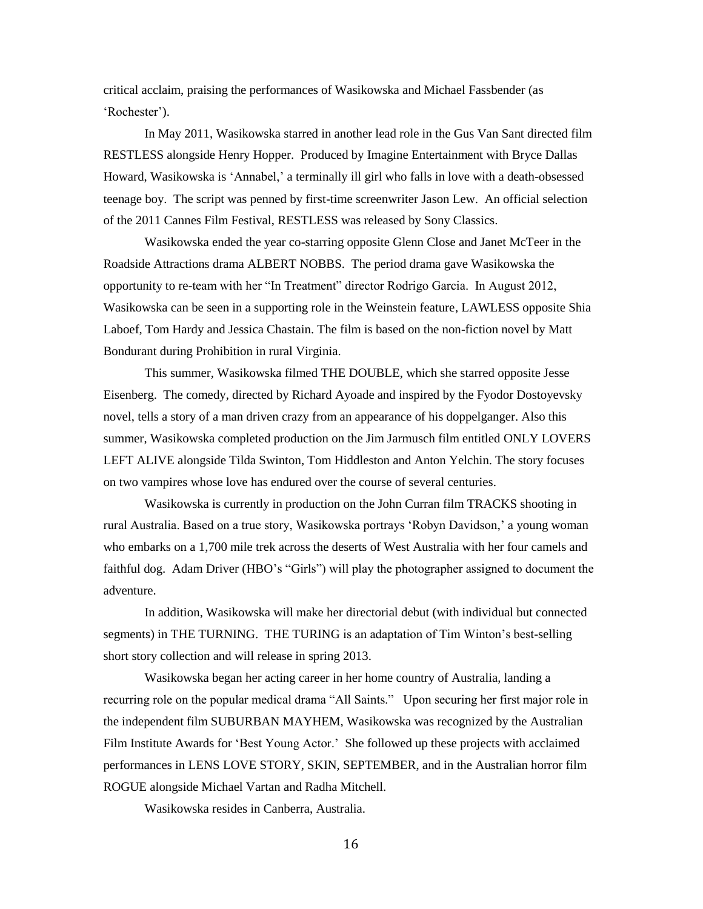critical acclaim, praising the performances of Wasikowska and Michael Fassbender (as 'Rochester').

In May 2011, Wasikowska starred in another lead role in the Gus Van Sant directed film RESTLESS alongside Henry Hopper. Produced by Imagine Entertainment with Bryce Dallas Howard, Wasikowska is 'Annabel,' a terminally ill girl who falls in love with a death-obsessed teenage boy. The script was penned by first-time screenwriter Jason Lew. An official selection of the 2011 Cannes Film Festival, RESTLESS was released by Sony Classics.

Wasikowska ended the year co-starring opposite Glenn Close and Janet McTeer in the Roadside Attractions drama ALBERT NOBBS. The period drama gave Wasikowska the opportunity to re-team with her "In Treatment" director Rodrigo Garcia. In August 2012, Wasikowska can be seen in a supporting role in the Weinstein feature, LAWLESS opposite Shia Laboef, Tom Hardy and Jessica Chastain. The film is based on the non-fiction novel by Matt Bondurant during Prohibition in rural Virginia.

This summer, Wasikowska filmed THE DOUBLE, which she starred opposite Jesse Eisenberg. The comedy, directed by Richard Ayoade and inspired by the Fyodor Dostoyevsky novel, tells a story of a man driven crazy from an appearance of his doppelganger. Also this summer, Wasikowska completed production on the Jim Jarmusch film entitled ONLY LOVERS LEFT ALIVE alongside Tilda Swinton, Tom Hiddleston and Anton Yelchin. The story focuses on two vampires whose love has endured over the course of several centuries.

Wasikowska is currently in production on the John Curran film TRACKS shooting in rural Australia. Based on a true story, Wasikowska portrays 'Robyn Davidson,' a young woman who embarks on a 1,700 mile trek across the deserts of West Australia with her four camels and faithful dog. Adam Driver (HBO's "Girls") will play the photographer assigned to document the adventure.

In addition, Wasikowska will make her directorial debut (with individual but connected segments) in THE TURNING. THE TURING is an adaptation of Tim Winton's best-selling short story collection and will release in spring 2013.

Wasikowska began her acting career in her home country of Australia, landing a recurring role on the popular medical drama "All Saints." Upon securing her first major role in the independent film SUBURBAN MAYHEM, Wasikowska was recognized by the Australian Film Institute Awards for 'Best Young Actor.' She followed up these projects with acclaimed performances in LENS LOVE STORY, SKIN, SEPTEMBER, and in the Australian horror film ROGUE alongside Michael Vartan and Radha Mitchell.

Wasikowska resides in Canberra, Australia.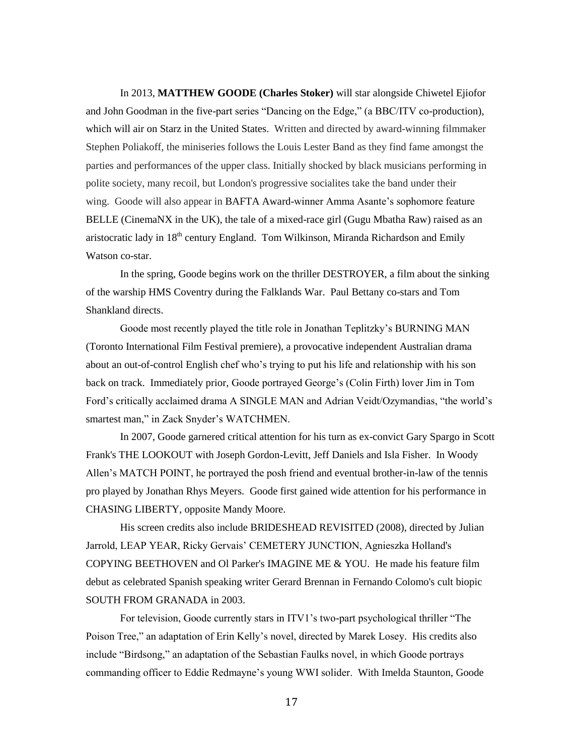In 2013, **MATTHEW GOODE (Charles Stoker)** will star alongside Chiwetel Ejiofor and John Goodman in the five-part series "Dancing on the Edge," (a BBC/ITV co-production), which will air on Starz in the United States. Written and directed by award-winning filmmaker Stephen Poliakoff, the miniseries follows the Louis Lester Band as they find fame amongst the parties and performances of the upper class. Initially shocked by black musicians performing in polite society, many recoil, but London's progressive socialites take the band under their wing. Goode will also appear in BAFTA Award-winner Amma Asante's sophomore feature BELLE (CinemaNX in the UK), the tale of a mixed-race girl (Gugu Mbatha Raw) raised as an aristocratic lady in 18th century England. Tom Wilkinson, Miranda Richardson and Emily Watson co-star.

In the spring, Goode begins work on the thriller DESTROYER, a film about the sinking of the warship HMS Coventry during the Falklands War. Paul Bettany co-stars and Tom Shankland directs.

Goode most recently played the title role in Jonathan Teplitzky's BURNING MAN (Toronto International Film Festival premiere), a provocative independent Australian drama about an out-of-control English chef who's trying to put his life and relationship with his son back on track. Immediately prior, Goode portrayed George's (Colin Firth) lover Jim in Tom Ford's critically acclaimed drama A SINGLE MAN and Adrian Veidt/Ozymandias, "the world's smartest man," in Zack Snyder's WATCHMEN.

In 2007, Goode garnered critical attention for his turn as ex-convict Gary Spargo in Scott Frank's THE LOOKOUT with Joseph Gordon-Levitt, Jeff Daniels and Isla Fisher. In Woody Allen's MATCH POINT, he portrayed the posh friend and eventual brother-in-law of the tennis pro played by Jonathan Rhys Meyers. Goode first gained wide attention for his performance in CHASING LIBERTY, opposite Mandy Moore.

His screen credits also include BRIDESHEAD REVISITED (2008), directed by Julian Jarrold, LEAP YEAR, Ricky Gervais' CEMETERY JUNCTION, Agnieszka Holland's COPYING BEETHOVEN and Ol Parker's IMAGINE ME & YOU. He made his feature film debut as celebrated Spanish speaking writer Gerard Brennan in Fernando Colomo's cult biopic SOUTH FROM GRANADA in 2003.

For television, Goode currently stars in ITV1's two-part psychological thriller "The Poison Tree," an adaptation of Erin Kelly's novel, directed by Marek Losey. His credits also include "Birdsong," an adaptation of the Sebastian Faulks novel, in which Goode portrays commanding officer to Eddie Redmayne's young WWI solider. With Imelda Staunton, Goode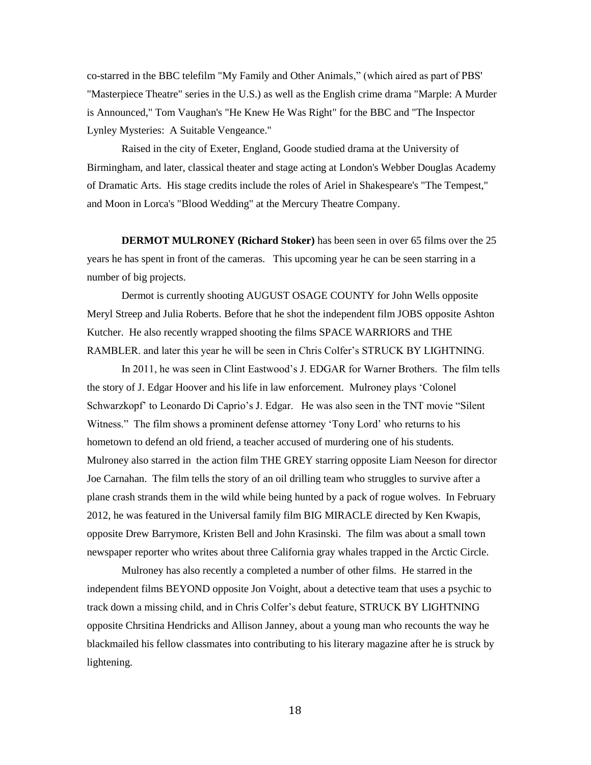co-starred in the BBC telefilm "My Family and Other Animals," (which aired as part of PBS' "Masterpiece Theatre" series in the U.S.) as well as the English crime drama "Marple: A Murder is Announced," Tom Vaughan's "He Knew He Was Right" for the BBC and "The Inspector Lynley Mysteries: A Suitable Vengeance."

Raised in the city of Exeter, England, Goode studied drama at the University of Birmingham, and later, classical theater and stage acting at London's Webber Douglas Academy of Dramatic Arts. His stage credits include the roles of Ariel in Shakespeare's "The Tempest," and Moon in Lorca's "Blood Wedding" at the Mercury Theatre Company.

**DERMOT MULRONEY (Richard Stoker)** has been seen in over 65 films over the 25 years he has spent in front of the cameras. This upcoming year he can be seen starring in a number of big projects.

Dermot is currently shooting AUGUST OSAGE COUNTY for John Wells opposite Meryl Streep and Julia Roberts. Before that he shot the independent film JOBS opposite Ashton Kutcher. He also recently wrapped shooting the films SPACE WARRIORS and THE RAMBLER. and later this year he will be seen in Chris Colfer's STRUCK BY LIGHTNING.

In 2011, he was seen in Clint Eastwood's J. EDGAR for Warner Brothers. The film tells the story of J. Edgar Hoover and his life in law enforcement. Mulroney plays 'Colonel Schwarzkopf' to Leonardo Di Caprio's J. Edgar. He was also seen in the TNT movie "Silent Witness." The film shows a prominent defense attorney 'Tony Lord' who returns to his hometown to defend an old friend, a teacher accused of murdering one of his students. Mulroney also starred in the action film THE GREY starring opposite Liam Neeson for director Joe Carnahan. The film tells the story of an oil drilling team who struggles to survive after a plane crash strands them in the wild while being hunted by a pack of rogue wolves. In February 2012, he was featured in the Universal family film BIG MIRACLE directed by Ken Kwapis, opposite Drew Barrymore, Kristen Bell and John Krasinski. The film was about a small town newspaper reporter who writes about three California gray whales trapped in the Arctic Circle.

Mulroney has also recently a completed a number of other films. He starred in the independent films BEYOND opposite Jon Voight, about a detective team that uses a psychic to track down a missing child, and in Chris Colfer's debut feature, STRUCK BY LIGHTNING opposite Chrsitina Hendricks and Allison Janney, about a young man who recounts the way he blackmailed his fellow classmates into contributing to his literary magazine after he is struck by lightening.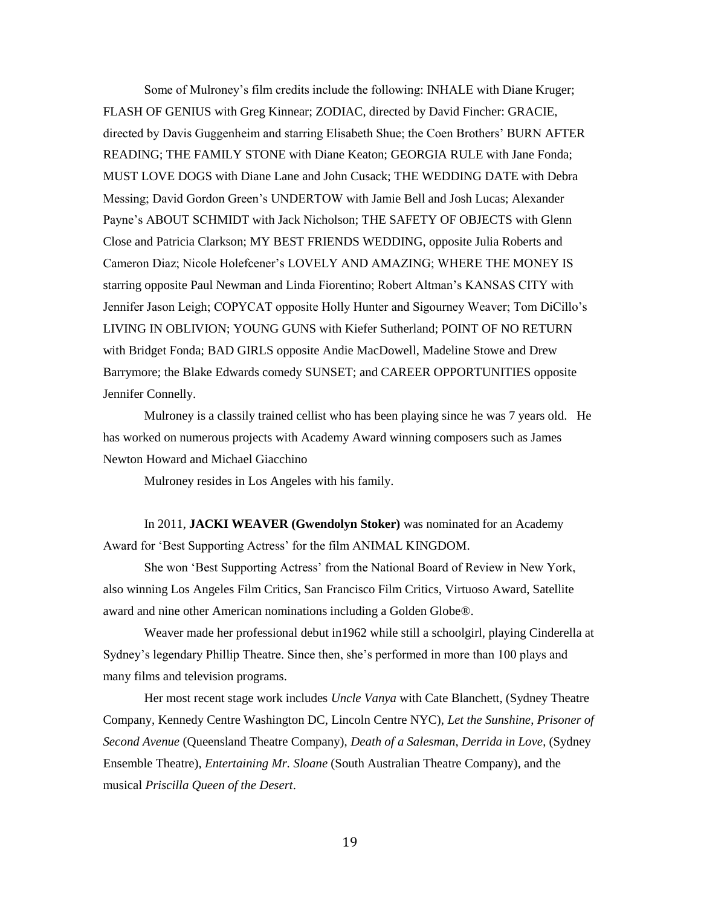Some of Mulroney's film credits include the following: INHALE with Diane Kruger; FLASH OF GENIUS with Greg Kinnear; ZODIAC, directed by David Fincher: GRACIE, directed by Davis Guggenheim and starring Elisabeth Shue; the Coen Brothers' BURN AFTER READING; THE FAMILY STONE with Diane Keaton; GEORGIA RULE with Jane Fonda; MUST LOVE DOGS with Diane Lane and John Cusack; THE WEDDING DATE with Debra Messing; David Gordon Green's UNDERTOW with Jamie Bell and Josh Lucas; Alexander Payne's ABOUT SCHMIDT with Jack Nicholson; THE SAFETY OF OBJECTS with Glenn Close and Patricia Clarkson; MY BEST FRIENDS WEDDING, opposite Julia Roberts and Cameron Diaz; Nicole Holefcener's LOVELY AND AMAZING; WHERE THE MONEY IS starring opposite Paul Newman and Linda Fiorentino; Robert Altman's KANSAS CITY with Jennifer Jason Leigh; COPYCAT opposite Holly Hunter and Sigourney Weaver; Tom DiCillo's LIVING IN OBLIVION; YOUNG GUNS with Kiefer Sutherland; POINT OF NO RETURN with Bridget Fonda; BAD GIRLS opposite Andie MacDowell, Madeline Stowe and Drew Barrymore; the Blake Edwards comedy SUNSET; and CAREER OPPORTUNITIES opposite Jennifer Connelly.

Mulroney is a classily trained cellist who has been playing since he was 7 years old. He has worked on numerous projects with Academy Award winning composers such as James Newton Howard and Michael Giacchino

Mulroney resides in Los Angeles with his family.

In 2011, **JACKI WEAVER (Gwendolyn Stoker)** was nominated for an Academy Award for 'Best Supporting Actress' for the film ANIMAL KINGDOM.

She won 'Best Supporting Actress' from the National Board of Review in New York, also winning Los Angeles Film Critics, San Francisco Film Critics, Virtuoso Award, Satellite award and nine other American nominations including a Golden Globe®.

Weaver made her professional debut in1962 while still a schoolgirl, playing Cinderella at Sydney's legendary Phillip Theatre. Since then, she's performed in more than 100 plays and many films and television programs.

Her most recent stage work includes *Uncle Vanya* with Cate Blanchett, (Sydney Theatre Company, Kennedy Centre Washington DC, Lincoln Centre NYC), *Let the Sunshine*, *Prisoner of Second Avenue* (Queensland Theatre Company), *Death of a Salesman*, *Derrida in Love*, (Sydney Ensemble Theatre), *Entertaining Mr. Sloane* (South Australian Theatre Company), and the musical *Priscilla Queen of the Desert*.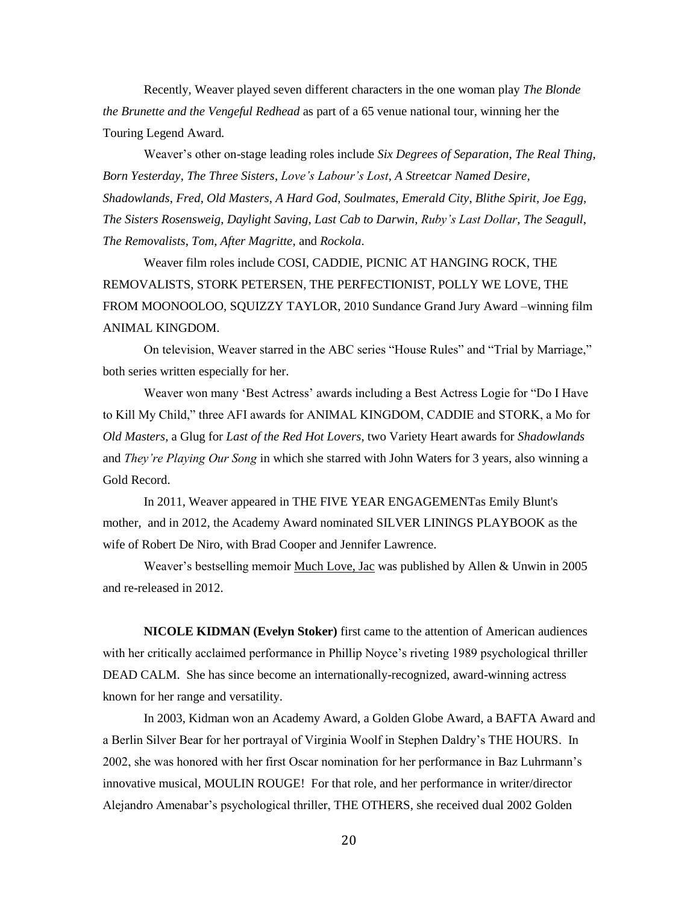Recently, Weaver played seven different characters in the one woman play *The Blonde the Brunette and the Vengeful Redhead* as part of a 65 venue national tour, winning her the Touring Legend Award.

Weaver's other on-stage leading roles include *Six Degrees of Separation*, *The Real Thing*, *Born Yesterday*, *The Three Sisters*, *Love's Labour's Lost*, *A Streetcar Named Desire*, *Shadowlands*, *Fred*, *Old Masters*, *A Hard God*, *Soulmates*, *Emerald City*, *Blithe Spirit*, *Joe Egg*, *The Sisters Rosensweig*, *Daylight Saving*, *Last Cab to Darwin*, *Ruby's Last Dollar*, *The Seagull*, *The Removalists*, *Tom*, *After Magritte*, and *Rockola*.

Weaver film roles include COSI, CADDIE, PICNIC AT HANGING ROCK, THE REMOVALISTS, STORK PETERSEN, THE PERFECTIONIST, POLLY WE LOVE, THE FROM MOONOOLOO, SQUIZZY TAYLOR, 2010 Sundance Grand Jury Award –winning film ANIMAL KINGDOM.

On television, Weaver starred in the ABC series "House Rules" and "Trial by Marriage," both series written especially for her.

Weaver won many 'Best Actress' awards including a Best Actress Logie for "Do I Have to Kill My Child," three AFI awards for ANIMAL KINGDOM, CADDIE and STORK, a Mo for *Old Masters*, a Glug for *Last of the Red Hot Lovers*, two Variety Heart awards for *Shadowlands* and *They're Playing Our Song* in which she starred with John Waters for 3 years, also winning a Gold Record.

In 2011, Weaver appeared in THE FIVE YEAR ENGAGEMENTas Emily Blunt's mother, and in 2012, the Academy Award nominated SILVER LININGS PLAYBOOK as the wife of Robert De Niro, with Brad Cooper and Jennifer Lawrence.

Weaver's bestselling memoir <u>Much Love, Jac</u> was published by Allen & Unwin in 2005 and re-released in 2012.

**NICOLE KIDMAN (Evelyn Stoker)** first came to the attention of American audiences with her critically acclaimed performance in Phillip Noyce's riveting 1989 psychological thriller DEAD CALM. She has since become an internationally-recognized, award-winning actress known for her range and versatility.

In 2003, Kidman won an Academy Award, a Golden Globe Award, a BAFTA Award and a Berlin Silver Bear for her portrayal of Virginia Woolf in Stephen Daldry's THE HOURS. In 2002, she was honored with her first Oscar nomination for her performance in Baz Luhrmann's innovative musical, MOULIN ROUGE! For that role, and her performance in writer/director Alejandro Amenabar's psychological thriller, THE OTHERS, she received dual 2002 Golden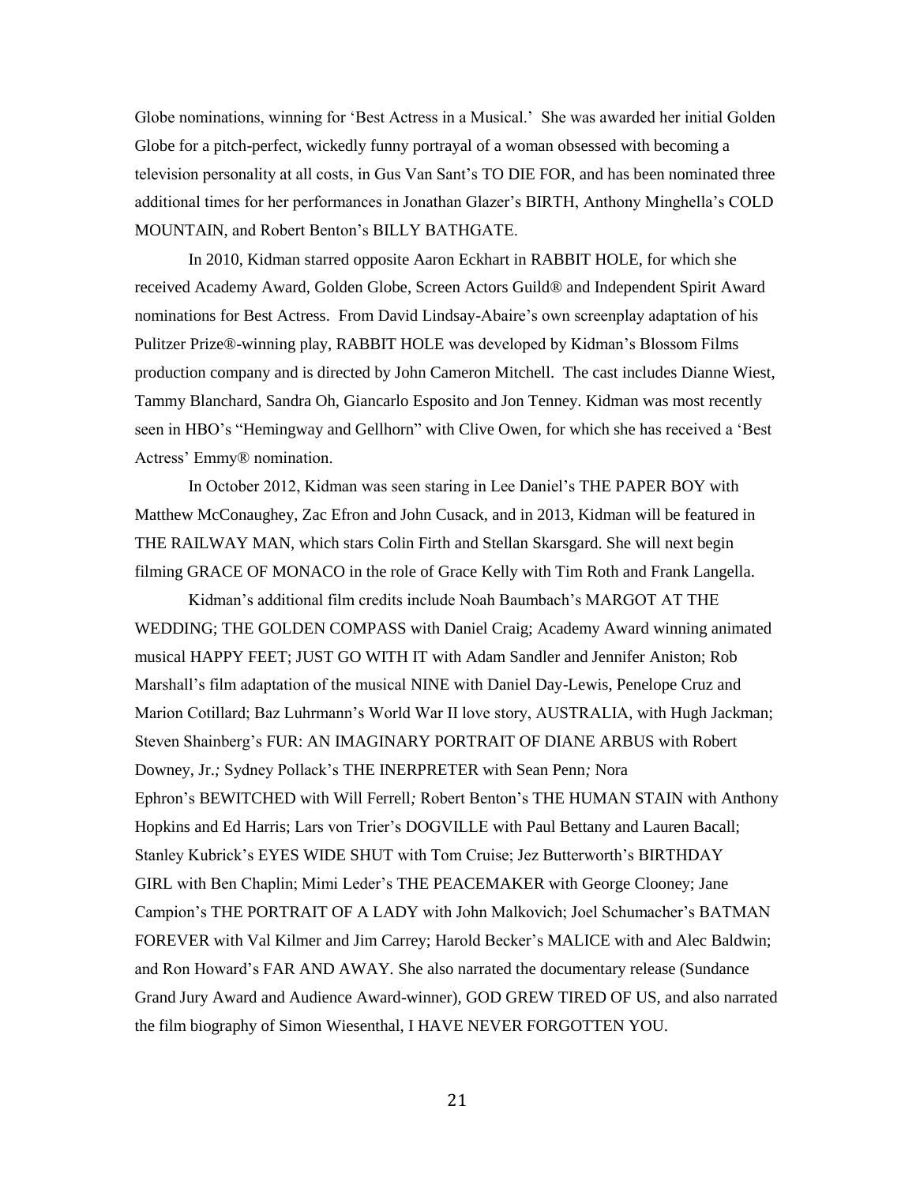Globe nominations, winning for 'Best Actress in a Musical.' She was awarded her initial Golden Globe for a pitch-perfect, wickedly funny portrayal of a woman obsessed with becoming a television personality at all costs, in Gus Van Sant's TO DIE FOR, and has been nominated three additional times for her performances in Jonathan Glazer's BIRTH, Anthony Minghella's COLD MOUNTAIN, and Robert Benton's BILLY BATHGATE.

In 2010, Kidman starred opposite Aaron Eckhart in RABBIT HOLE, for which she received Academy Award, Golden Globe, Screen Actors Guild® and Independent Spirit Award nominations for Best Actress. From David Lindsay-Abaire's own screenplay adaptation of his Pulitzer Prize®-winning play, RABBIT HOLE was developed by Kidman's Blossom Films production company and is directed by John Cameron Mitchell. The cast includes Dianne Wiest, Tammy Blanchard, Sandra Oh, Giancarlo Esposito and Jon Tenney. Kidman was most recently seen in HBO's "Hemingway and Gellhorn" with Clive Owen, for which she has received a 'Best Actress' Emmy® nomination.

In October 2012, Kidman was seen staring in Lee Daniel's THE PAPER BOY with Matthew McConaughey, Zac Efron and John Cusack, and in 2013, Kidman will be featured in THE RAILWAY MAN, which stars Colin Firth and Stellan Skarsgard. She will next begin filming GRACE OF MONACO in the role of Grace Kelly with Tim Roth and Frank Langella.

Kidman's additional film credits include Noah Baumbach's MARGOT AT THE WEDDING; THE GOLDEN COMPASS with Daniel Craig; Academy Award winning animated musical HAPPY FEET; JUST GO WITH IT with Adam Sandler and Jennifer Aniston; Rob Marshall's film adaptation of the musical NINE with Daniel Day-Lewis, Penelope Cruz and Marion Cotillard; Baz Luhrmann's World War II love story, AUSTRALIA, with Hugh Jackman; Steven Shainberg's FUR: AN IMAGINARY PORTRAIT OF DIANE ARBUS with Robert Downey, Jr.*;* Sydney Pollack's THE INERPRETER with Sean Penn*;* Nora Ephron's BEWITCHED with Will Ferrell*;* Robert Benton's THE HUMAN STAIN with Anthony Hopkins and Ed Harris; Lars von Trier's DOGVILLE with Paul Bettany and Lauren Bacall; Stanley Kubrick's EYES WIDE SHUT with Tom Cruise; Jez Butterworth's BIRTHDAY GIRL with Ben Chaplin; Mimi Leder's THE PEACEMAKER with George Clooney; Jane Campion's THE PORTRAIT OF A LADY with John Malkovich; Joel Schumacher's BATMAN FOREVER with Val Kilmer and Jim Carrey; Harold Becker's MALICE with and Alec Baldwin; and Ron Howard's FAR AND AWAY. She also narrated the documentary release (Sundance Grand Jury Award and Audience Award-winner), GOD GREW TIRED OF US, and also narrated the film biography of Simon Wiesenthal, I HAVE NEVER FORGOTTEN YOU.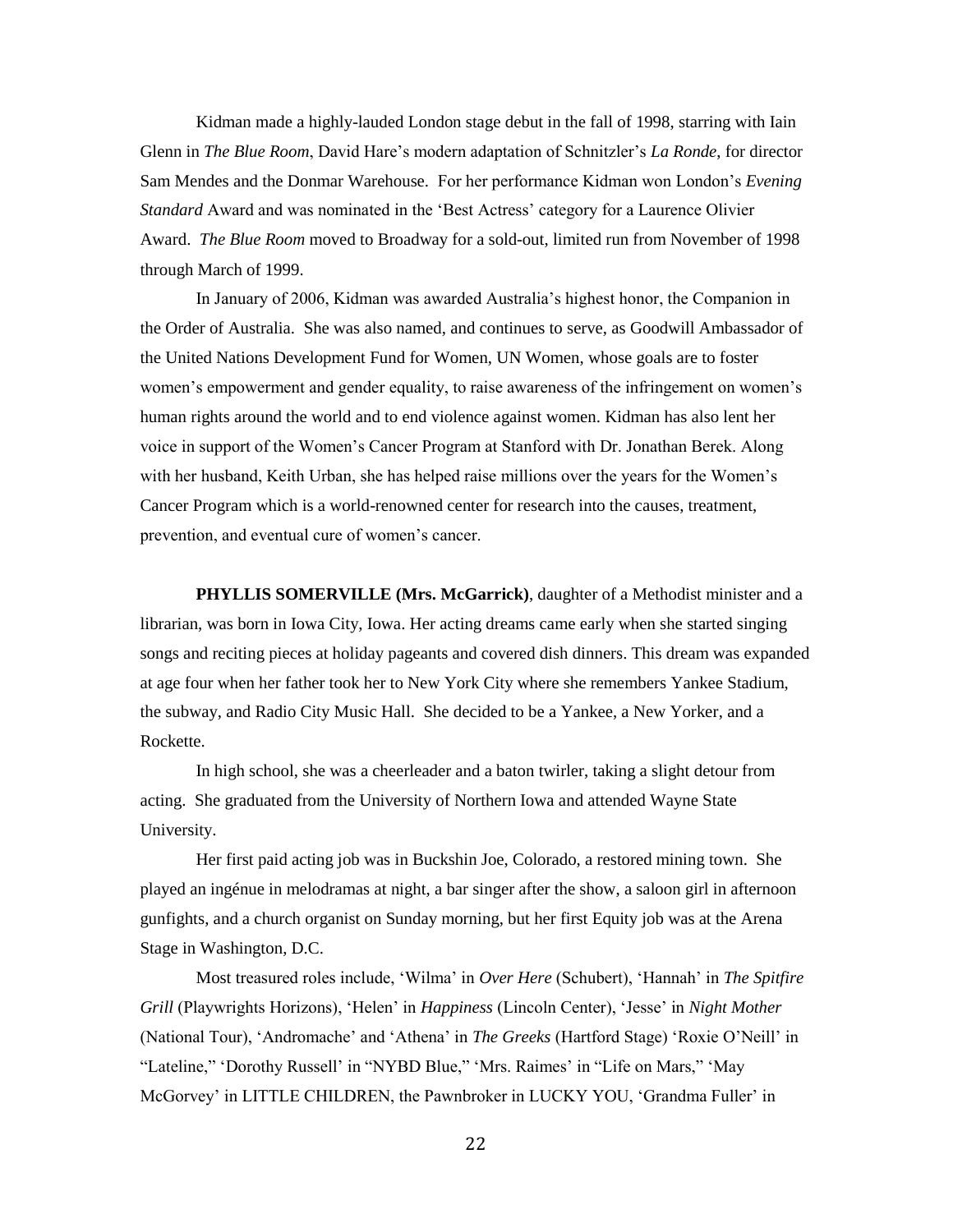Kidman made a highly-lauded London stage debut in the fall of 1998, starring with Iain Glenn in *The Blue Room*, David Hare's modern adaptation of Schnitzler's *La Ronde*, for director Sam Mendes and the Donmar Warehouse. For her performance Kidman won London's *Evening Standard* Award and was nominated in the 'Best Actress' category for a Laurence Olivier Award. *The Blue Room* moved to Broadway for a sold-out, limited run from November of 1998 through March of 1999.

In January of 2006, Kidman was awarded Australia's highest honor, the Companion in the Order of Australia. She was also named, and continues to serve, as Goodwill Ambassador of the United Nations Development Fund for Women, UN Women, whose goals are to foster women's empowerment and gender equality, to raise awareness of the infringement on women's human rights around the world and to end violence against women. Kidman has also lent her voice in support of the Women's Cancer Program at Stanford with Dr. Jonathan Berek. Along with her husband, Keith Urban, she has helped raise millions over the years for the Women's Cancer Program which is a world-renowned center for research into the causes, treatment, prevention, and eventual cure of women's cancer.

**PHYLLIS SOMERVILLE (Mrs. McGarrick)**, daughter of a Methodist minister and a librarian, was born in Iowa City, Iowa. Her acting dreams came early when she started singing songs and reciting pieces at holiday pageants and covered dish dinners. This dream was expanded at age four when her father took her to New York City where she remembers Yankee Stadium, the subway, and Radio City Music Hall. She decided to be a Yankee, a New Yorker, and a Rockette.

In high school, she was a cheerleader and a baton twirler, taking a slight detour from acting. She graduated from the University of Northern Iowa and attended Wayne State University.

Her first paid acting job was in Buckshin Joe, Colorado, a restored mining town. She played an ingénue in melodramas at night, a bar singer after the show, a saloon girl in afternoon gunfights, and a church organist on Sunday morning, but her first Equity job was at the Arena Stage in Washington, D.C.

Most treasured roles include, 'Wilma' in *Over Here* (Schubert), 'Hannah' in *The Spitfire Grill* (Playwrights Horizons), 'Helen' in *Happiness* (Lincoln Center), 'Jesse' in *Night Mother* (National Tour), 'Andromache' and 'Athena' in *The Greeks* (Hartford Stage) 'Roxie O'Neill' in "Lateline," 'Dorothy Russell' in "NYBD Blue," 'Mrs. Raimes' in "Life on Mars," 'May McGorvey' in LITTLE CHILDREN, the Pawnbroker in LUCKY YOU, 'Grandma Fuller' in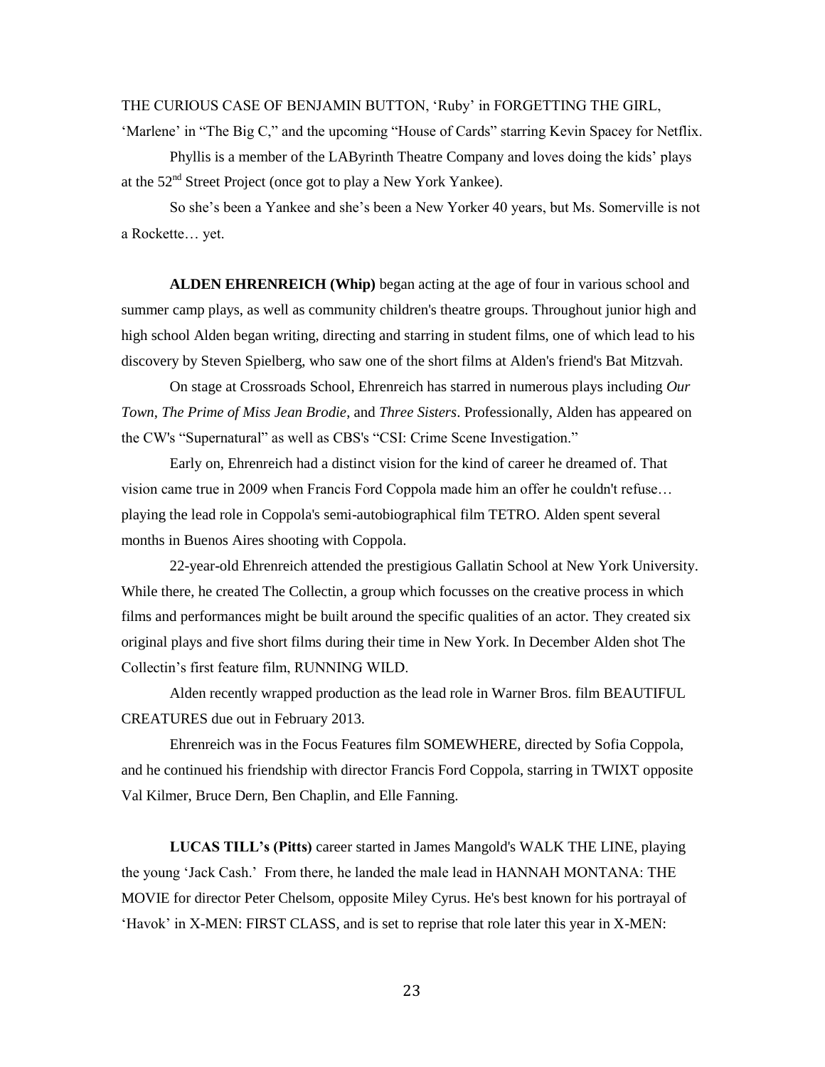THE CURIOUS CASE OF BENJAMIN BUTTON, 'Ruby' in FORGETTING THE GIRL, 'Marlene' in "The Big C," and the upcoming "House of Cards" starring Kevin Spacey for Netflix.

Phyllis is a member of the LAByrinth Theatre Company and loves doing the kids' plays at the 52nd Street Project (once got to play a New York Yankee).

So she's been a Yankee and she's been a New Yorker 40 years, but Ms. Somerville is not a Rockette… yet.

**ALDEN EHRENREICH (Whip)** began acting at the age of four in various school and summer camp plays, as well as community children's theatre groups. Throughout junior high and high school Alden began writing, directing and starring in student films, one of which lead to his discovery by Steven Spielberg, who saw one of the short films at Alden's friend's Bat Mitzvah.

On stage at Crossroads School, Ehrenreich has starred in numerous plays including *Our Town*, *The Prime of Miss Jean Brodie*, and *Three Sisters*. Professionally, Alden has appeared on the CW's "Supernatural" as well as CBS's "CSI: Crime Scene Investigation."

Early on, Ehrenreich had a distinct vision for the kind of career he dreamed of. That vision came true in 2009 when Francis Ford Coppola made him an offer he couldn't refuse… playing the lead role in Coppola's semi-autobiographical film TETRO. Alden spent several months in Buenos Aires shooting with Coppola.

22-year-old Ehrenreich attended the prestigious Gallatin School at New York University. While there, he created The Collectin, a group which focusses on the creative process in which films and performances might be built around the specific qualities of an actor. They created six original plays and five short films during their time in New York. In December Alden shot The Collectin's first feature film, RUNNING WILD.

Alden recently wrapped production as the lead role in Warner Bros. film BEAUTIFUL CREATURES due out in February 2013.

Ehrenreich was in the Focus Features film SOMEWHERE, directed by Sofia Coppola, and he continued his friendship with director Francis Ford Coppola, starring in TWIXT opposite Val Kilmer, Bruce Dern, Ben Chaplin, and Elle Fanning.

**LUCAS TILL's (Pitts)** career started in James Mangold's WALK THE LINE, playing the young 'Jack Cash.' From there, he landed the male lead in HANNAH MONTANA: THE MOVIE for director Peter Chelsom, opposite Miley Cyrus. He's best known for his portrayal of 'Havok' in X-MEN: FIRST CLASS, and is set to reprise that role later this year in X-MEN: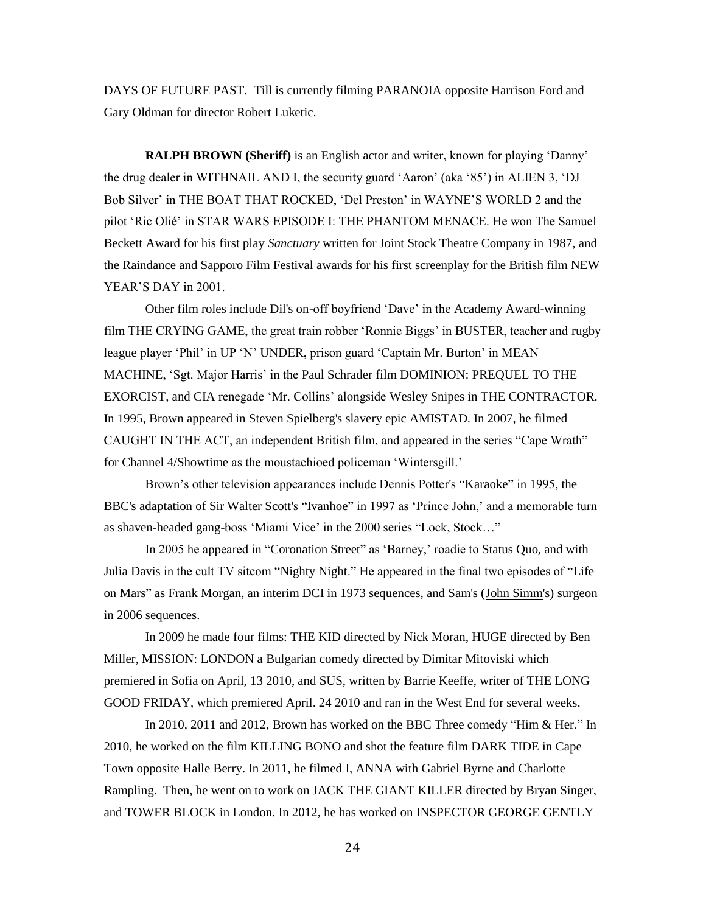DAYS OF FUTURE PAST. Till is currently filming PARANOIA opposite Harrison Ford and Gary Oldman for director Robert Luketic.

**RALPH BROWN (Sheriff)** is an English actor and writer, known for playing 'Danny' the drug dealer in WITHNAIL AND I, the security guard 'Aaron' (aka '85') in ALIEN 3, 'DJ Bob Silver' in THE BOAT THAT ROCKED, 'Del Preston' in WAYNE'S WORLD 2 and the pilot 'Ric Olié' in STAR WARS EPISODE I: THE PHANTOM MENACE. He won The Samuel Beckett Award for his first play *Sanctuary* written for Joint Stock Theatre Company in 1987, and the Raindance and Sapporo Film Festival awards for his first screenplay for the British film NEW YEAR'S DAY in 2001.

Other film roles include Dil's on-off boyfriend 'Dave' in the Academy Award-winning film THE CRYING GAME, the great train robber 'Ronnie Biggs' in BUSTER, teacher and rugby league player 'Phil' in UP 'N' UNDER, prison guard 'Captain Mr. Burton' in MEAN MACHINE, 'Sgt. Major Harris' in the Paul Schrader film DOMINION: PREQUEL TO THE EXORCIST, and CIA renegade 'Mr. Collins' alongside Wesley Snipes in THE CONTRACTOR. In 1995, Brown appeared in Steven Spielberg's slavery epic AMISTAD. In 2007, he filmed CAUGHT IN THE ACT, an independent British film, and appeared in the series "Cape Wrath" for Channel 4/Showtime as the moustachioed policeman 'Wintersgill.'

Brown's other television appearances include Dennis Potter's "Karaoke" in 1995, the BBC's adaptation of Sir Walter Scott's "Ivanhoe" in 1997 as 'Prince John,' and a memorable turn as shaven-headed gang-boss 'Miami Vice' in the 2000 series "Lock, Stock…"

In 2005 he appeared in "Coronation Street" as 'Barney,' roadie to Status Quo, and with Julia Davis in the cult TV sitcom "Nighty Night." He appeared in the final two episodes of "Life on Mars" as Frank Morgan, an interim DCI in 1973 sequences, and Sam's (John Simm's) surgeon in 2006 sequences.

In 2009 he made four films: THE KID directed by Nick Moran, HUGE directed by Ben Miller, MISSION: LONDON a Bulgarian comedy directed by Dimitar Mitoviski which premiered in Sofia on April, 13 2010, and SUS, written by Barrie Keeffe, writer of THE LONG GOOD FRIDAY, which premiered April. 24 2010 and ran in the West End for several weeks.

In 2010, 2011 and 2012, Brown has worked on the BBC Three comedy "Him & Her." In 2010, he worked on the film KILLING BONO and shot the feature film DARK TIDE in Cape Town opposite Halle Berry. In 2011, he filmed I, ANNA with Gabriel Byrne and Charlotte Rampling. Then, he went on to work on JACK THE GIANT KILLER directed by Bryan Singer, and TOWER BLOCK in London. In 2012, he has worked on INSPECTOR GEORGE GENTLY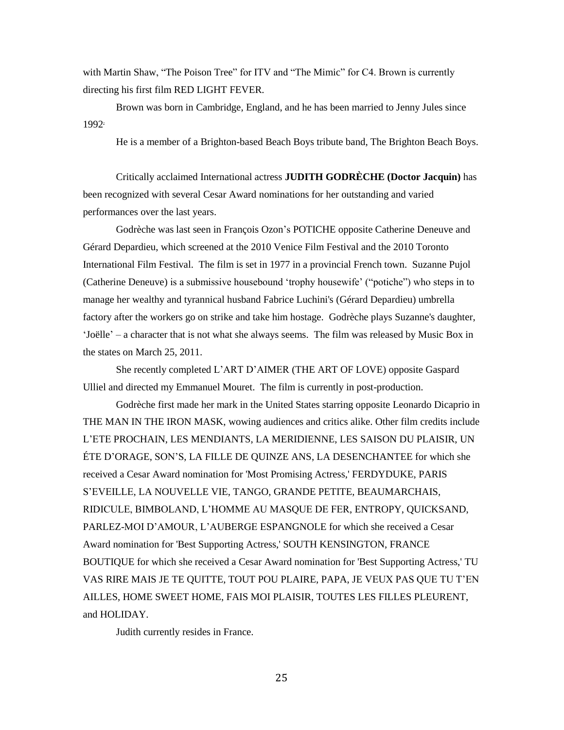with Martin Shaw, "The Poison Tree" for ITV and "The Mimic" for C4. Brown is currently directing his first film RED LIGHT FEVER.

Brown was born in Cambridge, England, and he has been married to Jenny Jules since 1992.

He is a member of a Brighton-based Beach Boys tribute band, The Brighton Beach Boys.

Critically acclaimed International actress **JUDITH GODRÈCHE (Doctor Jacquin)** has been recognized with several Cesar Award nominations for her outstanding and varied performances over the last years.

Godrèche was last seen in François Ozon's POTICHE opposite Catherine Deneuve and Gérard Depardieu, which screened at the 2010 Venice Film Festival and the 2010 Toronto International Film Festival. The film is set in 1977 in a provincial French town. Suzanne Pujol (Catherine Deneuve) is a submissive housebound 'trophy housewife' ("potiche") who steps in to manage her wealthy and tyrannical husband Fabrice Luchini's (Gérard Depardieu) umbrella factory after the workers go on strike and take him hostage. Godrèche plays Suzanne's daughter, 'Joëlle' – a character that is not what she always seems. The film was released by Music Box in the states on March 25, 2011.

She recently completed L'ART D'AIMER (THE ART OF LOVE) opposite Gaspard Ulliel and directed my Emmanuel Mouret. The film is currently in post-production.

Godrèche first made her mark in the United States starring opposite Leonardo Dicaprio in THE MAN IN THE IRON MASK, wowing audiences and critics alike. Other film credits include L'ETE PROCHAIN, LES MENDIANTS, LA MERIDIENNE, LES SAISON DU PLAISIR, UN ÉTE D'ORAGE, SON'S, LA FILLE DE QUINZE ANS, LA DESENCHANTEE for which she received a Cesar Award nomination for 'Most Promising Actress,' FERDYDUKE, PARIS S'EVEILLE, LA NOUVELLE VIE, TANGO, GRANDE PETITE, BEAUMARCHAIS, RIDICULE, BIMBOLAND, L'HOMME AU MASQUE DE FER, ENTROPY, QUICKSAND, PARLEZ-MOI D'AMOUR, L'AUBERGE ESPANGNOLE for which she received a Cesar Award nomination for 'Best Supporting Actress,' SOUTH KENSINGTON, FRANCE BOUTIQUE for which she received a Cesar Award nomination for 'Best Supporting Actress,' TU VAS RIRE MAIS JE TE QUITTE, TOUT POU PLAIRE, PAPA, JE VEUX PAS QUE TU T'EN AILLES, HOME SWEET HOME, FAIS MOI PLAISIR, TOUTES LES FILLES PLEURENT, and HOLIDAY.

Judith currently resides in France.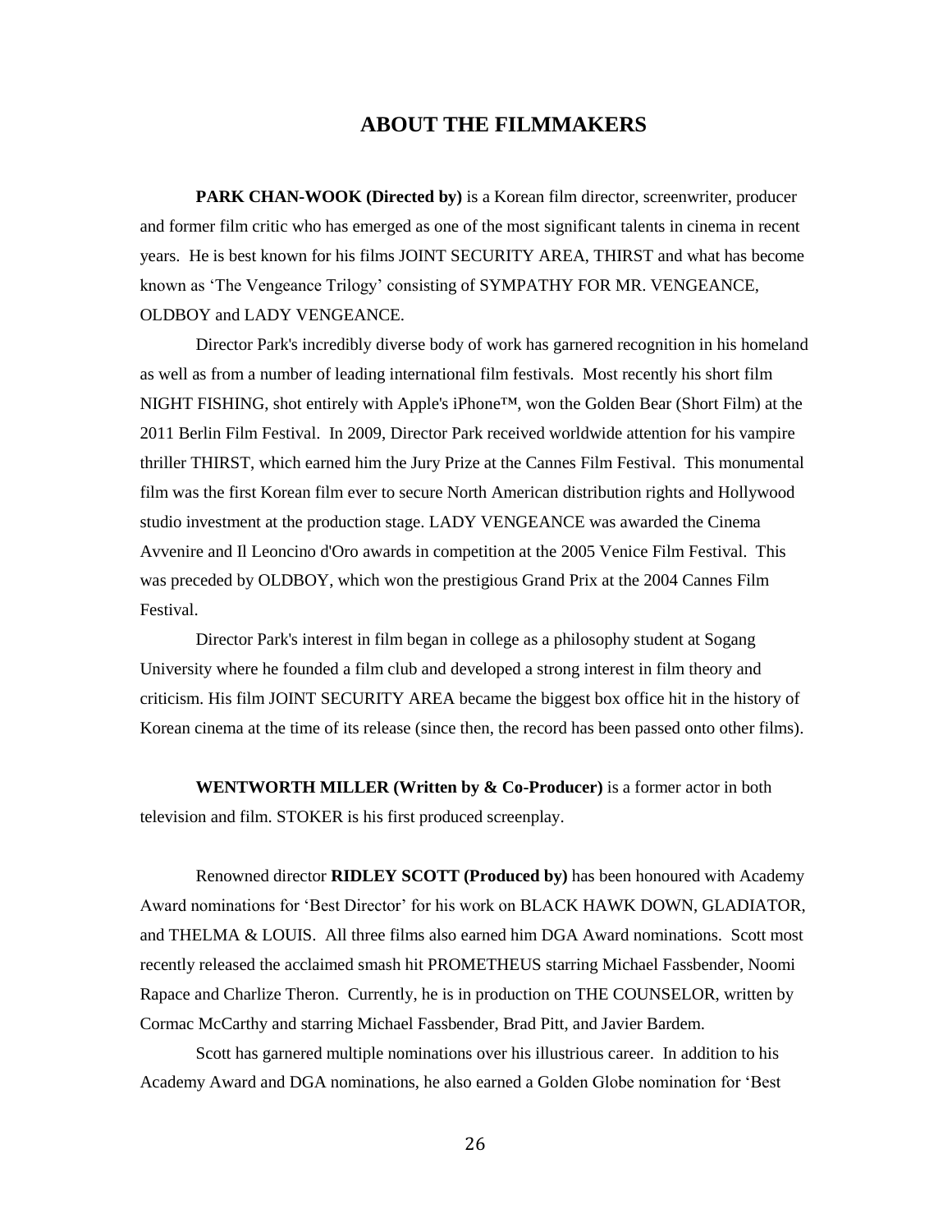## ABOUT THE FILMMAKERS

**PARK CHAN-WOOK (Directed by)** is a Korean film director, screenwriter, producer and former film critic who has emerged as one of the most significant talents in cinema in recent years. He is best known for his films JOINT SECURITY AREA, THIRST and what has become known as 'The Vengeance Trilogy' consisting of SYMPATHY FOR MR. VENGEANCE, OLDBOY and LADY VENGEANCE.

Director Park's incredibly diverse body of work has garnered recognition in his homeland as well as from a number of leading international film festivals. Most recently his short film NIGHT FISHING, shot entirely with Apple's iPhone™, won the Golden Bear (Short Film) at the 2011 Berlin Film Festival. In 2009, Director Park received worldwide attention for his vampire thriller THIRST, which earned him the Jury Prize at the Cannes Film Festival. This monumental film was the first Korean film ever to secure North American distribution rights and Hollywood studio investment at the production stage. LADY VENGEANCE was awarded the Cinema Avvenire and Il Leoncino d'Oro awards in competition at the 2005 Venice Film Festival. This was preceded by OLDBOY, which won the prestigious Grand Prix at the 2004 Cannes Film Festival.

Director Park's interest in film began in college as a philosophy student at Sogang University where he founded a film club and developed a strong interest in film theory and criticism. His film JOINT SECURITY AREA became the biggest box office hit in the history of Korean cinema at the time of its release (since then, the record has been passed onto other films).

**WENTWORTH MILLER (Written by & Co-Producer)** is a former actor in both television and film. STOKER is his first produced screenplay.

Renowned director **RIDLEY SCOTT (Produced by)** has been honoured with Academy Award nominations for 'Best Director' for his work on BLACK HAWK DOWN, GLADIATOR, and THELMA & LOUIS. All three films also earned him DGA Award nominations. Scott most recently released the acclaimed smash hit PROMETHEUS starring Michael Fassbender, Noomi Rapace and Charlize Theron. Currently, he is in production on THE COUNSELOR, written by Cormac McCarthy and starring Michael Fassbender, Brad Pitt, and Javier Bardem.

Scott has garnered multiple nominations over his illustrious career. In addition to his Academy Award and DGA nominations, he also earned a Golden Globe nomination for 'Best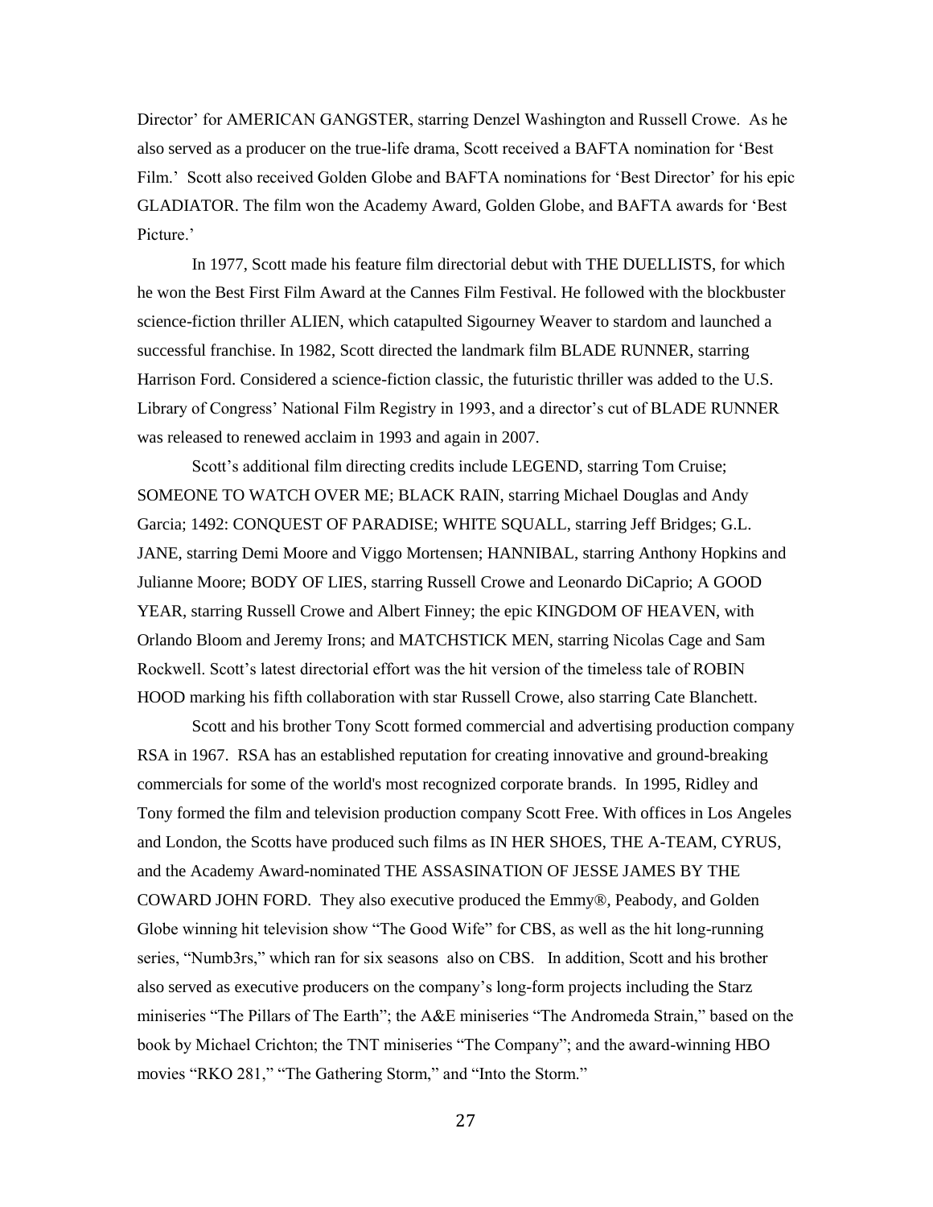Director' for AMERICAN GANGSTER, starring Denzel Washington and Russell Crowe. As he also served as a producer on the true-life drama, Scott received a BAFTA nomination for 'Best Film.' Scott also received Golden Globe and BAFTA nominations for 'Best Director' for his epic GLADIATOR. The film won the Academy Award, Golden Globe, and BAFTA awards for 'Best Picture.'

In 1977, Scott made his feature film directorial debut with THE DUELLISTS, for which he won the Best First Film Award at the Cannes Film Festival. He followed with the blockbuster science-fiction thriller ALIEN, which catapulted Sigourney Weaver to stardom and launched a successful franchise. In 1982, Scott directed the landmark film BLADE RUNNER, starring Harrison Ford. Considered a science-fiction classic, the futuristic thriller was added to the U.S. Library of Congress' National Film Registry in 1993, and a director's cut of BLADE RUNNER was released to renewed acclaim in 1993 and again in 2007.

Scott's additional film directing credits include LEGEND, starring Tom Cruise; SOMEONE TO WATCH OVER ME; BLACK RAIN, starring Michael Douglas and Andy Garcia; 1492: CONQUEST OF PARADISE; WHITE SQUALL, starring Jeff Bridges; G.L. JANE, starring Demi Moore and Viggo Mortensen; HANNIBAL, starring Anthony Hopkins and Julianne Moore; BODY OF LIES, starring Russell Crowe and Leonardo DiCaprio; A GOOD YEAR, starring Russell Crowe and Albert Finney; the epic KINGDOM OF HEAVEN, with Orlando Bloom and Jeremy Irons; and MATCHSTICK MEN, starring Nicolas Cage and Sam Rockwell. Scott's latest directorial effort was the hit version of the timeless tale of ROBIN HOOD marking his fifth collaboration with star Russell Crowe, also starring Cate Blanchett.

Scott and his brother Tony Scott formed commercial and advertising production company RSA in 1967. RSA has an established reputation for creating innovative and ground-breaking commercials for some of the world's most recognized corporate brands. In 1995, Ridley and Tony formed the film and television production company Scott Free. With offices in Los Angeles and London, the Scotts have produced such films as IN HER SHOES, THE A-TEAM, CYRUS, and the Academy Award-nominated THE ASSASINATION OF JESSE JAMES BY THE COWARD JOHN FORD. They also executive produced the Emmy®, Peabody, and Golden Globe winning hit television show "The Good Wife" for CBS, as well as the hit long-running series, "Numb3rs," which ran for six seasons also on CBS. In addition, Scott and his brother also served as executive producers on the company's long-form projects including the Starz miniseries "The Pillars of The Earth"; the A&E miniseries "The Andromeda Strain," based on the book by Michael Crichton; the TNT miniseries "The Company"; and the award-winning HBO movies "RKO 281," "The Gathering Storm," and "Into the Storm."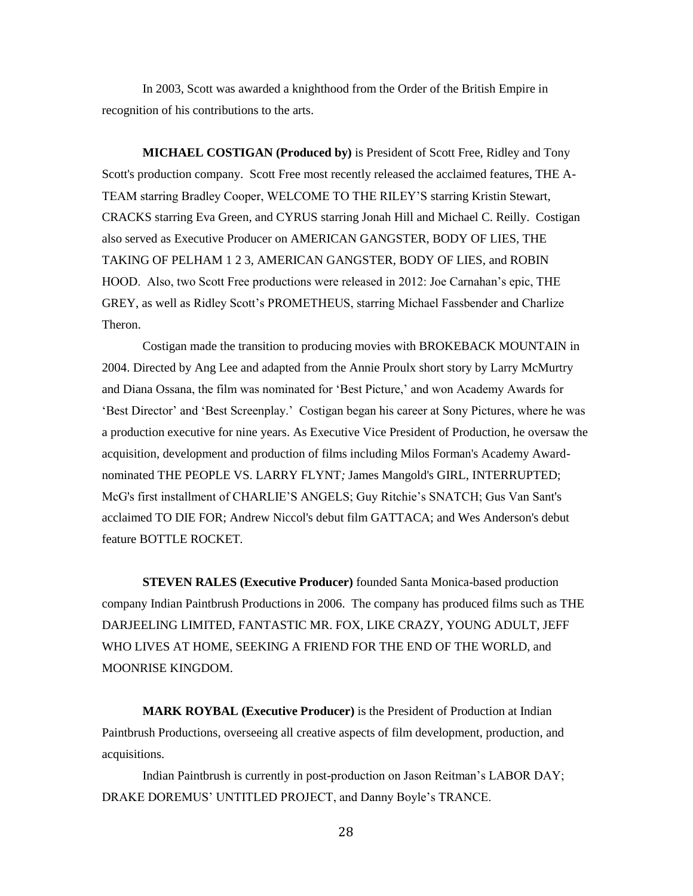In 2003, Scott was awarded a knighthood from the Order of the British Empire in recognition of his contributions to the arts.

**MICHAEL COSTIGAN (Produced by)** is President of Scott Free, Ridley and Tony Scott's production company. Scott Free most recently released the acclaimed features, THE A-TEAM starring Bradley Cooper, WELCOME TO THE RILEY'S starring Kristin Stewart, CRACKS starring Eva Green, and CYRUS starring Jonah Hill and Michael C. Reilly. Costigan also served as Executive Producer on AMERICAN GANGSTER, BODY OF LIES, THE TAKING OF PELHAM 1 2 3, AMERICAN GANGSTER, BODY OF LIES, and ROBIN HOOD. Also, two Scott Free productions were released in 2012: Joe Carnahan's epic, THE GREY, as well as Ridley Scott's PROMETHEUS, starring Michael Fassbender and Charlize Theron.

Costigan made the transition to producing movies with BROKEBACK MOUNTAIN in 2004. Directed by Ang Lee and adapted from the Annie Proulx short story by Larry McMurtry and Diana Ossana, the film was nominated for 'Best Picture,' and won Academy Awards for 'Best Director' and 'Best Screenplay.' Costigan began his career at Sony Pictures, where he was a production executive for nine years. As Executive Vice President of Production, he oversaw the acquisition, development and production of films including Milos Forman's Academy Award-nominated THE PEOPLE VS. LARRY FLYNT; James Mangold's GIRL, INTERRUPTED; McG's first installment of CHARLIE'S ANGELS; Guy Ritchie's SNATCH; Gus Van Sant's acclaimed TO DIE FOR; Andrew Niccol's debut film GATTACA; and Wes Anderson's debut feature BOTTLE ROCKET.

**STEVEN RALES (Executive Producer)** founded Santa Monica-based production company Indian Paintbrush Productions in 2006. The company has produced films such as THE DARJEELING LIMITED, FANTASTIC MR. FOX, LIKE CRAZY, YOUNG ADULT, JEFF WHO LIVES AT HOME, SEEKING A FRIEND FOR THE END OF THE WORLD, and MOONRISE KINGDOM.

**MARK ROYBAL (Executive Producer)** is the President of Production at Indian Paintbrush Productions, overseeing all creative aspects of film development, production, and acquisitions.

Indian Paintbrush is currently in post-production on Jason Reitman's LABOR DAY; DRAKE DOREMUS' UNTITLED PROJECT, and Danny Boyle's TRANCE.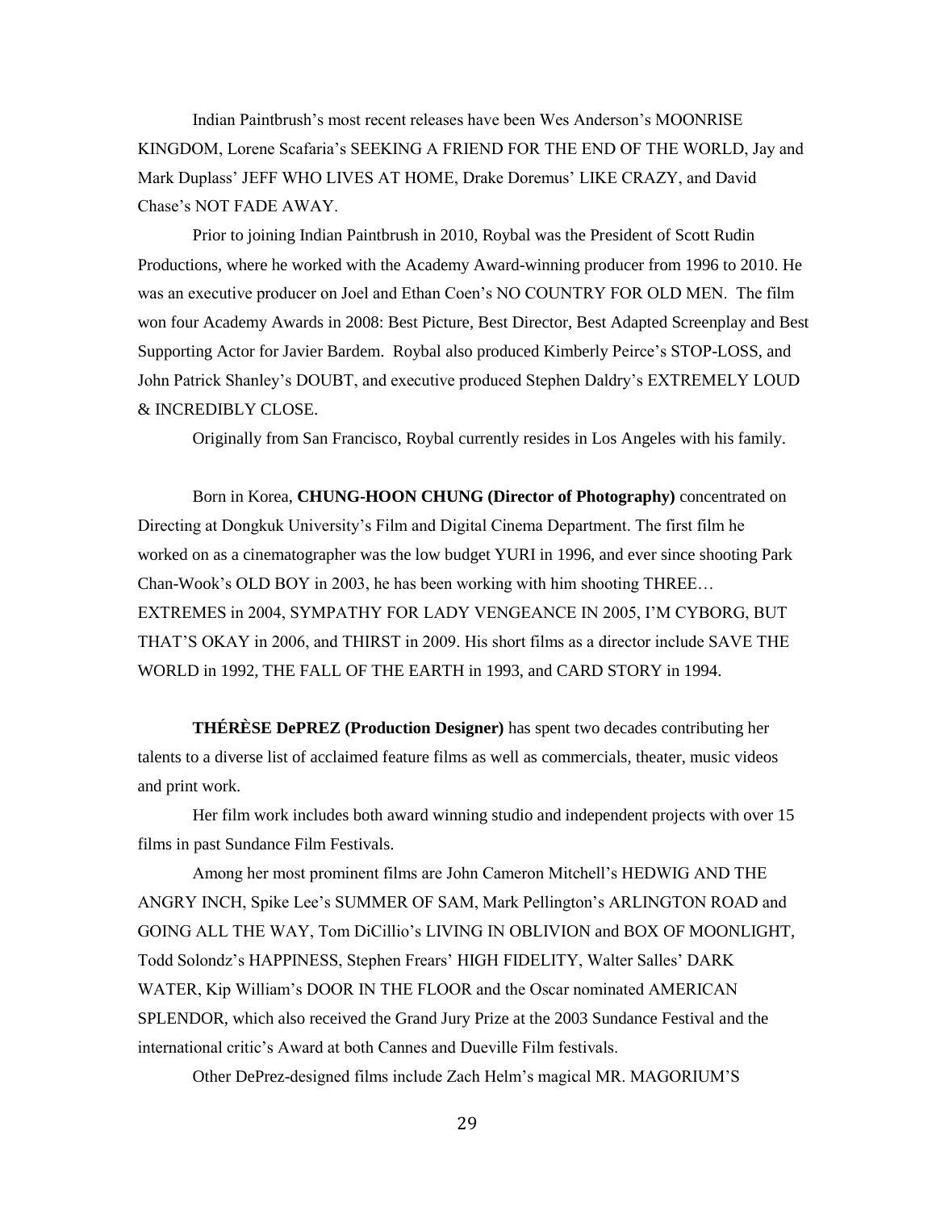Indian Paintbrush's most recent releases have been Wes Anderson's MOONRISE KINGDOM, Lorene Scafaria's SEEKING A FRIEND FOR THE END OF THE WORLD, Jay and Mark Duplass' JEFF WHO LIVES AT HOME, Drake Doremus' LIKE CRAZY, and David Chase's NOT FADE AWAY.

Prior to joining Indian Paintbrush in 2010, Roybal was the President of Scott Rudin Productions, where he worked with the Academy Award-winning producer from 1996 to 2010. He was an executive producer on Joel and Ethan Coen's NO COUNTRY FOR OLD MEN. The film won four Academy Awards in 2008: Best Picture, Best Director, Best Adapted Screenplay and Best Supporting Actor for Javier Bardem. Roybal also produced Kimberly Peirce's STOP-LOSS, and John Patrick Shanley's DOUBT, and executive produced Stephen Daldry's EXTREMELY LOUD & INCREDIBLY CLOSE.

Originally from San Francisco, Roybal currently resides in Los Angeles with his family.

Born in Korea, **CHUNG-HOON CHUNG (Director of Photography)** concentrated on Directing at Dongkuk University's Film and Digital Cinema Department. The first film he worked on as a cinematographer was the low budget YURI in 1996, and ever since shooting Park Chan-Wook's OLD BOY in 2003, he has been working with him shooting THREE… EXTREMES in 2004, SYMPATHY FOR LADY VENGEANCE IN 2005, I'M CYBORG, BUT THAT'S OKAY in 2006, and THIRST in 2009. His short films as a director include SAVE THE WORLD in 1992, THE FALL OF THE EARTH in 1993, and CARD STORY in 1994.

**THÉRÈSE DePREZ (Production Designer)** has spent two decades contributing her talents to a diverse list of acclaimed feature films as well as commercials, theater, music videos and print work.

Her film work includes both award winning studio and independent projects with over 15 films in past Sundance Film Festivals.

Among her most prominent films are John Cameron Mitchell's HEDWIG AND THE ANGRY INCH, Spike Lee's SUMMER OF SAM, Mark Pellington's ARLINGTON ROAD and GOING ALL THE WAY, Tom DiCillio's LIVING IN OBLIVION and BOX OF MOONLIGHT, Todd Solondz's HAPPINESS, Stephen Frears' HIGH FIDELITY, Walter Salles' DARK WATER, Kip William's DOOR IN THE FLOOR and the Oscar nominated AMERICAN SPLENDOR, which also received the Grand Jury Prize at the 2003 Sundance Festival and the international critic's Award at both Cannes and Dueville Film festivals.

Other DePrez-designed films include Zach Helm's magical MR. MAGORIUM'S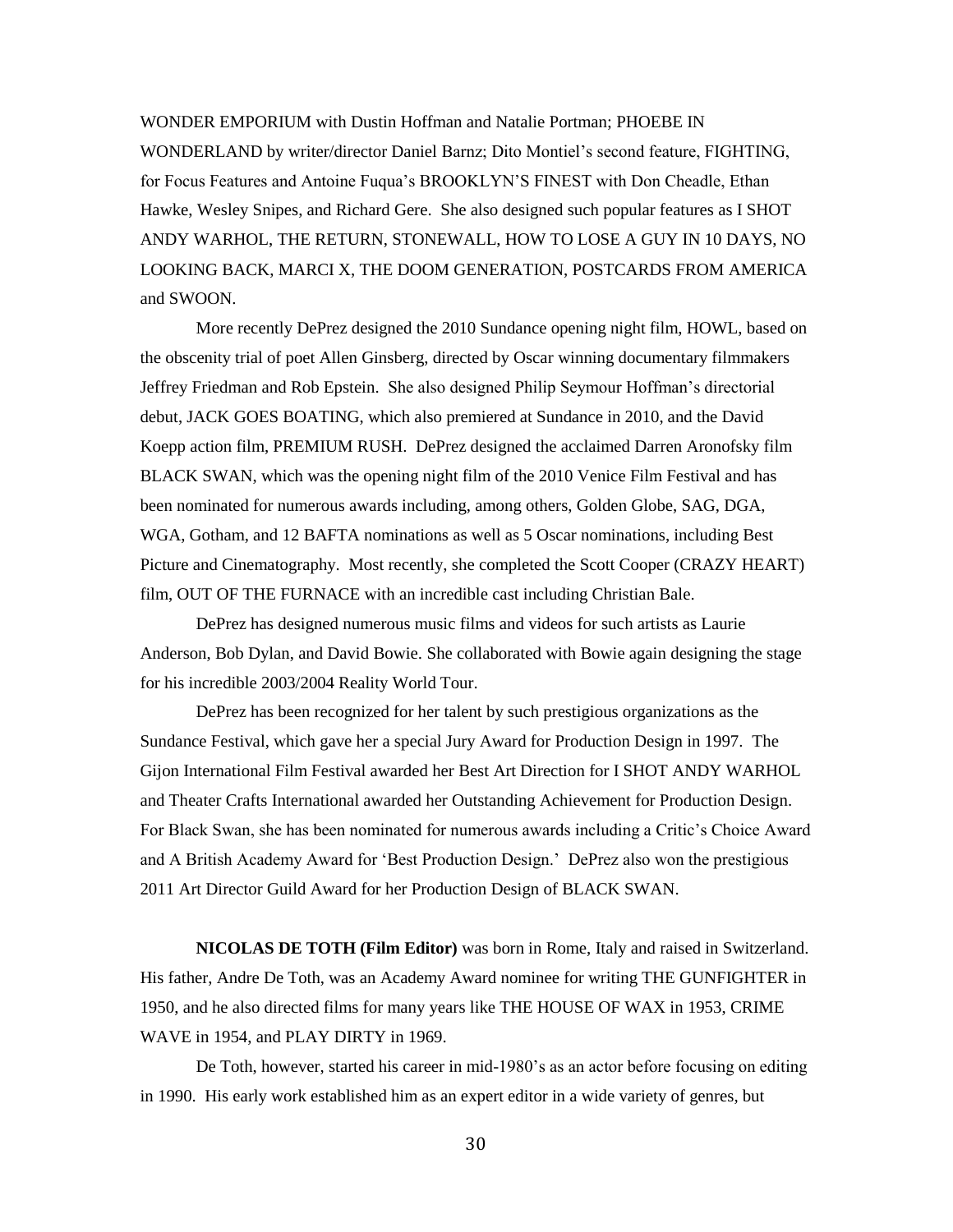WONDER EMPORIUM with Dustin Hoffman and Natalie Portman; PHOEBE IN WONDERLAND by writer/director Daniel Barnz; Dito Montiel's second feature, FIGHTING, for Focus Features and Antoine Fuqua's BROOKLYN'S FINEST with Don Cheadle, Ethan Hawke, Wesley Snipes, and Richard Gere. She also designed such popular features as I SHOT ANDY WARHOL, THE RETURN, STONEWALL, HOW TO LOSE A GUY IN 10 DAYS, NO LOOKING BACK, MARCI X, THE DOOM GENERATION, POSTCARDS FROM AMERICA and SWOON.

More recently DePrez designed the 2010 Sundance opening night film, HOWL, based on the obscenity trial of poet Allen Ginsberg, directed by Oscar winning documentary filmmakers Jeffrey Friedman and Rob Epstein. She also designed Philip Seymour Hoffman's directorial debut, JACK GOES BOATING, which also premiered at Sundance in 2010, and the David Koepp action film, PREMIUM RUSH. DePrez designed the acclaimed Darren Aronofsky film BLACK SWAN, which was the opening night film of the 2010 Venice Film Festival and has been nominated for numerous awards including, among others, Golden Globe, SAG, DGA, WGA, Gotham, and 12 BAFTA nominations as well as 5 Oscar nominations, including Best Picture and Cinematography. Most recently, she completed the Scott Cooper (CRAZY HEART) film, OUT OF THE FURNACE with an incredible cast including Christian Bale.

DePrez has designed numerous music films and videos for such artists as Laurie Anderson, Bob Dylan, and David Bowie. She collaborated with Bowie again designing the stage for his incredible 2003/2004 Reality World Tour.

DePrez has been recognized for her talent by such prestigious organizations as the Sundance Festival, which gave her a special Jury Award for Production Design in 1997. The Gijon International Film Festival awarded her Best Art Direction for I SHOT ANDY WARHOL and Theater Crafts International awarded her Outstanding Achievement for Production Design. For Black Swan, she has been nominated for numerous awards including a Critic's Choice Award and A British Academy Award for 'Best Production Design.' DePrez also won the prestigious 2011 Art Director Guild Award for her Production Design of BLACK SWAN.

**NICOLAS DE TOTH (Film Editor)** was born in Rome, Italy and raised in Switzerland. His father, Andre De Toth, was an Academy Award nominee for writing THE GUNFIGHTER in 1950, and he also directed films for many years like THE HOUSE OF WAX in 1953, CRIME WAVE in 1954, and PLAY DIRTY in 1969.

De Toth, however, started his career in mid-1980's as an actor before focusing on editing in 1990. His early work established him as an expert editor in a wide variety of genres, but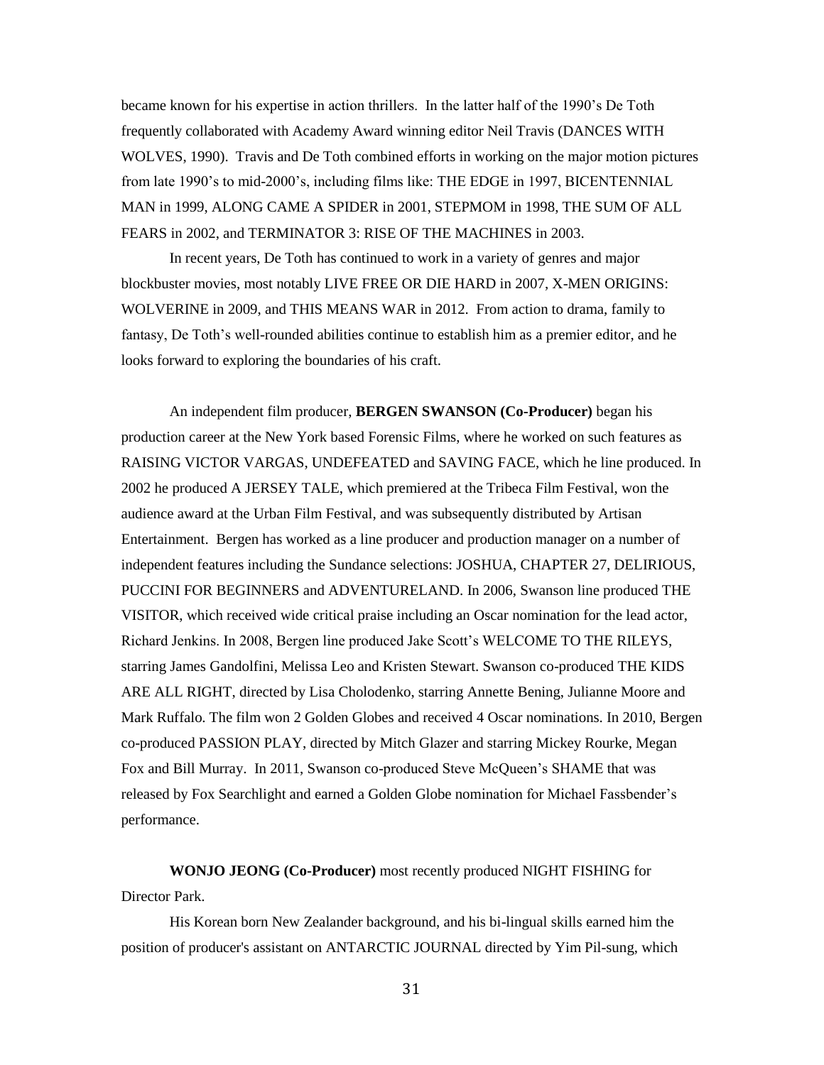became known for his expertise in action thrillers. In the latter half of the 1990's De Toth frequently collaborated with Academy Award winning editor Neil Travis (DANCES WITH WOLVES, 1990). Travis and De Toth combined efforts in working on the major motion pictures from late 1990's to mid-2000's, including films like: THE EDGE in 1997, BICENTENNIAL MAN in 1999, ALONG CAME A SPIDER in 2001, STEPMOM in 1998, THE SUM OF ALL FEARS in 2002, and TERMINATOR 3: RISE OF THE MACHINES in 2003.

In recent years, De Toth has continued to work in a variety of genres and major blockbuster movies, most notably LIVE FREE OR DIE HARD in 2007, X-MEN ORIGINS: WOLVERINE in 2009, and THIS MEANS WAR in 2012. From action to drama, family to fantasy, De Toth's well-rounded abilities continue to establish him as a premier editor, and he looks forward to exploring the boundaries of his craft.

An independent film producer, **BERGEN SWANSON (Co-Producer)** began his production career at the New York based Forensic Films, where he worked on such features as RAISING VICTOR VARGAS, UNDEFEATED and SAVING FACE, which he line produced. In 2002 he produced A JERSEY TALE, which premiered at the Tribeca Film Festival, won the audience award at the Urban Film Festival, and was subsequently distributed by Artisan Entertainment. Bergen has worked as a line producer and production manager on a number of independent features including the Sundance selections: JOSHUA, CHAPTER 27, DELIRIOUS, PUCCINI FOR BEGINNERS and ADVENTURELAND. In 2006, Swanson line produced THE VISITOR, which received wide critical praise including an Oscar nomination for the lead actor, Richard Jenkins. In 2008, Bergen line produced Jake Scott's WELCOME TO THE RILEYS, starring James Gandolfini, Melissa Leo and Kristen Stewart. Swanson co-produced THE KIDS ARE ALL RIGHT, directed by Lisa Cholodenko, starring Annette Bening, Julianne Moore and Mark Ruffalo. The film won 2 Golden Globes and received 4 Oscar nominations. In 2010, Bergen co-produced PASSION PLAY, directed by Mitch Glazer and starring Mickey Rourke, Megan Fox and Bill Murray. In 2011, Swanson co-produced Steve McQueen's SHAME that was released by Fox Searchlight and earned a Golden Globe nomination for Michael Fassbender's performance.

**WONJO JEONG (Co-Producer)** most recently produced NIGHT FISHING for Director Park.

His Korean born New Zealander background, and his bi-lingual skills earned him the position of producer's assistant on ANTARCTIC JOURNAL directed by Yim Pil-sung, which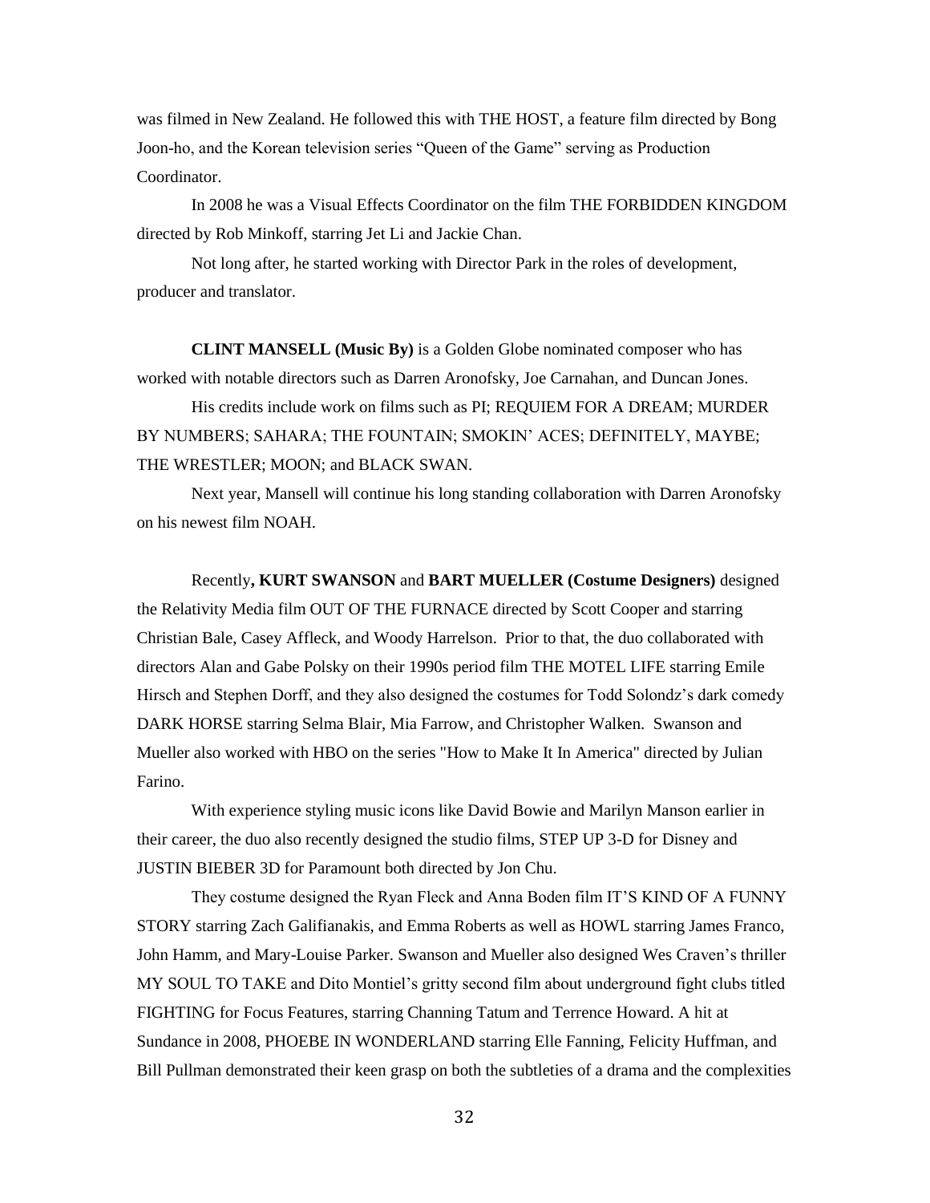was filmed in New Zealand. He followed this with THE HOST, a feature film directed by Bong Joon-ho, and the Korean television series "Queen of the Game" serving as Production Coordinator.

In 2008 he was a Visual Effects Coordinator on the film THE FORBIDDEN KINGDOM directed by Rob Minkoff, starring Jet Li and Jackie Chan.

Not long after, he started working with Director Park in the roles of development, producer and translator.

**CLINT MANSELL (Music By)** is a Golden Globe nominated composer who has worked with notable directors such as Darren Aronofsky, Joe Carnahan, and Duncan Jones.

His credits include work on films such as PI; REQUIEM FOR A DREAM; MURDER BY NUMBERS; SAHARA; THE FOUNTAIN; SMOKIN' ACES; DEFINITELY, MAYBE; THE WRESTLER; MOON; and BLACK SWAN.

Next year, Mansell will continue his long standing collaboration with Darren Aronofsky on his newest film NOAH.

Recently**, KURT SWANSON** and **BART MUELLER (Costume Designers)** designed the Relativity Media film OUT OF THE FURNACE directed by Scott Cooper and starring Christian Bale, Casey Affleck, and Woody Harrelson. Prior to that, the duo collaborated with directors Alan and Gabe Polsky on their 1990s period film THE MOTEL LIFE starring Emile Hirsch and Stephen Dorff, and they also designed the costumes for Todd Solondz's dark comedy DARK HORSE starring Selma Blair, Mia Farrow, and Christopher Walken. Swanson and Mueller also worked with HBO on the series "How to Make It In America" directed by Julian Farino.

With experience styling music icons like David Bowie and Marilyn Manson earlier in their career, the duo also recently designed the studio films, STEP UP 3-D for Disney and JUSTIN BIEBER 3D for Paramount both directed by Jon Chu.

They costume designed the Ryan Fleck and Anna Boden film IT'S KIND OF A FUNNY STORY starring Zach Galifianakis, and Emma Roberts as well as HOWL starring James Franco, John Hamm, and Mary-Louise Parker. Swanson and Mueller also designed Wes Craven's thriller MY SOUL TO TAKE and Dito Montiel's gritty second film about underground fight clubs titled FIGHTING for Focus Features, starring Channing Tatum and Terrence Howard. A hit at Sundance in 2008, PHOEBE IN WONDERLAND starring Elle Fanning, Felicity Huffman, and Bill Pullman demonstrated their keen grasp on both the subtleties of a drama and the complexities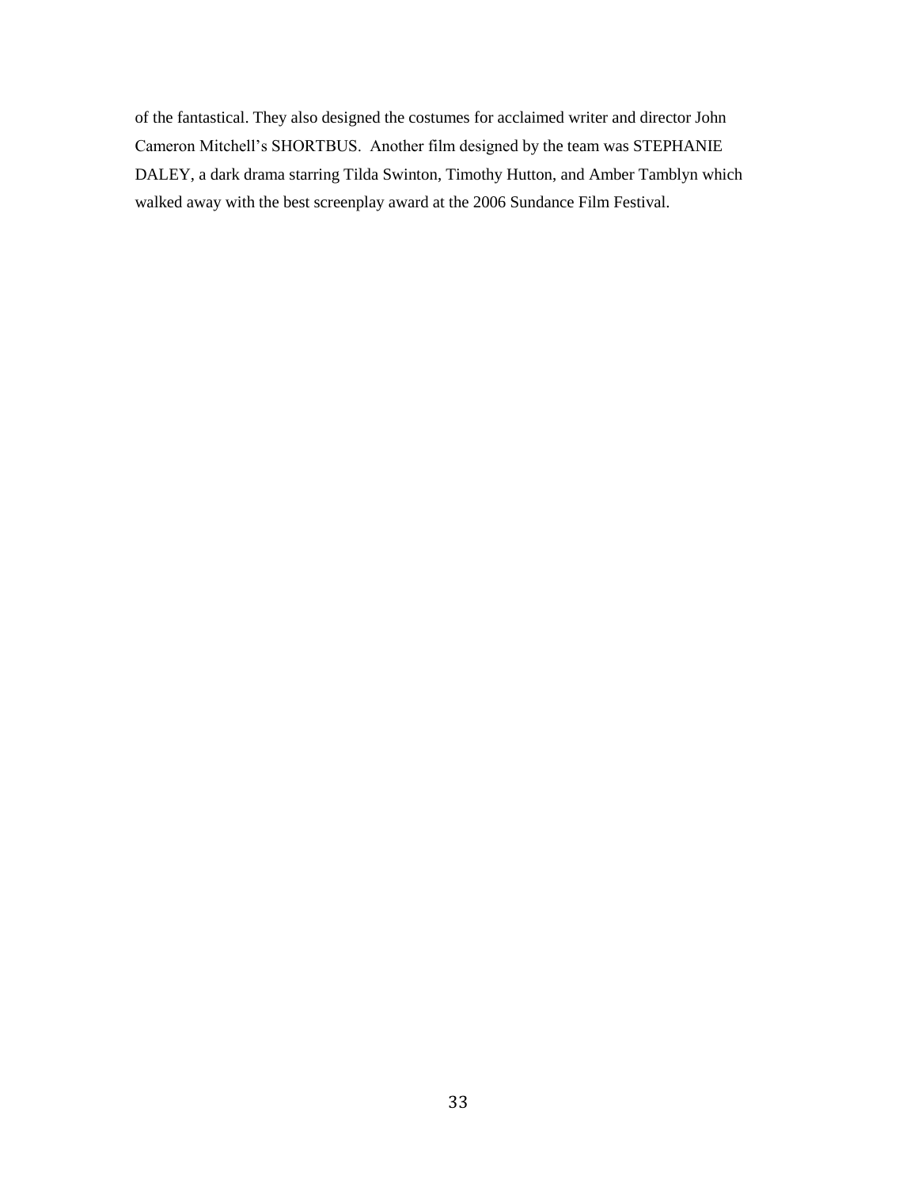of the fantastical. They also designed the costumes for acclaimed writer and director John Cameron Mitchell's SHORTBUS. Another film designed by the team was STEPHANIE DALEY, a dark drama starring Tilda Swinton, Timothy Hutton, and Amber Tamblyn which walked away with the best screenplay award at the 2006 Sundance Film Festival.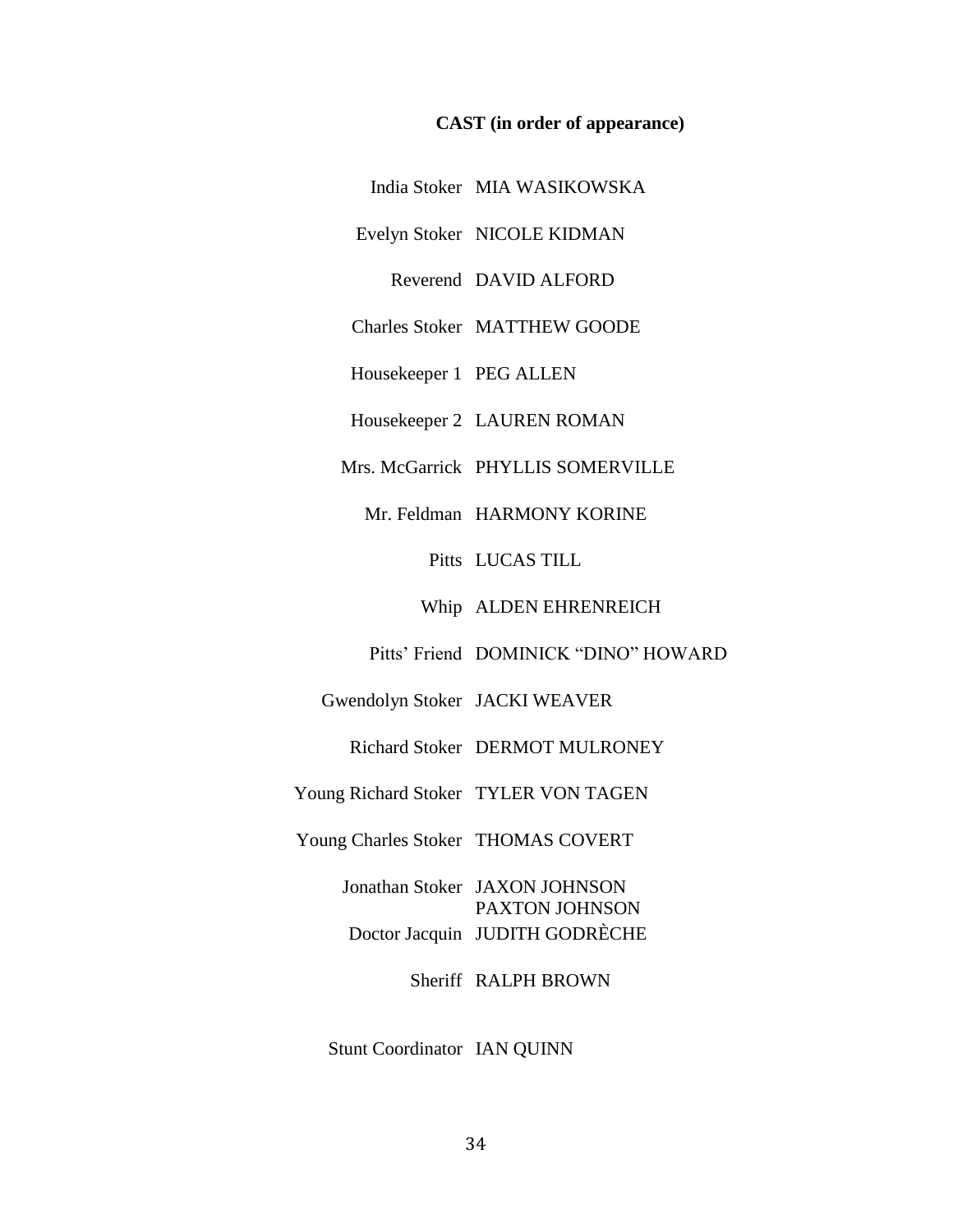**CAST (in order of appearance)**

| | |
|---|---|
| India Stoker | MIA WASIKOWSKA |
| Evelyn Stoker | NICOLE KIDMAN |
| Reverend | DAVID ALFORD |
| Charles Stoker | MATTHEW GOODE |
| Housekeeper 1 | PEG ALLEN |
| Housekeeper 2 | LAUREN ROMAN |
| Mrs. McGarrick | PHYLLIS SOMERVILLE |
| Mr. Feldman | HARMONY KORINE |
| Pitts | LUCAS TILL |
| Whip | ALDEN EHRENREICH |
| Pitts' Friend | DOMINICK "DINO" HOWARD |
| Gwendolyn Stoker | JACKI WEAVER |
| Richard Stoker | DERMOT MULRONEY |
| Young Richard Stoker | TYLER VON TAGEN |
| Young Charles Stoker | THOMAS COVERT |
| Jonathan Stoker | JAXON JOHNSON<br>PAXTON JOHNSON |
| Doctor Jacquin | JUDITH GODRÈCHE |
| Sheriff | RALPH BROWN |
| | |
| Stunt Coordinator | IAN QUINN |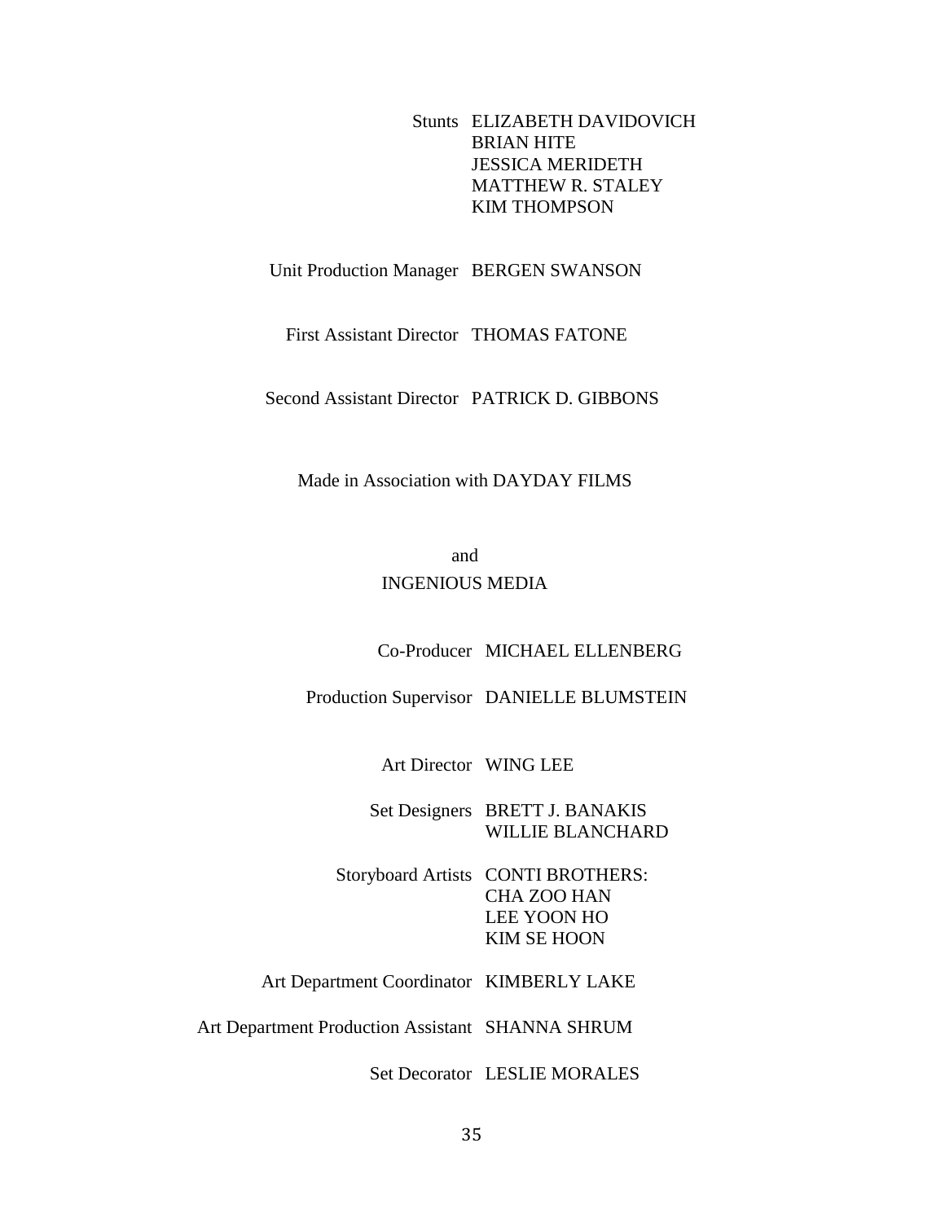Stunts ELIZABETH DAVIDOVICH
BRIAN HITE
JESSICA MERIDETH
MATTHEW R. STALEY
KIM THOMPSON

Unit Production Manager BERGEN SWANSON

First Assistant Director THOMAS FATONE

Second Assistant Director PATRICK D. GIBBONS

Made in Association with DAYDAY FILMS

and
INGENIOUS MEDIA

Co-Producer MICHAEL ELLENBERG

Production Supervisor DANIELLE BLUMSTEIN

Art Director WING LEE

Set Designers BRETT J. BANAKIS
WILLIE BLANCHARD

Storyboard Artists CONTI BROTHERS:
CHA ZOO HAN
LEE YOON HO
KIM SE HOON

Art Department Coordinator KIMBERLY LAKE

Art Department Production Assistant SHANNA SHRUM

Set Decorator LESLIE MORALES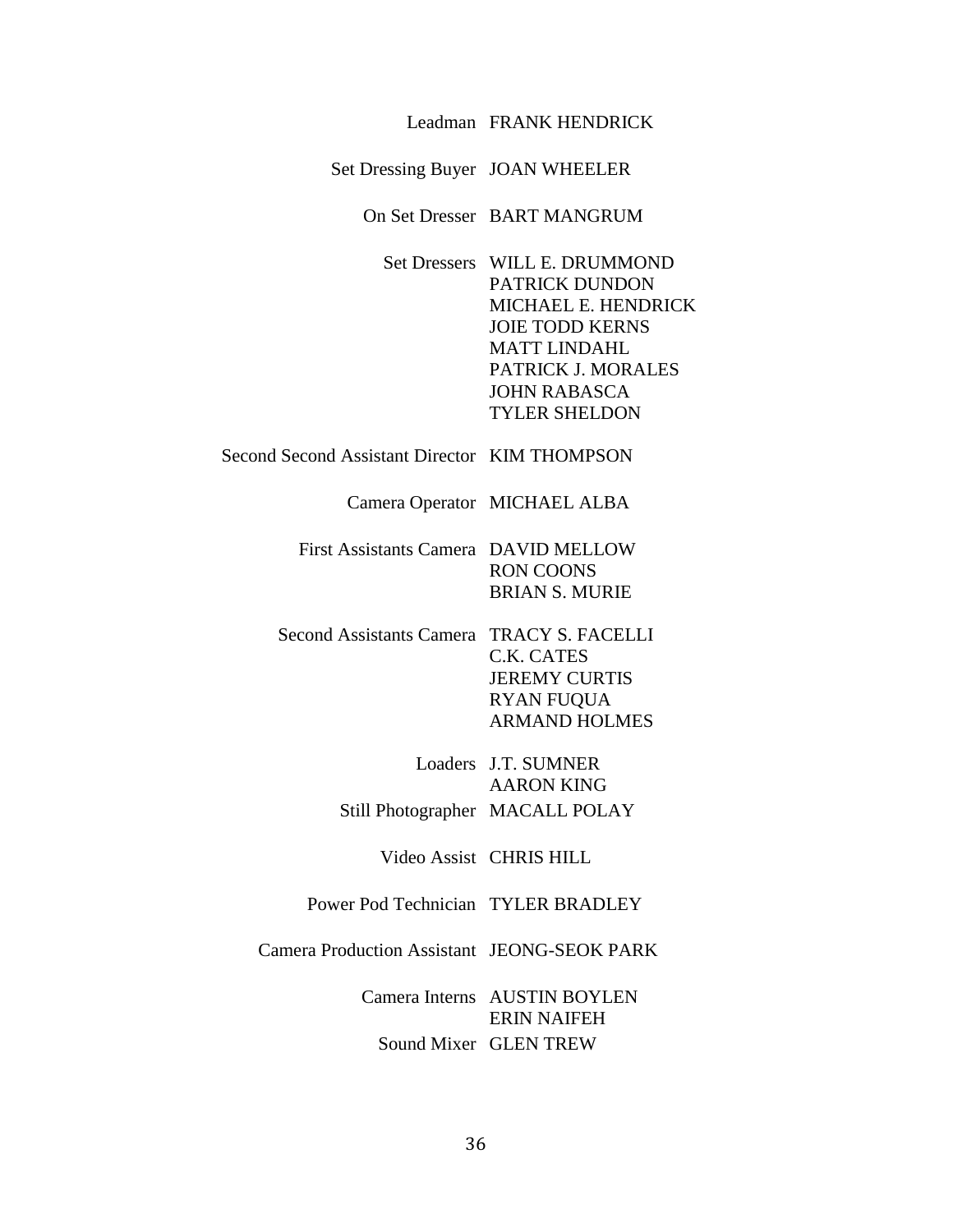| | |
|---|---|
| Leadman | FRANK HENDRICK |
| Set Dressing Buyer | JOAN WHEELER |
| On Set Dresser | BART MANGRUM |
| Set Dressers | WILL E. DRUMMOND |
| | PATRICK DUNDON |
| | MICHAEL E. HENDRICK |
| | JOIE TODD KERNS |
| | MATT LINDAHL |
| | PATRICK J. MORALES |
| | JOHN RABASCA |
| | TYLER SHELDON |
| Second Second Assistant Director | KIM THOMPSON |
| Camera Operator | MICHAEL ALBA |
| First Assistants Camera | DAVID MELLOW |
| | RON COONS |
| | BRIAN S. MURIE |
| Second Assistants Camera | TRACY S. FACELLI |
| | C.K. CATES |
| | JEREMY CURTIS |
| | RYAN FUQUA |
| | ARMAND HOLMES |
| Loaders | J.T. SUMNER |
| | AARON KING |
| Still Photographer | MACALL POLAY |
| Video Assist | CHRIS HILL |
| Power Pod Technician | TYLER BRADLEY |
| Camera Production Assistant | JEONG-SEOK PARK |
| Camera Interns | AUSTIN BOYLEN |
| | ERIN NAIFEH |
| Sound Mixer | GLEN TREW |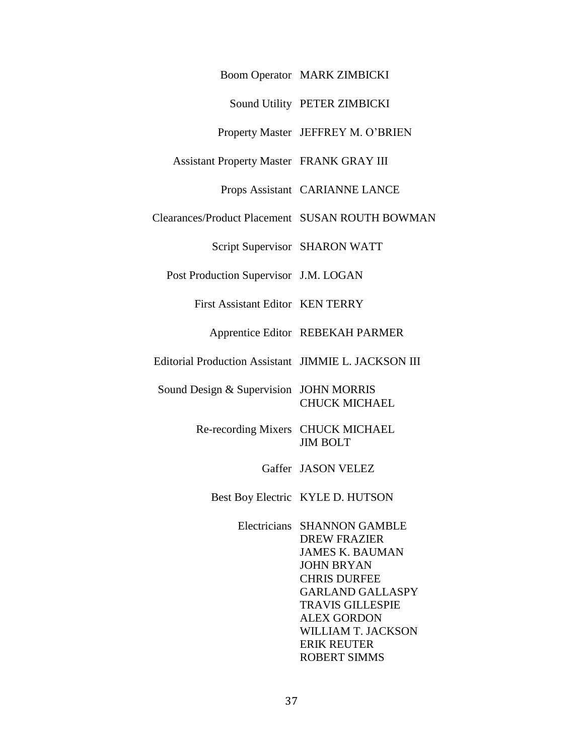| | |
|---|---|
| Boom Operator | MARK ZIMBICKI |
| Sound Utility | PETER ZIMBICKI |
| Property Master | JEFFREY M. O'BRIEN |
| Assistant Property Master | FRANK GRAY III |
| Props Assistant | CARIANNE LANCE |
| Clearances/Product Placement | SUSAN ROUTH BOWMAN |
| Script Supervisor | SHARON WATT |
| Post Production Supervisor | J.M. LOGAN |
| First Assistant Editor | KEN TERRY |
| Apprentice Editor | REBEKAH PARMER |
| Editorial Production Assistant | JIMMIE L. JACKSON III |
| Sound Design & Supervision | JOHN MORRIS<br>CHUCK MICHAEL |
| Re-recording Mixers | CHUCK MICHAEL<br>JIM BOLT |
| Gaffer | JASON VELEZ |
| Best Boy Electric | KYLE D. HUTSON |
| Electricians | SHANNON GAMBLE<br>DREW FRAZIER<br>JAMES K. BAUMAN<br>JOHN BRYAN<br>CHRIS DURFEE<br>GARLAND GALLASPY<br>TRAVIS GILLESPIE<br>ALEX GORDON<br>WILLIAM T. JACKSON<br>ERIK REUTER<br>ROBERT SIMMS |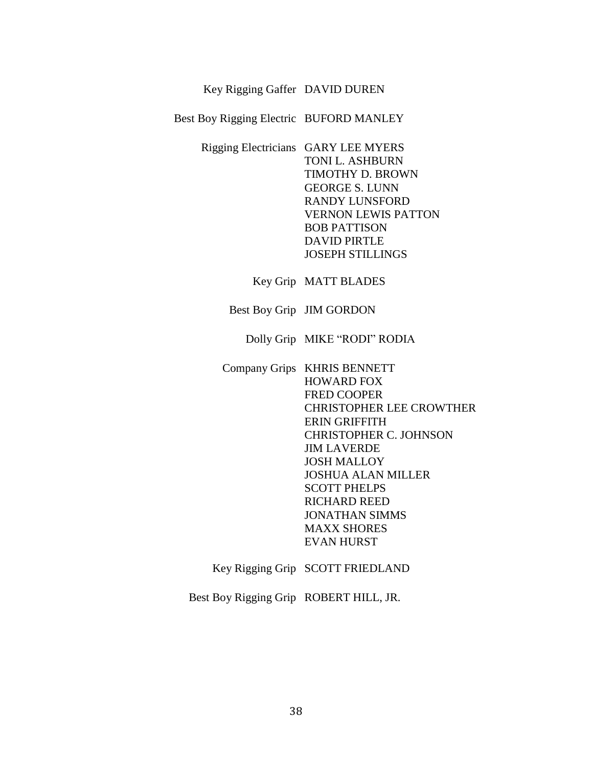| | |
|---|---|
| Key Rigging Gaffer | DAVID DUREN |
| Best Boy Rigging Electric | BUFORD MANLEY |
| Rigging Electricians | GARY LEE MYERS |
| | TONI L. ASHBURN |
| | TIMOTHY D. BROWN |
| | GEORGE S. LUNN |
| | RANDY LUNSFORD |
| | VERNON LEWIS PATTON |
| | BOB PATTISON |
| | DAVID PIRTLE |
| | JOSEPH STILLINGS |
| Key Grip | MATT BLADES |
| Best Boy Grip | JIM GORDON |
| Dolly Grip | MIKE "RODI" RODIA |
| Company Grips | KHRIS BENNETT |
| | HOWARD FOX |
| | FRED COOPER |
| | CHRISTOPHER LEE CROWTHER |
| | ERIN GRIFFITH |
| | CHRISTOPHER C. JOHNSON |
| | JIM LAVERDE |
| | JOSH MALLOY |
| | JOSHUA ALAN MILLER |
| | SCOTT PHELPS |
| | RICHARD REED |
| | JONATHAN SIMMS |
| | MAXX SHORES |
| | EVAN HURST |
| Key Rigging Grip | SCOTT FRIEDLAND |
| Best Boy Rigging Grip | ROBERT HILL, JR. |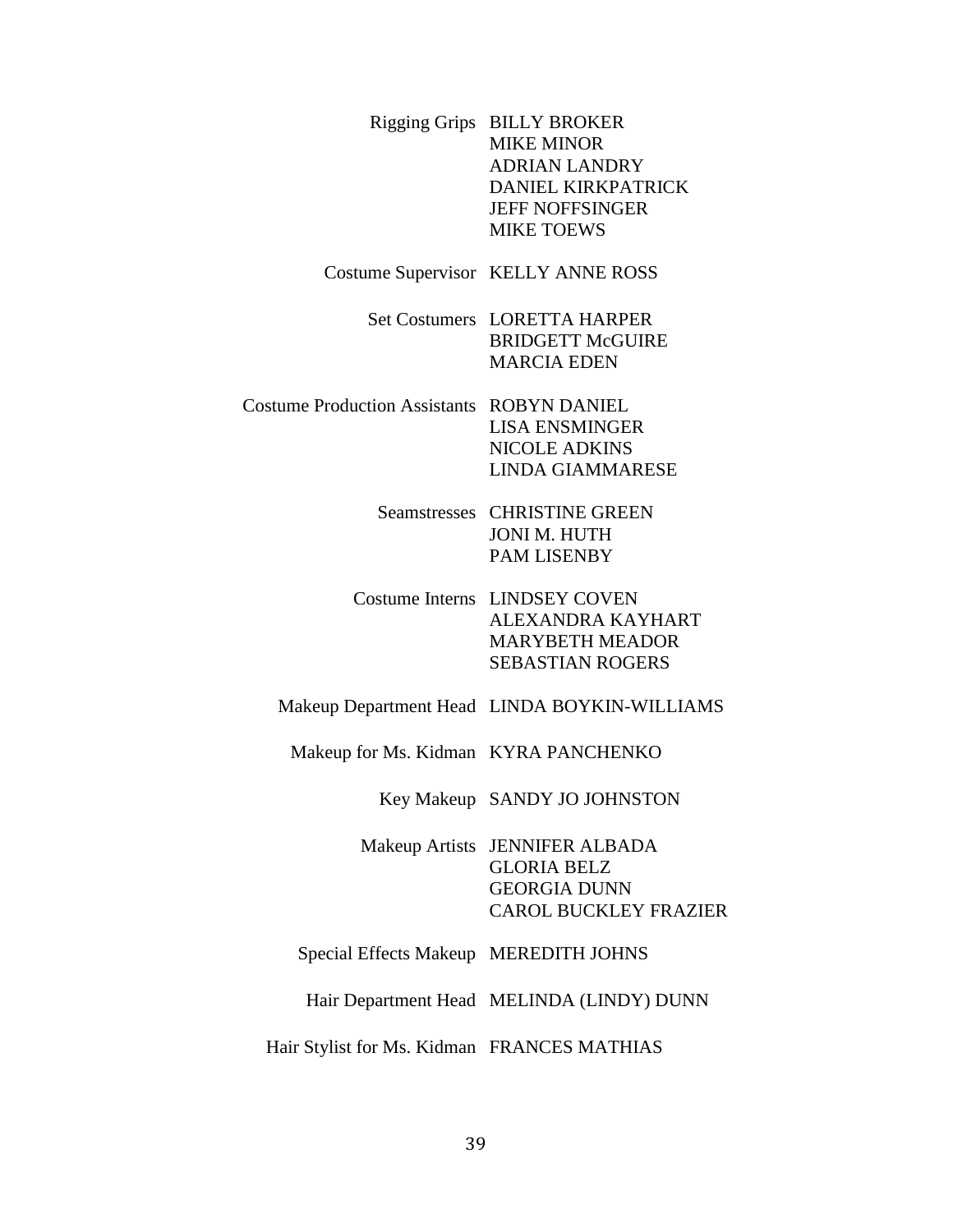| | |
|---|---|
| Rigging Grips | BILLY BROKER<br>MIKE MINOR<br>ADRIAN LANDRY<br>DANIEL KIRKPATRICK<br>JEFF NOFFSINGER<br>MIKE TOEWS |
| Costume Supervisor | KELLY ANNE ROSS |
| Set Costumers | LORETTA HARPER<br>BRIDGETT McGUIRE<br>MARCIA EDEN |
| Costume Production Assistants | ROBYN DANIEL<br>LISA ENSMINGER<br>NICOLE ADKINS<br>LINDA GIAMMARESE |
| Seamstresses | CHRISTINE GREEN<br>JONI M. HUTH<br>PAM LISENBY |
| Costume Interns | LINDSEY COVEN<br>ALEXANDRA KAYHART<br>MARYBETH MEADOR<br>SEBASTIAN ROGERS |
| Makeup Department Head | LINDA BOYKIN-WILLIAMS |
| Makeup for Ms. Kidman | KYRA PANCHENKO |
| Key Makeup | SANDY JO JOHNSTON |
| Makeup Artists | JENNIFER ALBADA<br>GLORIA BELZ<br>GEORGIA DUNN<br>CAROL BUCKLEY FRAZIER |
| Special Effects Makeup | MEREDITH JOHNS |
| Hair Department Head | MELINDA (LINDY) DUNN |
| Hair Stylist for Ms. Kidman | FRANCES MATHIAS |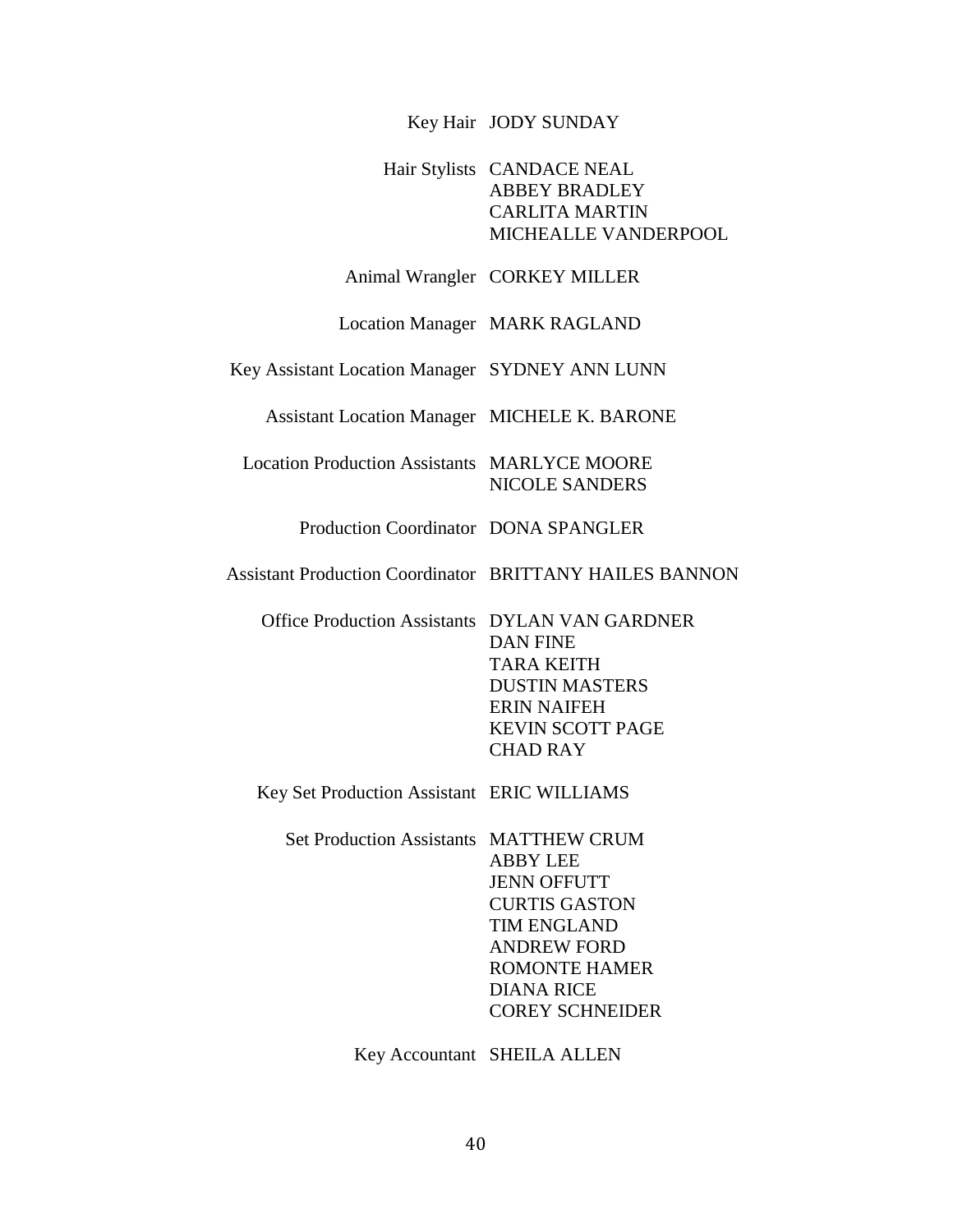| | |
|---|---|
| Key Hair | JODY SUNDAY |
| Hair Stylists | CANDACE NEAL<br>ABBEY BRADLEY<br>CARLITA MARTIN<br>MICHEALLE VANDERPOOL |
| Animal Wrangler | CORKEY MILLER |
| Location Manager | MARK RAGLAND |
| Key Assistant Location Manager | SYDNEY ANN LUNN |
| Assistant Location Manager | MICHELE K. BARONE |
| Location Production Assistants | MARLYCE MOORE<br>NICOLE SANDERS |
| Production Coordinator | DONA SPANGLER |
| Assistant Production Coordinator | BRITTANY HAILES BANNON |
| Office Production Assistants | DYLAN VAN GARDNER<br>DAN FINE<br>TARA KEITH<br>DUSTIN MASTERS<br>ERIN NAIFEH<br>KEVIN SCOTT PAGE<br>CHAD RAY |
| Key Set Production Assistant | ERIC WILLIAMS |
| Set Production Assistants | MATTHEW CRUM<br>ABBY LEE<br>JENN OFFUTT<br>CURTIS GASTON<br>TIM ENGLAND<br>ANDREW FORD<br>ROMONTE HAMER<br>DIANA RICE<br>COREY SCHNEIDER |
| Key Accountant | SHEILA ALLEN |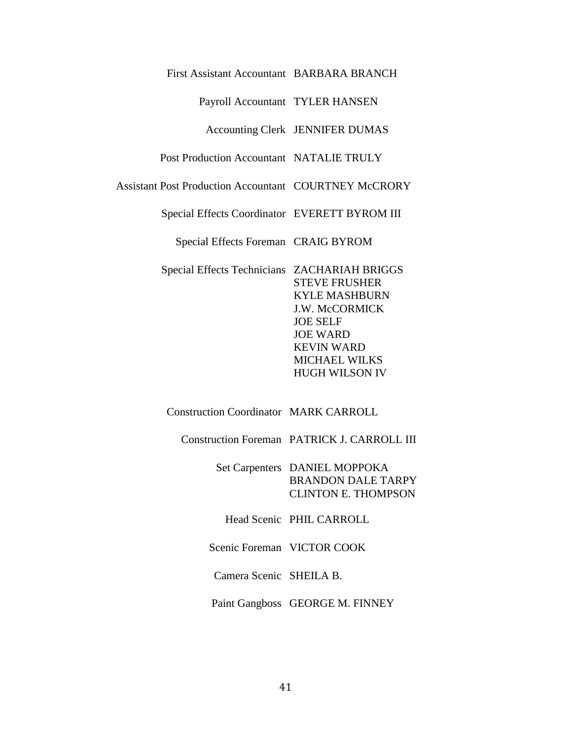First Assistant Accountant BARBARA BRANCH

Payroll Accountant TYLER HANSEN

Accounting Clerk JENNIFER DUMAS

Post Production Accountant NATALIE TRULY

Assistant Post Production Accountant COURTNEY McCRORY

Special Effects Coordinator EVERETT BYROM III

Special Effects Foreman CRAIG BYROM

Special Effects Technicians ZACHARIAH BRIGGS
STEVE FRUSHER
KYLE MASHBURN
J.W. McCORMICK
JOE SELF
JOE WARD
KEVIN WARD
MICHAEL WILKS
HUGH WILSON IV

Construction Coordinator MARK CARROLL

Construction Foreman PATRICK J. CARROLL III

Set Carpenters DANIEL MOPPOKA
BRANDON DALE TARPY
CLINTON E. THOMPSON

Head Scenic PHIL CARROLL

Scenic Foreman VICTOR COOK

Camera Scenic SHEILA B.

Paint Gangboss GEORGE M. FINNEY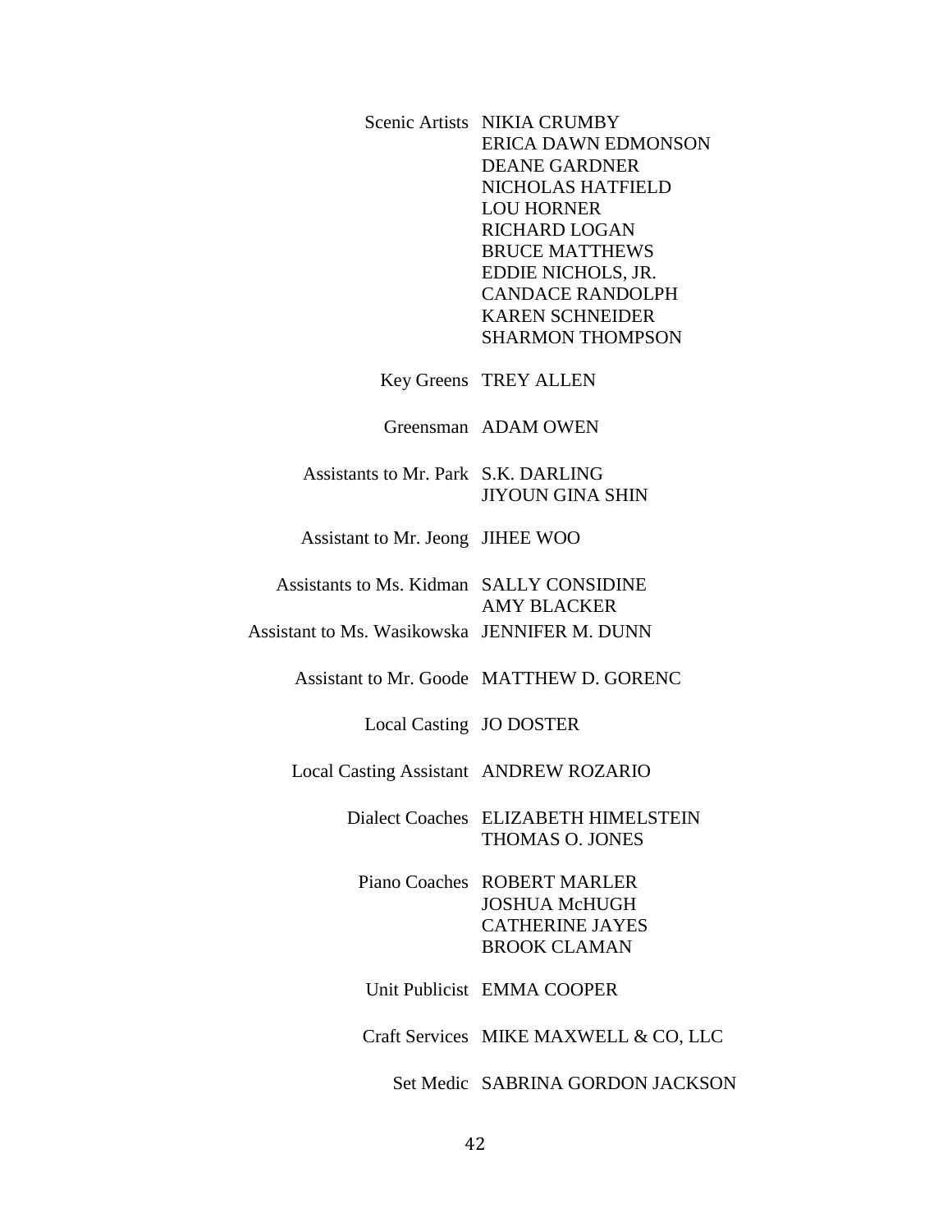| | |
|---|---|
| Scenic Artists | NIKIA CRUMBY<br>ERICA DAWN EDMONSON<br>DEANE GARDNER<br>NICHOLAS HATFIELD<br>LOU HORNER<br>RICHARD LOGAN<br>BRUCE MATTHEWS<br>EDDIE NICHOLS, JR.<br>CANDACE RANDOLPH<br>KAREN SCHNEIDER<br>SHARMON THOMPSON |
| Key Greens | TREY ALLEN |
| Greensman | ADAM OWEN |
| Assistants to Mr. Park | S.K. DARLING<br>JIYOUN GINA SHIN |
| Assistant to Mr. Jeong | JIHEE WOO |
| Assistants to Ms. Kidman | SALLY CONSIDINE<br>AMY BLACKER |
| Assistant to Ms. Wasikowska | JENNIFER M. DUNN |
| Assistant to Mr. Goode | MATTHEW D. GORENC |
| Local Casting | JO DOSTER |
| Local Casting Assistant | ANDREW ROZARIO |
| Dialect Coaches | ELIZABETH HIMELSTEIN<br>THOMAS O. JONES |
| Piano Coaches | ROBERT MARLER<br>JOSHUA McHUGH<br>CATHERINE JAYES<br>BROOK CLAMAN |
| Unit Publicist | EMMA COOPER |
| Craft Services | MIKE MAXWELL & CO, LLC |
| Set Medic | SABRINA GORDON JACKSON |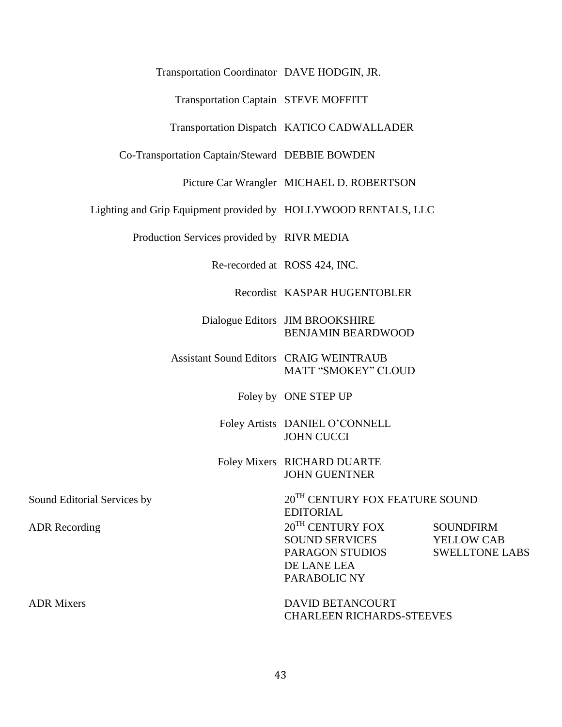| | |
|---|---|
| Transportation Coordinator | DAVE HODGIN, JR. |
| Transportation Captain | STEVE MOFFITT |
| Transportation Dispatch | KATICO CADWALLADER |
| Co-Transportation Captain/Steward | DEBBIE BOWDEN |
| Picture Car Wrangler | MICHAEL D. ROBERTSON |
| Lighting and Grip Equipment provided by | HOLLYWOOD RENTALS, LLC |
| Production Services provided by | RIVR MEDIA |
| Re-recorded at | ROSS 424, INC. |
| Recordist | KASPAR HUGENTOBLER |
| Dialogue Editors | JIM BROOKSHIRE<br>BENJAMIN BEARDWOOD |
| Assistant Sound Editors | CRAIG WEINTRAUB<br>MATT "SMOKEY" CLOUD |
| Foley by | ONE STEP UP |
| Foley Artists | DANIEL O'CONNELL<br>JOHN CUCCI |
| Foley Mixers | RICHARD DUARTE<br>JOHN GUENTNER |

| | | |
|---|---|---|
| Sound Editorial Services by | 20TH CENTURY FOX FEATURE SOUND EDITORIAL | |
| ADR Recording | 20TH CENTURY FOX SOUND SERVICES<br>PARAGON STUDIOS<br>DE LANE LEA<br>PARABOLIC NY | SOUNDFIRM<br>YELLOW CAB<br>SWELLTONE LABS |
| ADR Mixers | DAVID BETANCOURT<br>CHARLEEN RICHARDS-STEEVES | |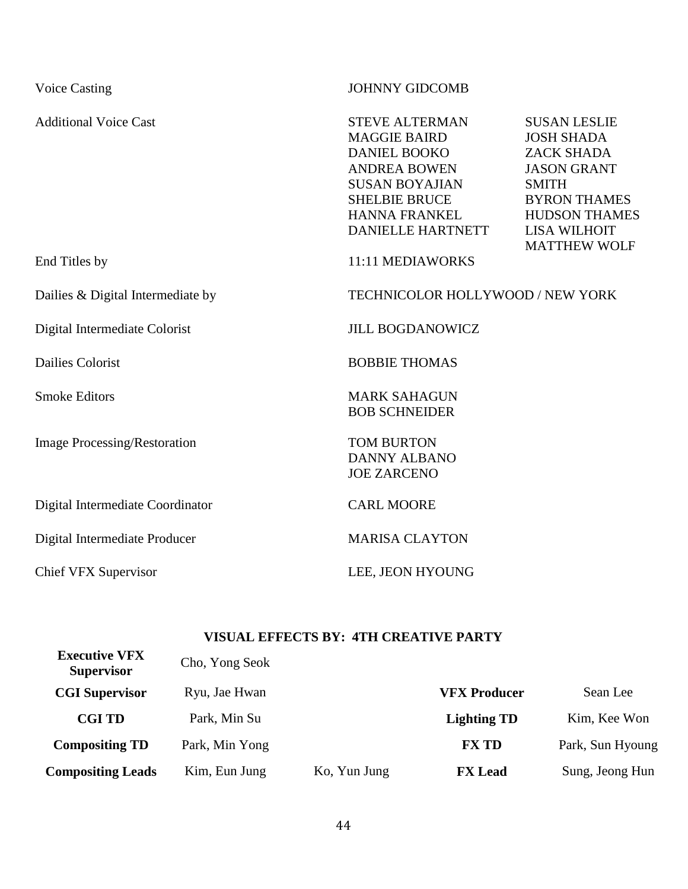Voice Casting — JOHNNY GIDCOMB

Additional Voice Cast — STEVE ALTERMAN, MAGGIE BAIRD, DANIEL BOOKO, ANDREA BOWEN, SUSAN BOYAJIAN, SHELBIE BRUCE, HANNA FRANKEL, DANIELLE HARTNETT, SUSAN LESLIE, JOSH SHADA, ZACK SHADA, JASON GRANT SMITH, BYRON THAMES, HUDSON THAMES, LISA WILHOIT, MATTHEW WOLF

End Titles by — 11:11 MEDIAWORKS

Dailies & Digital Intermediate by — TECHNICOLOR HOLLYWOOD / NEW YORK

Digital Intermediate Colorist — JILL BOGDANOWICZ

Dailies Colorist — BOBBIE THOMAS

Smoke Editors — MARK SAHAGUN, BOB SCHNEIDER

Image Processing/Restoration — TOM BURTON, DANNY ALBANO, JOE ZARCENO

Digital Intermediate Coordinator — CARL MOORE

Digital Intermediate Producer — MARISA CLAYTON

Chief VFX Supervisor — LEE, JEON HYOUNG

**VISUAL EFFECTS BY: 4TH CREATIVE PARTY**

| | | | | |
|---|---|---|---|---|
| **Executive VFX Supervisor** | Cho, Yong Seok | | | |
| **CGI Supervisor** | Ryu, Jae Hwan | | **VFX Producer** | Sean Lee |
| **CGI TD** | Park, Min Su | | **Lighting TD** | Kim, Kee Won |
| **Compositing TD** | Park, Min Yong | | **FX TD** | Park, Sun Hyoung |
| **Compositing Leads** | Kim, Eun Jung | Ko, Yun Jung | **FX Lead** | Sung, Jeong Hun |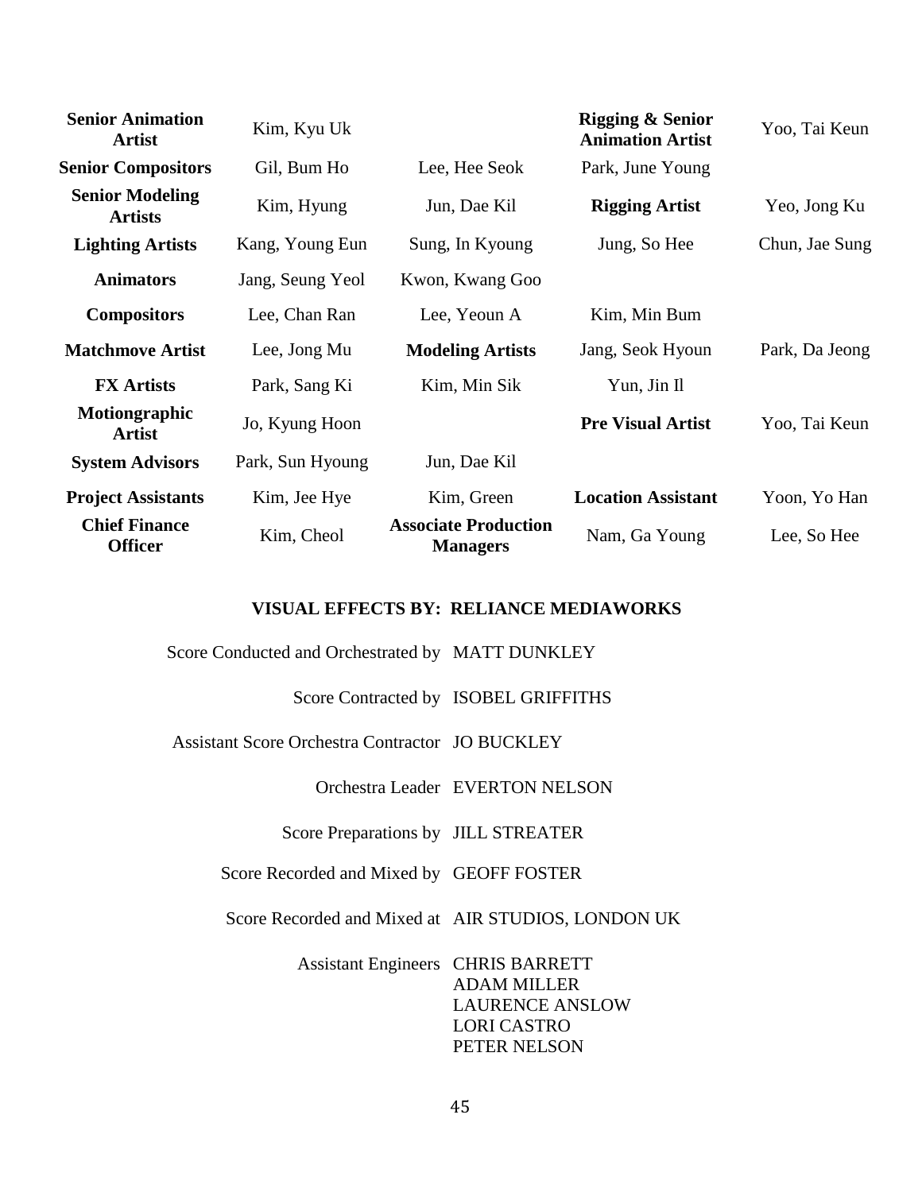| | | | | |
|---|---|---|---|---|
| **Senior Animation Artist** | Kim, Kyu Uk | | **Rigging & Senior Animation Artist** | Yoo, Tai Keun |
| **Senior Compositors** | Gil, Bum Ho | Lee, Hee Seok | Park, June Young | |
| **Senior Modeling Artists** | Kim, Hyung | Jun, Dae Kil | **Rigging Artist** | Yeo, Jong Ku |
| **Lighting Artists** | Kang, Young Eun | Sung, In Kyoung | Jung, So Hee | Chun, Jae Sung |
| **Animators** | Jang, Seung Yeol | Kwon, Kwang Goo | | |
| **Compositors** | Lee, Chan Ran | Lee, Yeoun A | Kim, Min Bum | |
| **Matchmove Artist** | Lee, Jong Mu | **Modeling Artists** | Jang, Seok Hyoun | Park, Da Jeong |
| **FX Artists** | Park, Sang Ki | Kim, Min Sik | Yun, Jin Il | |
| **Motiongraphic Artist** | Jo, Kyung Hoon | | **Pre Visual Artist** | Yoo, Tai Keun |
| **System Advisors** | Park, Sun Hyoung | Jun, Dae Kil | | |
| **Project Assistants** | Kim, Jee Hye | Kim, Green | **Location Assistant** | Yoon, Yo Han |
| **Chief Finance Officer** | Kim, Cheol | **Associate Production Managers** | Nam, Ga Young | Lee, So Hee |

**VISUAL EFFECTS BY: RELIANCE MEDIAWORKS**

| | |
|---|---|
| Score Conducted and Orchestrated by | MATT DUNKLEY |
| Score Contracted by | ISOBEL GRIFFITHS |
| Assistant Score Orchestra Contractor | JO BUCKLEY |
| Orchestra Leader | EVERTON NELSON |
| Score Preparations by | JILL STREATER |
| Score Recorded and Mixed by | GEOFF FOSTER |
| Score Recorded and Mixed at | AIR STUDIOS, LONDON UK |
| Assistant Engineers | CHRIS BARRETT<br>ADAM MILLER<br>LAURENCE ANSLOW<br>LORI CASTRO<br>PETER NELSON |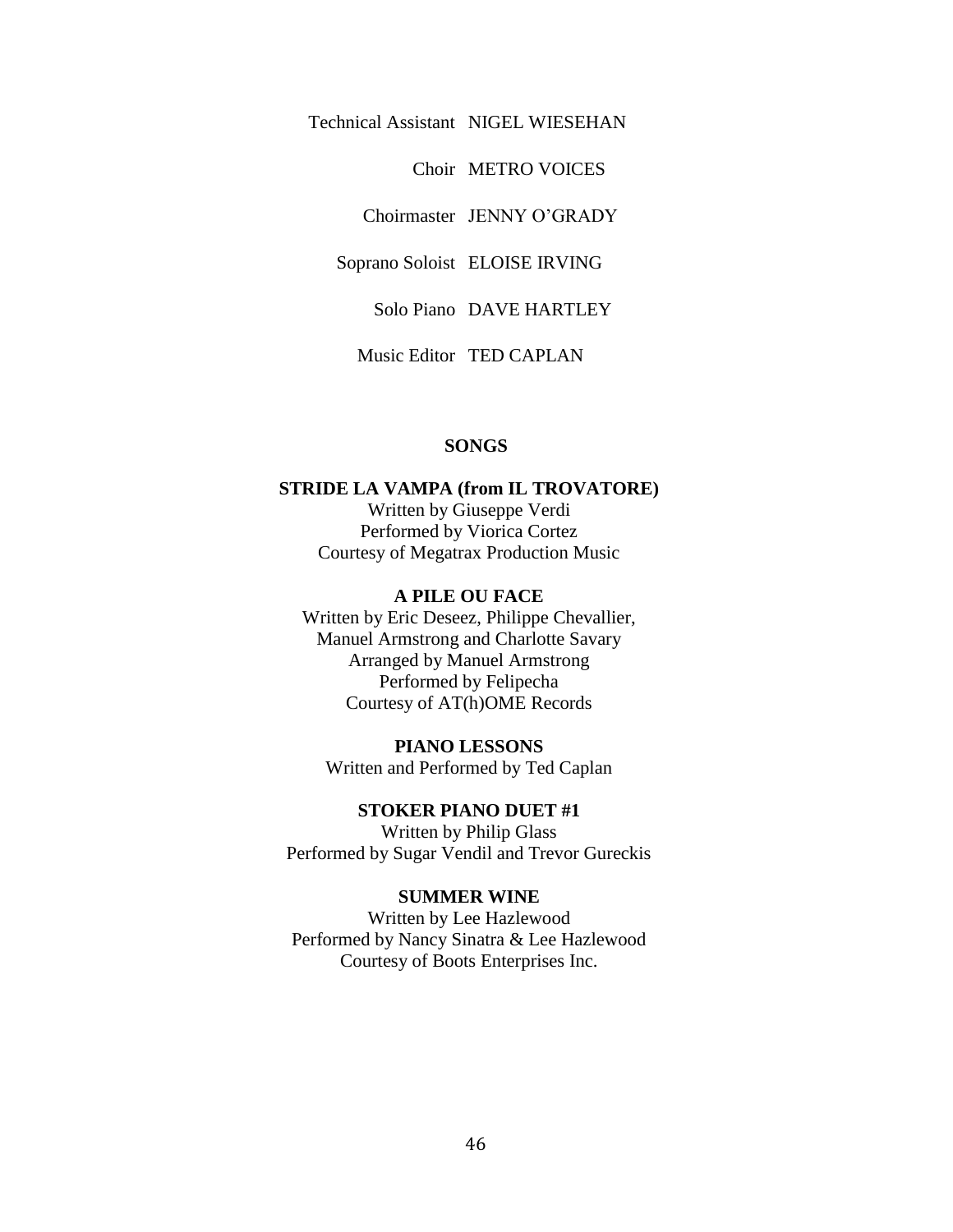Technical Assistant NIGEL WIESEHAN

Choir METRO VOICES

Choirmaster JENNY O'GRADY

Soprano Soloist ELOISE IRVING

Solo Piano DAVE HARTLEY

Music Editor TED CAPLAN

## SONGS

**STRIDE LA VAMPA (from IL TROVATORE)**
Written by Giuseppe Verdi
Performed by Viorica Cortez
Courtesy of Megatrax Production Music

**A PILE OU FACE**
Written by Eric Deseez, Philippe Chevallier,
Manuel Armstrong and Charlotte Savary
Arranged by Manuel Armstrong
Performed by Felipecha
Courtesy of AT(h)OME Records

**PIANO LESSONS**
Written and Performed by Ted Caplan

**STOKER PIANO DUET #1**
Written by Philip Glass
Performed by Sugar Vendil and Trevor Gureckis

**SUMMER WINE**
Written by Lee Hazlewood
Performed by Nancy Sinatra & Lee Hazlewood
Courtesy of Boots Enterprises Inc.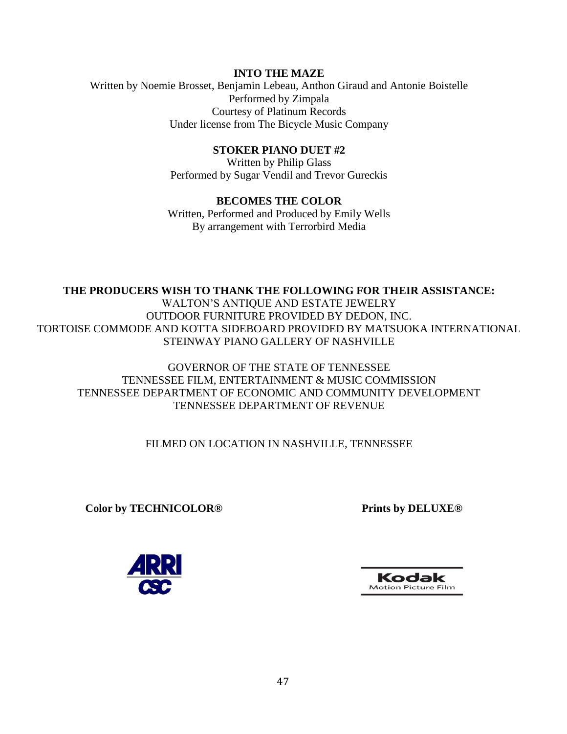**INTO THE MAZE**

Written by Noemie Brosset, Benjamin Lebeau, Anthon Giraud and Antonie Boistelle
Performed by Zimpala
Courtesy of Platinum Records
Under license from The Bicycle Music Company

**STOKER PIANO DUET #2**

Written by Philip Glass
Performed by Sugar Vendil and Trevor Gureckis

**BECOMES THE COLOR**

Written, Performed and Produced by Emily Wells
By arrangement with Terrorbird Media

**THE PRODUCERS WISH TO THANK THE FOLLOWING FOR THEIR ASSISTANCE:**

WALTON'S ANTIQUE AND ESTATE JEWELRY
OUTDOOR FURNITURE PROVIDED BY DEDON, INC.
TORTOISE COMMODE AND KOTTA SIDEBOARD PROVIDED BY MATSUOKA INTERNATIONAL
STEINWAY PIANO GALLERY OF NASHVILLE

GOVERNOR OF THE STATE OF TENNESSEE
TENNESSEE FILM, ENTERTAINMENT & MUSIC COMMISSION
TENNESSEE DEPARTMENT OF ECONOMIC AND COMMUNITY DEVELOPMENT
TENNESSEE DEPARTMENT OF REVENUE

FILMED ON LOCATION IN NASHVILLE, TENNESSEE

**Color by TECHNICOLOR®** **Prints by DELUXE®**

ARRI CSC

Kodak Motion Picture Film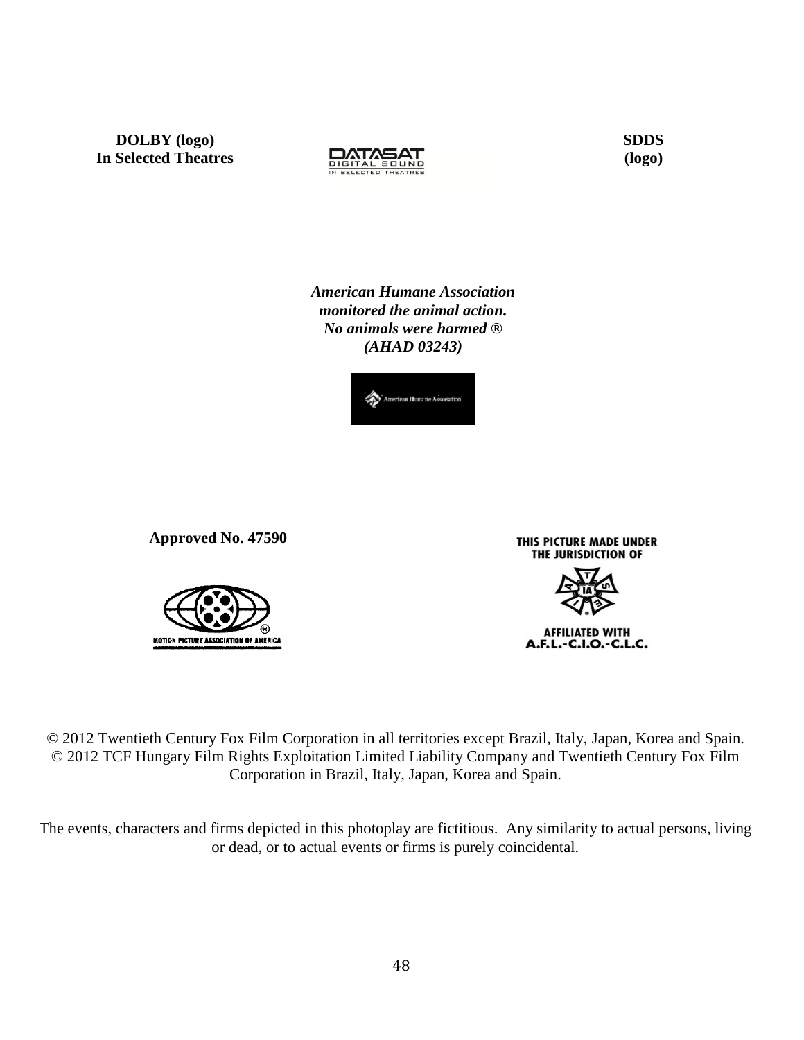**DOLBY (logo)**
**In Selected Theatres**

DATASAT
DIGITAL SOUND
IN SELECTED THEATRES

**SDDS**
**(logo)**

***American Humane Association***
***monitored the animal action.***
***No animals were harmed ®***
***(AHAD 03243)***

American Humane Association

**Approved No. 47590**

MOTION PICTURE ASSOCIATION OF AMERICA

THIS PICTURE MADE UNDER
THE JURISDICTION OF

IA

AFFILIATED WITH
A.F.L.-C.I.O.-C.L.C.

© 2012 Twentieth Century Fox Film Corporation in all territories except Brazil, Italy, Japan, Korea and Spain.
© 2012 TCF Hungary Film Rights Exploitation Limited Liability Company and Twentieth Century Fox Film Corporation in Brazil, Italy, Japan, Korea and Spain.

The events, characters and firms depicted in this photoplay are fictitious. Any similarity to actual persons, living or dead, or to actual events or firms is purely coincidental.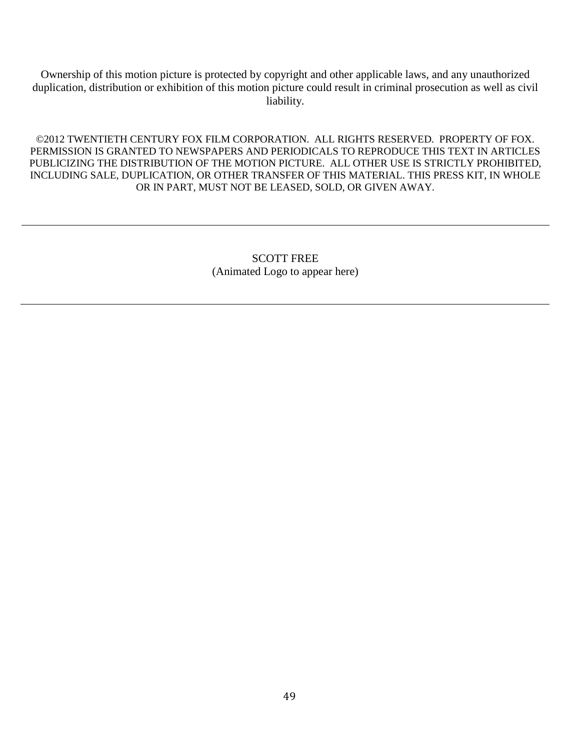Ownership of this motion picture is protected by copyright and other applicable laws, and any unauthorized duplication, distribution or exhibition of this motion picture could result in criminal prosecution as well as civil liability.

©2012 TWENTIETH CENTURY FOX FILM CORPORATION. ALL RIGHTS RESERVED. PROPERTY OF FOX. PERMISSION IS GRANTED TO NEWSPAPERS AND PERIODICALS TO REPRODUCE THIS TEXT IN ARTICLES PUBLICIZING THE DISTRIBUTION OF THE MOTION PICTURE. ALL OTHER USE IS STRICTLY PROHIBITED, INCLUDING SALE, DUPLICATION, OR OTHER TRANSFER OF THIS MATERIAL. THIS PRESS KIT, IN WHOLE OR IN PART, MUST NOT BE LEASED, SOLD, OR GIVEN AWAY.

---

SCOTT FREE
(Animated Logo to appear here)

---